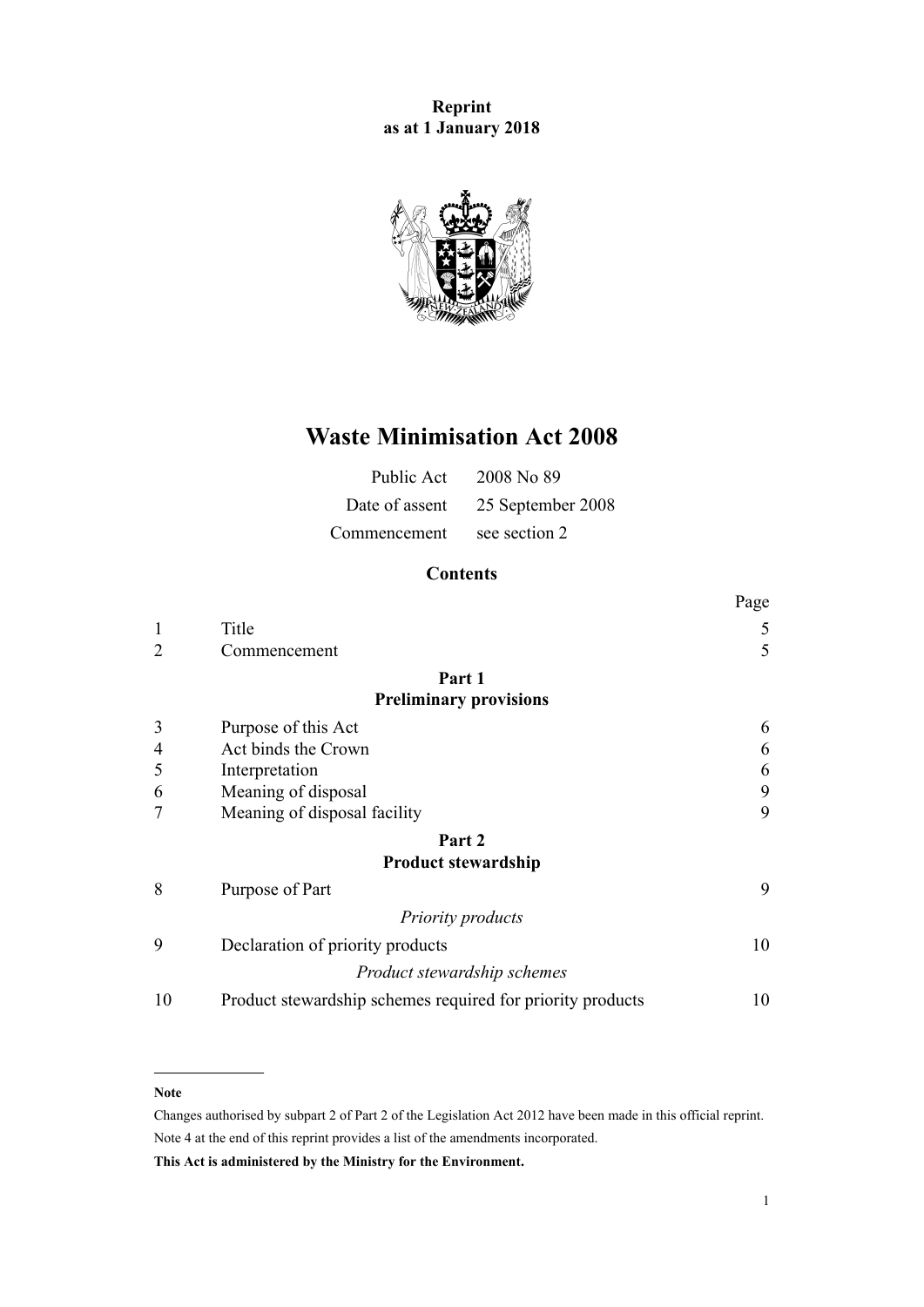**Reprint**
**as at 1 January 2018**

# Waste Minimisation Act 2008

| | |
|---|---|
| Public Act | 2008 No 89 |
| Date of assent | 25 September 2008 |
| Commencement | see section 2 |

## Contents

| | | Page |
|---|---|---|
| 1 | Title | 5 |
| 2 | Commencement | 5 |
| | **Part 1** | |
| | **Preliminary provisions** | |
| 3 | Purpose of this Act | 6 |
| 4 | Act binds the Crown | 6 |
| 5 | Interpretation | 6 |
| 6 | Meaning of disposal | 9 |
| 7 | Meaning of disposal facility | 9 |
| | **Part 2** | |
| | **Product stewardship** | |
| 8 | Purpose of Part | 9 |
| | *Priority products* | |
| 9 | Declaration of priority products | 10 |
| | *Product stewardship schemes* | |
| 10 | Product stewardship schemes required for priority products | 10 |

**Note**

Changes authorised by subpart 2 of Part 2 of the Legislation Act 2012 have been made in this official reprint.
Note 4 at the end of this reprint provides a list of the amendments incorporated.

**This Act is administered by the Ministry for the Environment.**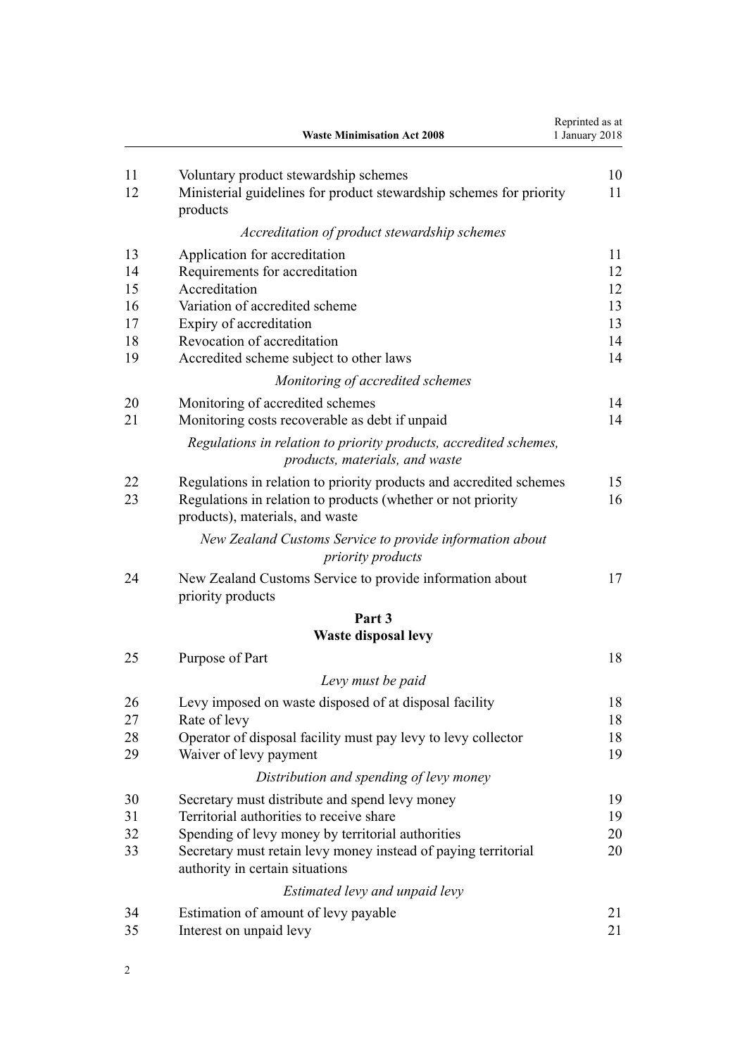| | | |
|---|---|---|
| 11 | Voluntary product stewardship schemes | 10 |
| 12 | Ministerial guidelines for product stewardship schemes for priority products | 11 |
| | *Accreditation of product stewardship schemes* | |
| 13 | Application for accreditation | 11 |
| 14 | Requirements for accreditation | 12 |
| 15 | Accreditation | 12 |
| 16 | Variation of accredited scheme | 13 |
| 17 | Expiry of accreditation | 13 |
| 18 | Revocation of accreditation | 14 |
| 19 | Accredited scheme subject to other laws | 14 |
| | *Monitoring of accredited schemes* | |
| 20 | Monitoring of accredited schemes | 14 |
| 21 | Monitoring costs recoverable as debt if unpaid | 14 |
| | *Regulations in relation to priority products, accredited schemes, products, materials, and waste* | |
| 22 | Regulations in relation to priority products and accredited schemes | 15 |
| 23 | Regulations in relation to products (whether or not priority products), materials, and waste | 16 |
| | *New Zealand Customs Service to provide information about priority products* | |
| 24 | New Zealand Customs Service to provide information about priority products | 17 |
| | **Part 3**<br>**Waste disposal levy** | |
| 25 | Purpose of Part | 18 |
| | *Levy must be paid* | |
| 26 | Levy imposed on waste disposed of at disposal facility | 18 |
| 27 | Rate of levy | 18 |
| 28 | Operator of disposal facility must pay levy to levy collector | 18 |
| 29 | Waiver of levy payment | 19 |
| | *Distribution and spending of levy money* | |
| 30 | Secretary must distribute and spend levy money | 19 |
| 31 | Territorial authorities to receive share | 19 |
| 32 | Spending of levy money by territorial authorities | 20 |
| 33 | Secretary must retain levy money instead of paying territorial authority in certain situations | 20 |
| | *Estimated levy and unpaid levy* | |
| 34 | Estimation of amount of levy payable | 21 |
| 35 | Interest on unpaid levy | 21 |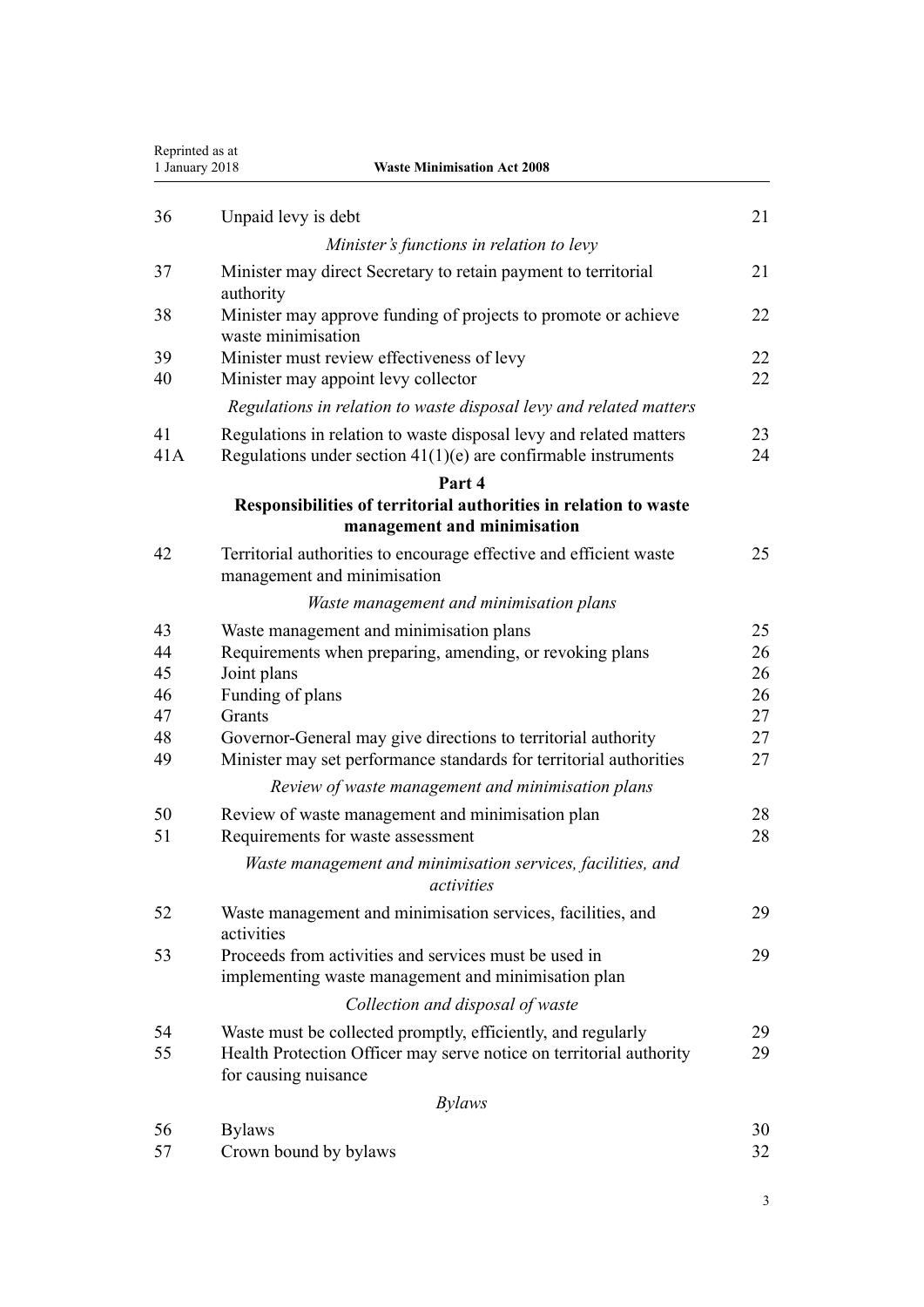| | | |
|---|---|---|
| 36 | Unpaid levy is debt | 21 |
| | *Minister's functions in relation to levy* | |
| 37 | Minister may direct Secretary to retain payment to territorial authority | 21 |
| 38 | Minister may approve funding of projects to promote or achieve waste minimisation | 22 |
| 39 | Minister must review effectiveness of levy | 22 |
| 40 | Minister may appoint levy collector | 22 |
| | *Regulations in relation to waste disposal levy and related matters* | |
| 41 | Regulations in relation to waste disposal levy and related matters | 23 |
| 41A | Regulations under section 41(1)(e) are confirmable instruments | 24 |

**Part 4**

**Responsibilities of territorial authorities in relation to waste management and minimisation**

| | | |
|---|---|---|
| 42 | Territorial authorities to encourage effective and efficient waste management and minimisation | 25 |
| | *Waste management and minimisation plans* | |
| 43 | Waste management and minimisation plans | 25 |
| 44 | Requirements when preparing, amending, or revoking plans | 26 |
| 45 | Joint plans | 26 |
| 46 | Funding of plans | 26 |
| 47 | Grants | 27 |
| 48 | Governor-General may give directions to territorial authority | 27 |
| 49 | Minister may set performance standards for territorial authorities | 27 |
| | *Review of waste management and minimisation plans* | |
| 50 | Review of waste management and minimisation plan | 28 |
| 51 | Requirements for waste assessment | 28 |
| | *Waste management and minimisation services, facilities, and activities* | |
| 52 | Waste management and minimisation services, facilities, and activities | 29 |
| 53 | Proceeds from activities and services must be used in implementing waste management and minimisation plan | 29 |
| | *Collection and disposal of waste* | |
| 54 | Waste must be collected promptly, efficiently, and regularly | 29 |
| 55 | Health Protection Officer may serve notice on territorial authority for causing nuisance | 29 |
| | *Bylaws* | |
| 56 | Bylaws | 30 |
| 57 | Crown bound by bylaws | 32 |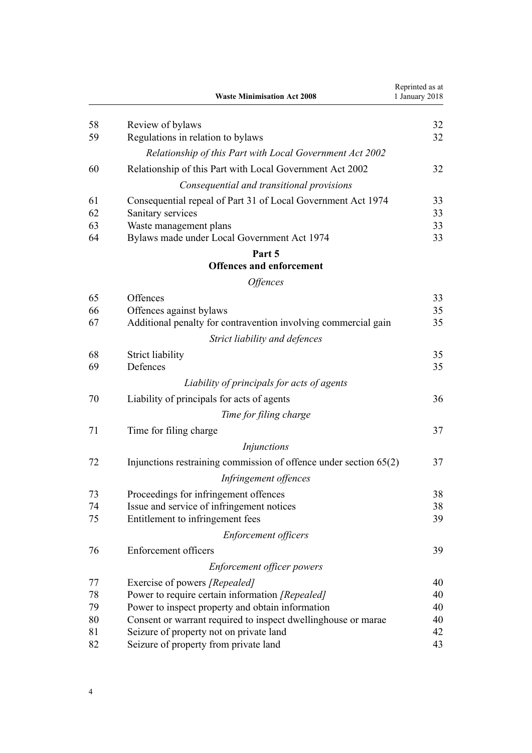| | | |
|---|---|---|
| 58 | Review of bylaws | 32 |
| 59 | Regulations in relation to bylaws | 32 |
| | *Relationship of this Part with Local Government Act 2002* | |
| 60 | Relationship of this Part with Local Government Act 2002 | 32 |
| | *Consequential and transitional provisions* | |
| 61 | Consequential repeal of Part 31 of Local Government Act 1974 | 33 |
| 62 | Sanitary services | 33 |
| 63 | Waste management plans | 33 |
| 64 | Bylaws made under Local Government Act 1974 | 33 |

## Part 5
## Offences and enforcement

| | | |
|---|---|---|
| | *Offences* | |
| 65 | Offences | 33 |
| 66 | Offences against bylaws | 35 |
| 67 | Additional penalty for contravention involving commercial gain | 35 |
| | *Strict liability and defences* | |
| 68 | Strict liability | 35 |
| 69 | Defences | 35 |
| | *Liability of principals for acts of agents* | |
| 70 | Liability of principals for acts of agents | 36 |
| | *Time for filing charge* | |
| 71 | Time for filing charge | 37 |
| | *Injunctions* | |
| 72 | Injunctions restraining commission of offence under section 65(2) | 37 |
| | *Infringement offences* | |
| 73 | Proceedings for infringement offences | 38 |
| 74 | Issue and service of infringement notices | 38 |
| 75 | Entitlement to infringement fees | 39 |
| | *Enforcement officers* | |
| 76 | Enforcement officers | 39 |
| | *Enforcement officer powers* | |
| 77 | Exercise of powers *[Repealed]* | 40 |
| 78 | Power to require certain information *[Repealed]* | 40 |
| 79 | Power to inspect property and obtain information | 40 |
| 80 | Consent or warrant required to inspect dwellinghouse or marae | 40 |
| 81 | Seizure of property not on private land | 42 |
| 82 | Seizure of property from private land | 43 |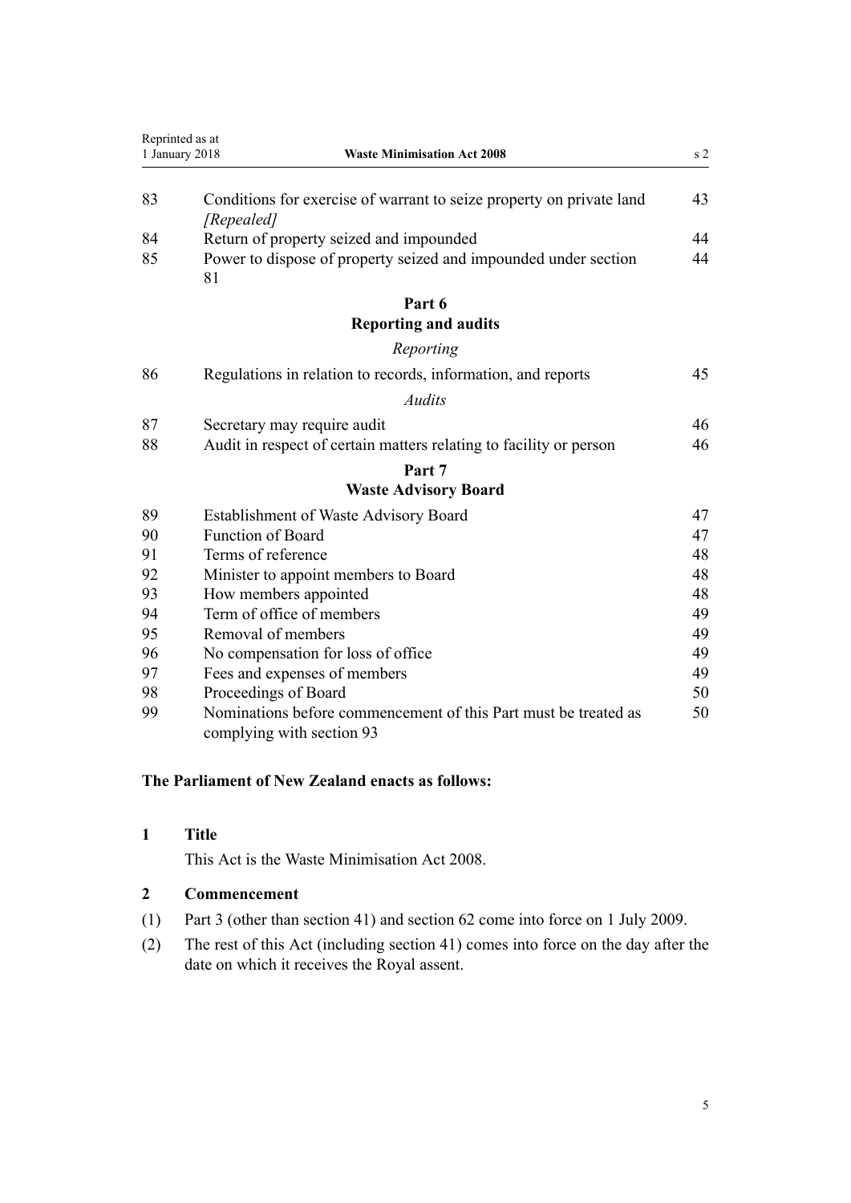| | | |
|---|---|---|
| 83 | Conditions for exercise of warrant to seize property on private land *[Repealed]* | 43 |
| 84 | Return of property seized and impounded | 44 |
| 85 | Power to dispose of property seized and impounded under section 81 | 44 |

**Part 6**
**Reporting and audits**

*Reporting*

| | | |
|---|---|---|
| 86 | Regulations in relation to records, information, and reports | 45 |

*Audits*

| | | |
|---|---|---|
| 87 | Secretary may require audit | 46 |
| 88 | Audit in respect of certain matters relating to facility or person | 46 |

**Part 7**
**Waste Advisory Board**

| | | |
|---|---|---|
| 89 | Establishment of Waste Advisory Board | 47 |
| 90 | Function of Board | 47 |
| 91 | Terms of reference | 48 |
| 92 | Minister to appoint members to Board | 48 |
| 93 | How members appointed | 48 |
| 94 | Term of office of members | 49 |
| 95 | Removal of members | 49 |
| 96 | No compensation for loss of office | 49 |
| 97 | Fees and expenses of members | 49 |
| 98 | Proceedings of Board | 50 |
| 99 | Nominations before commencement of this Part must be treated as complying with section 93 | 50 |

**The Parliament of New Zealand enacts as follows:**

## 1 Title

This Act is the Waste Minimisation Act 2008.

## 2 Commencement

(1) Part 3 (other than section 41) and section 62 come into force on 1 July 2009.

(2) The rest of this Act (including section 41) comes into force on the day after the date on which it receives the Royal assent.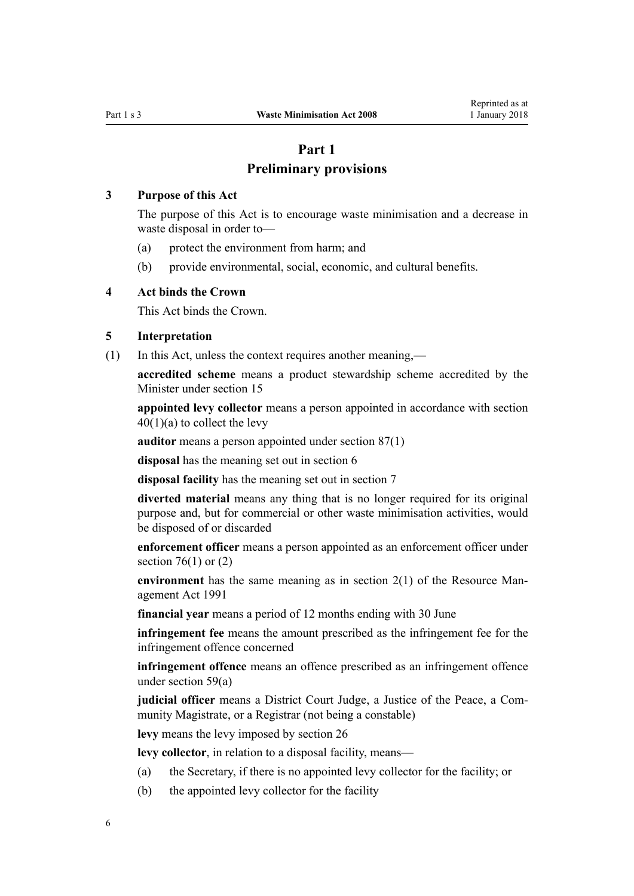# Part 1
# Preliminary provisions

### 3 Purpose of this Act

The purpose of this Act is to encourage waste minimisation and a decrease in waste disposal in order to—

(a) protect the environment from harm; and

(b) provide environmental, social, economic, and cultural benefits.

### 4 Act binds the Crown

This Act binds the Crown.

### 5 Interpretation

(1) In this Act, unless the context requires another meaning,—

**accredited scheme** means a product stewardship scheme accredited by the Minister under section 15

**appointed levy collector** means a person appointed in accordance with section 40(1)(a) to collect the levy

**auditor** means a person appointed under section 87(1)

**disposal** has the meaning set out in section 6

**disposal facility** has the meaning set out in section 7

**diverted material** means any thing that is no longer required for its original purpose and, but for commercial or other waste minimisation activities, would be disposed of or discarded

**enforcement officer** means a person appointed as an enforcement officer under section 76(1) or (2)

**environment** has the same meaning as in section 2(1) of the Resource Management Act 1991

**financial year** means a period of 12 months ending with 30 June

**infringement fee** means the amount prescribed as the infringement fee for the infringement offence concerned

**infringement offence** means an offence prescribed as an infringement offence under section 59(a)

**judicial officer** means a District Court Judge, a Justice of the Peace, a Community Magistrate, or a Registrar (not being a constable)

**levy** means the levy imposed by section 26

**levy collector**, in relation to a disposal facility, means—

(a) the Secretary, if there is no appointed levy collector for the facility; or

(b) the appointed levy collector for the facility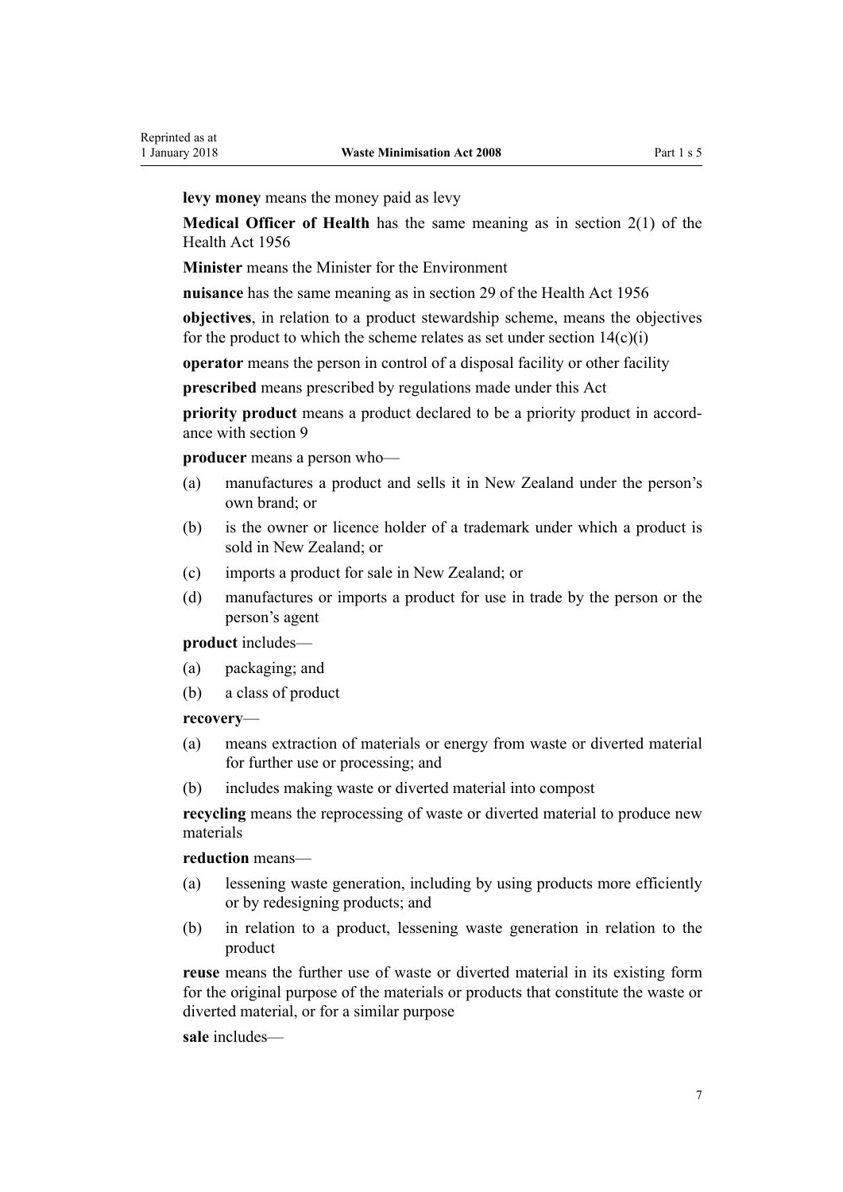**levy money** means the money paid as levy

**Medical Officer of Health** has the same meaning as in section 2(1) of the Health Act 1956

**Minister** means the Minister for the Environment

**nuisance** has the same meaning as in section 29 of the Health Act 1956

**objectives**, in relation to a product stewardship scheme, means the objectives for the product to which the scheme relates as set under section 14(c)(i)

**operator** means the person in control of a disposal facility or other facility

**prescribed** means prescribed by regulations made under this Act

**priority product** means a product declared to be a priority product in accordance with section 9

**producer** means a person who—

(a) manufactures a product and sells it in New Zealand under the person's own brand; or

(b) is the owner or licence holder of a trademark under which a product is sold in New Zealand; or

(c) imports a product for sale in New Zealand; or

(d) manufactures or imports a product for use in trade by the person or the person's agent

**product** includes—

(a) packaging; and

(b) a class of product

**recovery**—

(a) means extraction of materials or energy from waste or diverted material for further use or processing; and

(b) includes making waste or diverted material into compost

**recycling** means the reprocessing of waste or diverted material to produce new materials

**reduction** means—

(a) lessening waste generation, including by using products more efficiently or by redesigning products; and

(b) in relation to a product, lessening waste generation in relation to the product

**reuse** means the further use of waste or diverted material in its existing form for the original purpose of the materials or products that constitute the waste or diverted material, or for a similar purpose

**sale** includes—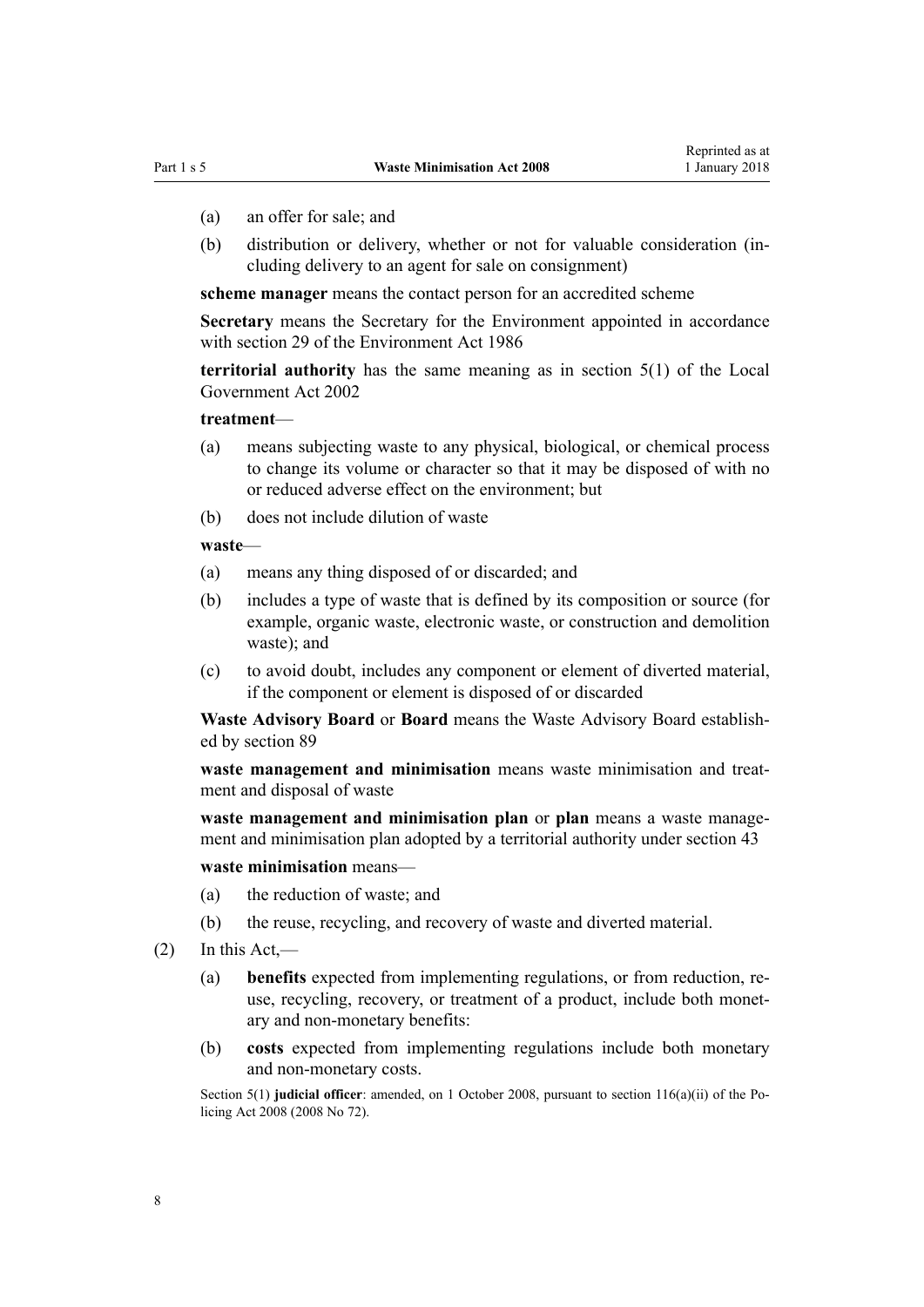(a) an offer for sale; and

(b) distribution or delivery, whether or not for valuable consideration (including delivery to an agent for sale on consignment)

**scheme manager** means the contact person for an accredited scheme

**Secretary** means the Secretary for the Environment appointed in accordance with section 29 of the Environment Act 1986

**territorial authority** has the same meaning as in section 5(1) of the Local Government Act 2002

**treatment**—

(a) means subjecting waste to any physical, biological, or chemical process to change its volume or character so that it may be disposed of with no or reduced adverse effect on the environment; but

(b) does not include dilution of waste

**waste**—

(a) means any thing disposed of or discarded; and

(b) includes a type of waste that is defined by its composition or source (for example, organic waste, electronic waste, or construction and demolition waste); and

(c) to avoid doubt, includes any component or element of diverted material, if the component or element is disposed of or discarded

**Waste Advisory Board** or **Board** means the Waste Advisory Board established by section 89

**waste management and minimisation** means waste minimisation and treatment and disposal of waste

**waste management and minimisation plan** or **plan** means a waste management and minimisation plan adopted by a territorial authority under section 43

**waste minimisation** means—

(a) the reduction of waste; and

(b) the reuse, recycling, and recovery of waste and diverted material.

(2) In this Act,—

(a) **benefits** expected from implementing regulations, or from reduction, reuse, recycling, recovery, or treatment of a product, include both monetary and non-monetary benefits:

(b) **costs** expected from implementing regulations include both monetary and non-monetary costs.

Section 5(1) **judicial officer**: amended, on 1 October 2008, pursuant to section 116(a)(ii) of the Policing Act 2008 (2008 No 72).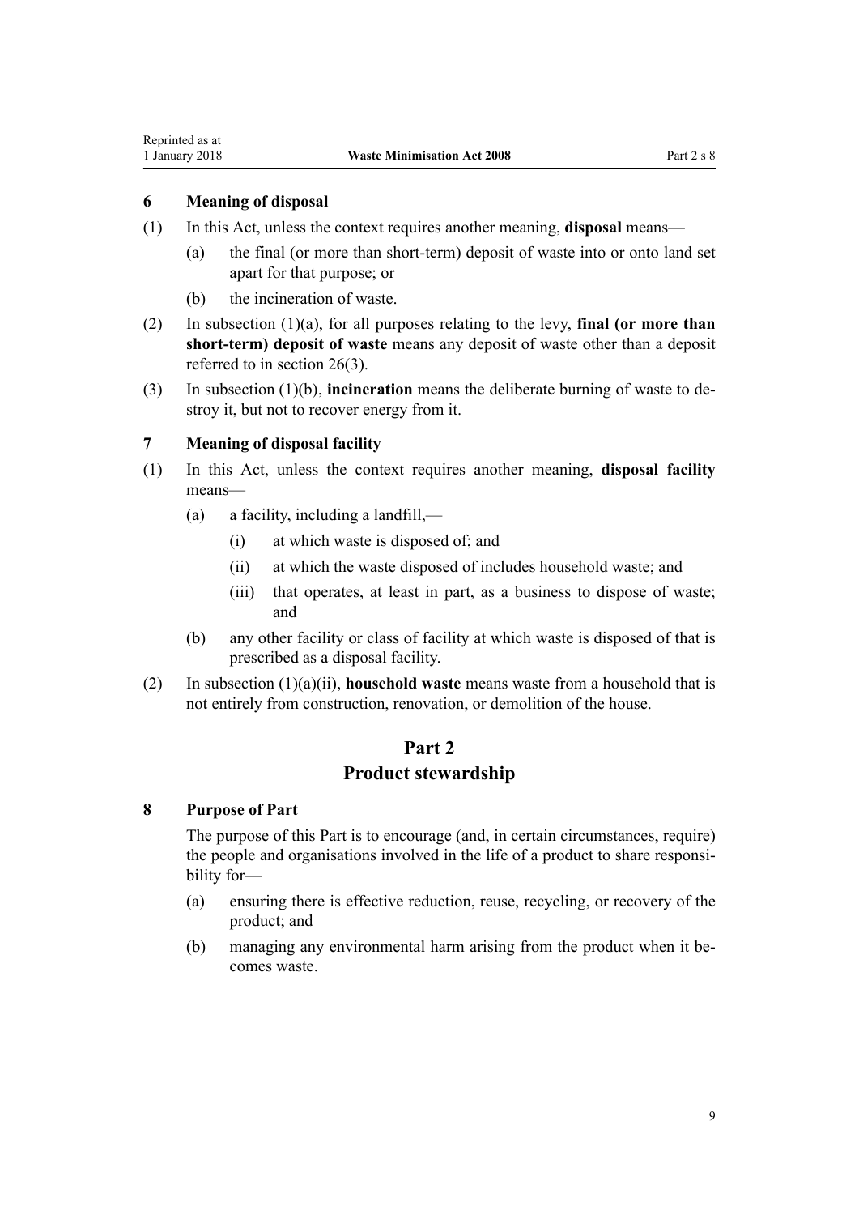### 6 Meaning of disposal

(1) In this Act, unless the context requires another meaning, **disposal** means—

(a) the final (or more than short-term) deposit of waste into or onto land set apart for that purpose; or

(b) the incineration of waste.

(2) In subsection (1)(a), for all purposes relating to the levy, **final (or more than short-term) deposit of waste** means any deposit of waste other than a deposit referred to in section 26(3).

(3) In subsection (1)(b), **incineration** means the deliberate burning of waste to destroy it, but not to recover energy from it.

### 7 Meaning of disposal facility

(1) In this Act, unless the context requires another meaning, **disposal facility** means—

(a) a facility, including a landfill,—

(i) at which waste is disposed of; and

(ii) at which the waste disposed of includes household waste; and

(iii) that operates, at least in part, as a business to dispose of waste; and

(b) any other facility or class of facility at which waste is disposed of that is prescribed as a disposal facility.

(2) In subsection (1)(a)(ii), **household waste** means waste from a household that is not entirely from construction, renovation, or demolition of the house.

## Part 2
## Product stewardship

### 8 Purpose of Part

The purpose of this Part is to encourage (and, in certain circumstances, require) the people and organisations involved in the life of a product to share responsibility for—

(a) ensuring there is effective reduction, reuse, recycling, or recovery of the product; and

(b) managing any environmental harm arising from the product when it becomes waste.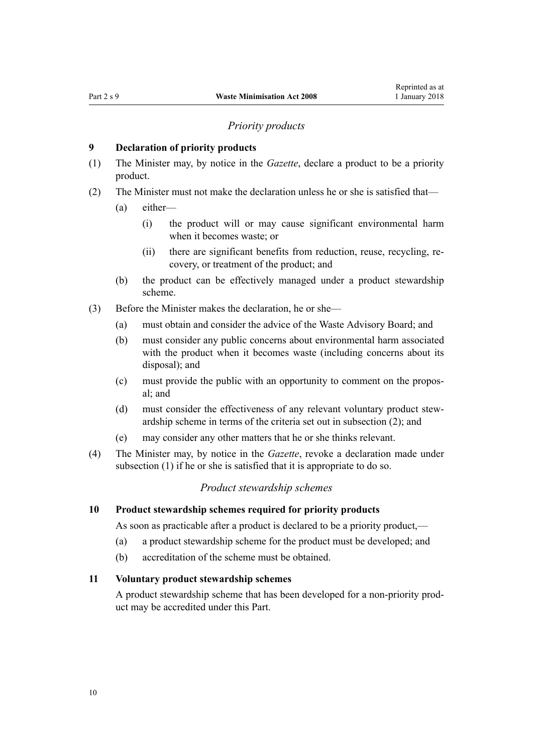### *Priority products*

**9 Declaration of priority products**

(1) The Minister may, by notice in the *Gazette*, declare a product to be a priority product.

(2) The Minister must not make the declaration unless he or she is satisfied that—

- (a) either—
  - (i) the product will or may cause significant environmental harm when it becomes waste; or
  - (ii) there are significant benefits from reduction, reuse, recycling, recovery, or treatment of the product; and
- (b) the product can be effectively managed under a product stewardship scheme.

(3) Before the Minister makes the declaration, he or she—

- (a) must obtain and consider the advice of the Waste Advisory Board; and
- (b) must consider any public concerns about environmental harm associated with the product when it becomes waste (including concerns about its disposal); and
- (c) must provide the public with an opportunity to comment on the proposal; and
- (d) must consider the effectiveness of any relevant voluntary product stewardship scheme in terms of the criteria set out in subsection (2); and
- (e) may consider any other matters that he or she thinks relevant.

(4) The Minister may, by notice in the *Gazette*, revoke a declaration made under subsection (1) if he or she is satisfied that it is appropriate to do so.

### *Product stewardship schemes*

**10 Product stewardship schemes required for priority products**

As soon as practicable after a product is declared to be a priority product,—

- (a) a product stewardship scheme for the product must be developed; and
- (b) accreditation of the scheme must be obtained.

**11 Voluntary product stewardship schemes**

A product stewardship scheme that has been developed for a non-priority product may be accredited under this Part.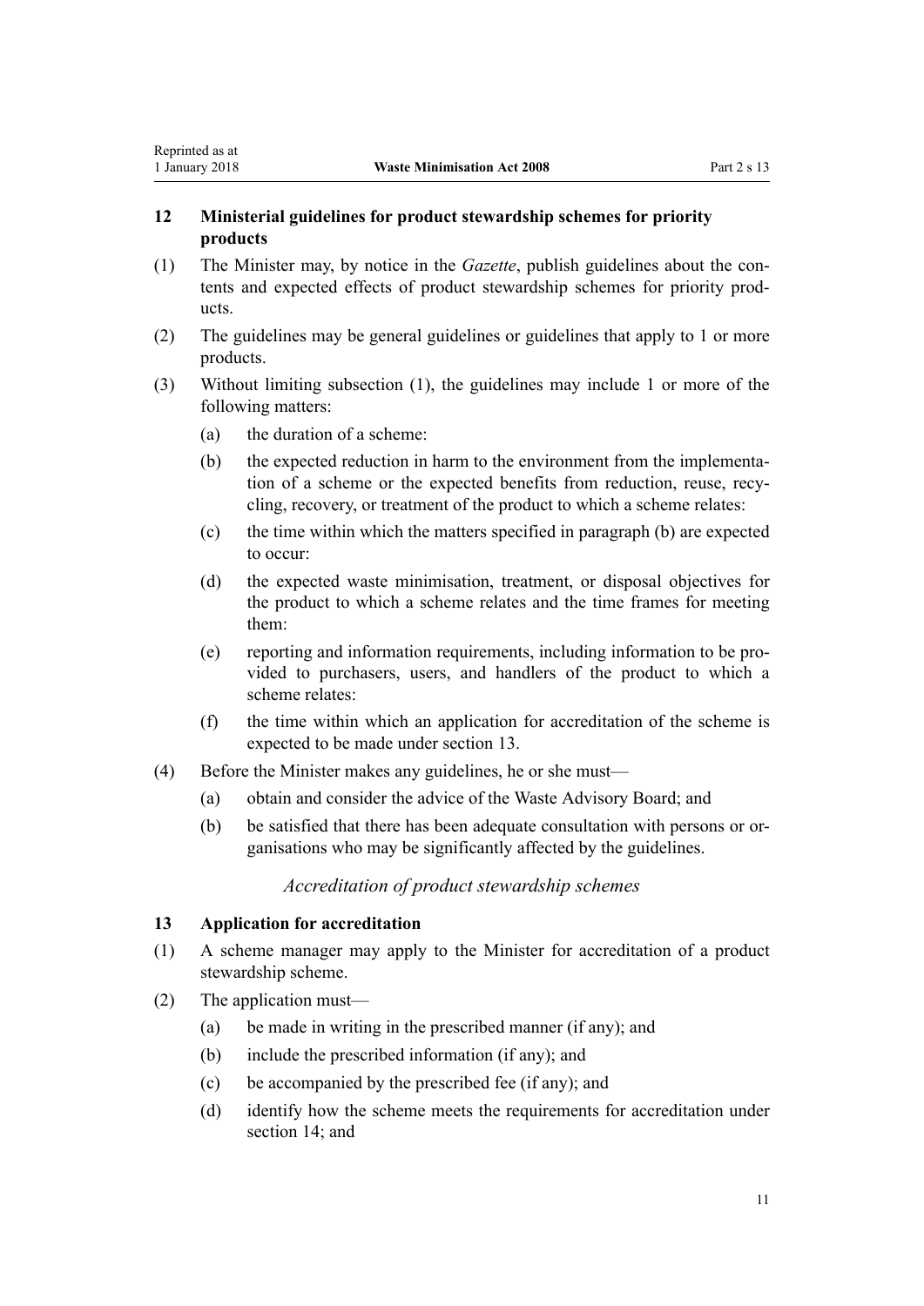### 12 Ministerial guidelines for product stewardship schemes for priority products

(1) The Minister may, by notice in the *Gazette*, publish guidelines about the contents and expected effects of product stewardship schemes for priority products.

(2) The guidelines may be general guidelines or guidelines that apply to 1 or more products.

(3) Without limiting subsection (1), the guidelines may include 1 or more of the following matters:

- (a) the duration of a scheme:
- (b) the expected reduction in harm to the environment from the implementation of a scheme or the expected benefits from reduction, reuse, recycling, recovery, or treatment of the product to which a scheme relates:
- (c) the time within which the matters specified in paragraph (b) are expected to occur:
- (d) the expected waste minimisation, treatment, or disposal objectives for the product to which a scheme relates and the time frames for meeting them:
- (e) reporting and information requirements, including information to be provided to purchasers, users, and handlers of the product to which a scheme relates:
- (f) the time within which an application for accreditation of the scheme is expected to be made under section 13.

(4) Before the Minister makes any guidelines, he or she must—

- (a) obtain and consider the advice of the Waste Advisory Board; and
- (b) be satisfied that there has been adequate consultation with persons or organisations who may be significantly affected by the guidelines.

*Accreditation of product stewardship schemes*

### 13 Application for accreditation

(1) A scheme manager may apply to the Minister for accreditation of a product stewardship scheme.

(2) The application must—

- (a) be made in writing in the prescribed manner (if any); and
- (b) include the prescribed information (if any); and
- (c) be accompanied by the prescribed fee (if any); and
- (d) identify how the scheme meets the requirements for accreditation under section 14; and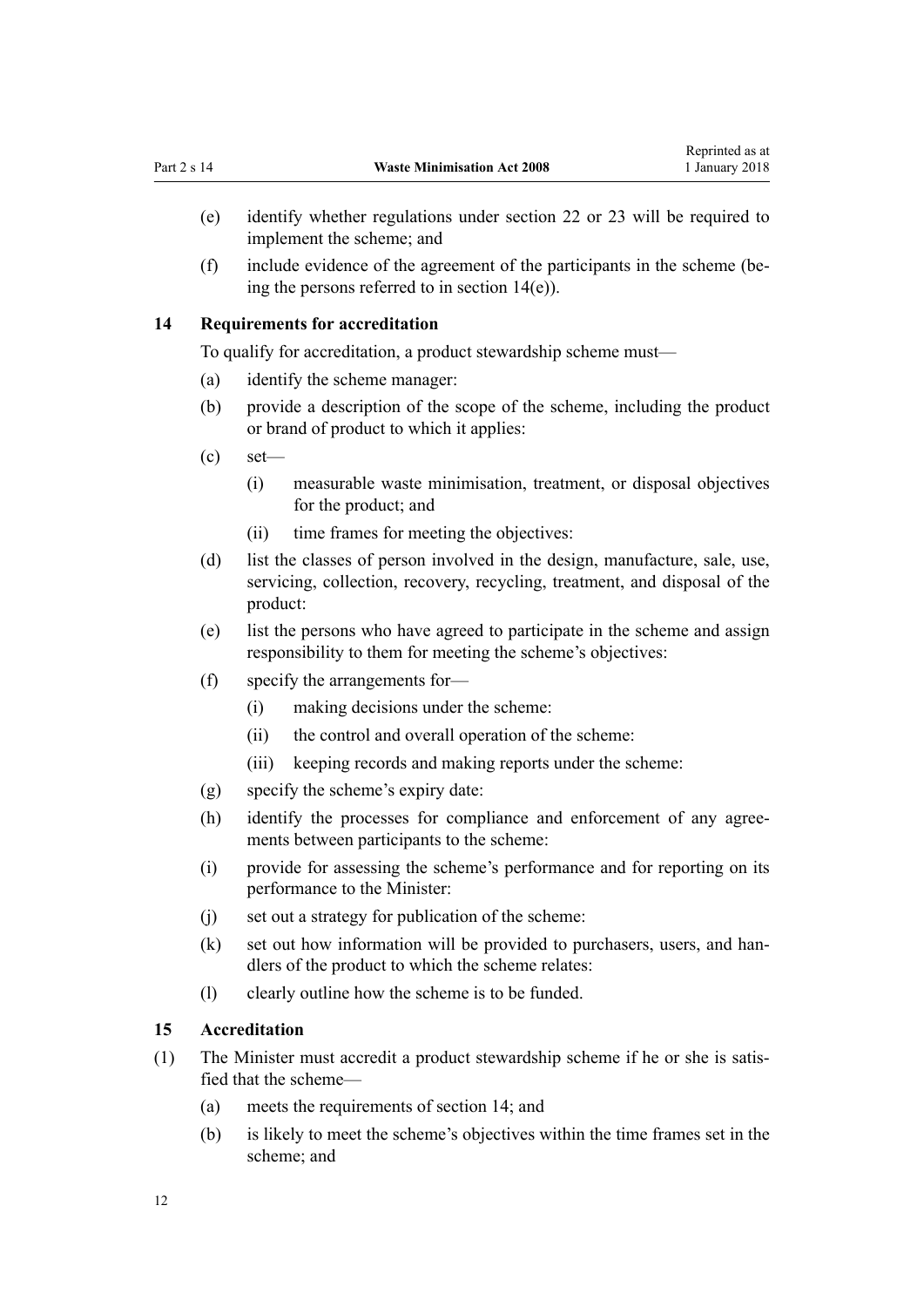(e) identify whether regulations under section 22 or 23 will be required to implement the scheme; and

(f) include evidence of the agreement of the participants in the scheme (being the persons referred to in section 14(e)).

### 14 Requirements for accreditation

To qualify for accreditation, a product stewardship scheme must—

(a) identify the scheme manager:

(b) provide a description of the scope of the scheme, including the product or brand of product to which it applies:

(c) set—

  (i) measurable waste minimisation, treatment, or disposal objectives for the product; and

  (ii) time frames for meeting the objectives:

(d) list the classes of person involved in the design, manufacture, sale, use, servicing, collection, recovery, recycling, treatment, and disposal of the product:

(e) list the persons who have agreed to participate in the scheme and assign responsibility to them for meeting the scheme's objectives:

(f) specify the arrangements for—

  (i) making decisions under the scheme:

  (ii) the control and overall operation of the scheme:

  (iii) keeping records and making reports under the scheme:

(g) specify the scheme's expiry date:

(h) identify the processes for compliance and enforcement of any agreements between participants to the scheme:

(i) provide for assessing the scheme's performance and for reporting on its performance to the Minister:

(j) set out a strategy for publication of the scheme:

(k) set out how information will be provided to purchasers, users, and handlers of the product to which the scheme relates:

(l) clearly outline how the scheme is to be funded.

### 15 Accreditation

(1) The Minister must accredit a product stewardship scheme if he or she is satisfied that the scheme—

  (a) meets the requirements of section 14; and

  (b) is likely to meet the scheme's objectives within the time frames set in the scheme; and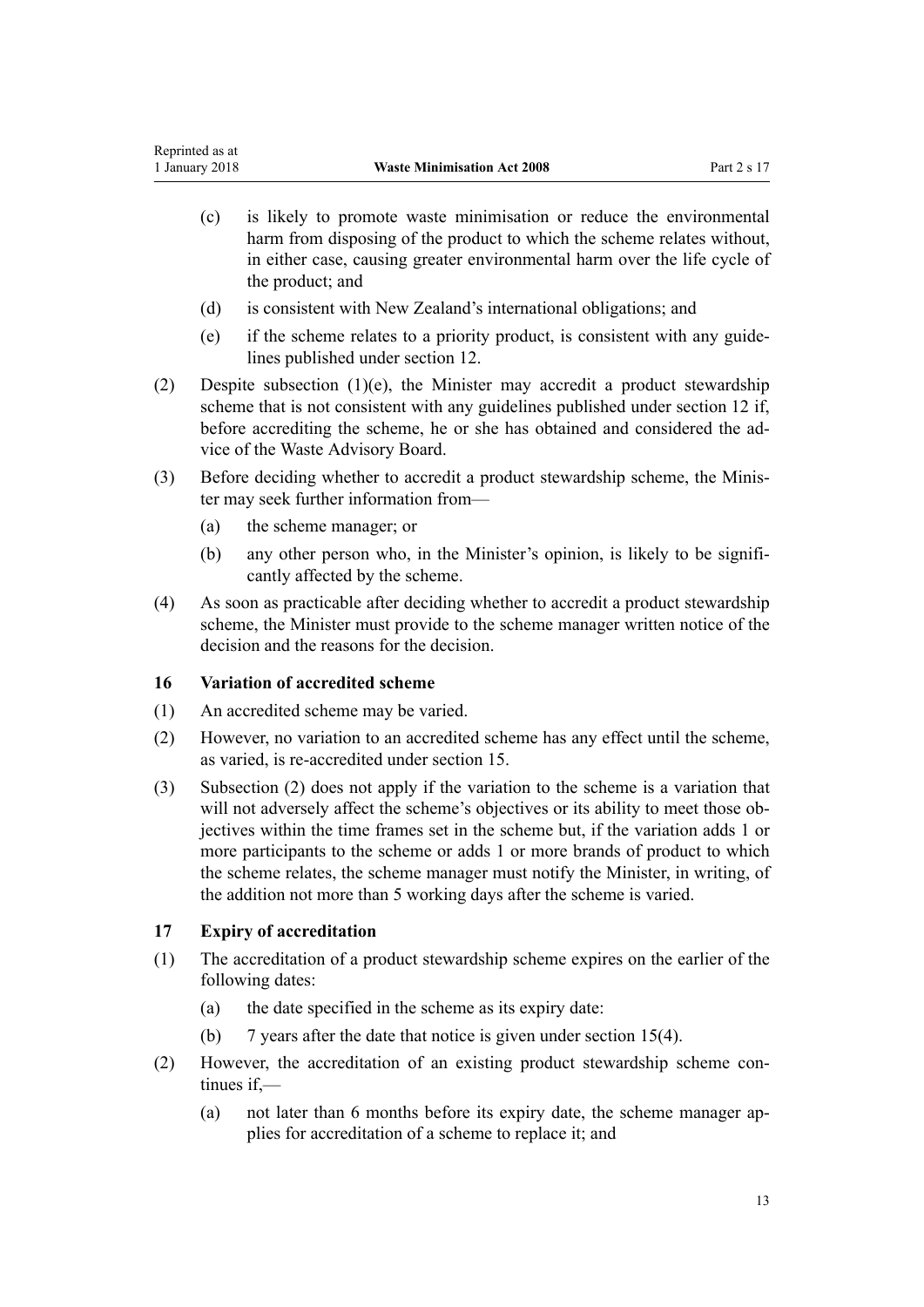(c) is likely to promote waste minimisation or reduce the environmental harm from disposing of the product to which the scheme relates without, in either case, causing greater environmental harm over the life cycle of the product; and

(d) is consistent with New Zealand's international obligations; and

(e) if the scheme relates to a priority product, is consistent with any guidelines published under section 12.

(2) Despite subsection (1)(e), the Minister may accredit a product stewardship scheme that is not consistent with any guidelines published under section 12 if, before accrediting the scheme, he or she has obtained and considered the advice of the Waste Advisory Board.

(3) Before deciding whether to accredit a product stewardship scheme, the Minister may seek further information from—

(a) the scheme manager; or

(b) any other person who, in the Minister's opinion, is likely to be significantly affected by the scheme.

(4) As soon as practicable after deciding whether to accredit a product stewardship scheme, the Minister must provide to the scheme manager written notice of the decision and the reasons for the decision.

### 16 Variation of accredited scheme

(1) An accredited scheme may be varied.

(2) However, no variation to an accredited scheme has any effect until the scheme, as varied, is re-accredited under section 15.

(3) Subsection (2) does not apply if the variation to the scheme is a variation that will not adversely affect the scheme's objectives or its ability to meet those objectives within the time frames set in the scheme but, if the variation adds 1 or more participants to the scheme or adds 1 or more brands of product to which the scheme relates, the scheme manager must notify the Minister, in writing, of the addition not more than 5 working days after the scheme is varied.

### 17 Expiry of accreditation

(1) The accreditation of a product stewardship scheme expires on the earlier of the following dates:

(a) the date specified in the scheme as its expiry date:

(b) 7 years after the date that notice is given under section 15(4).

(2) However, the accreditation of an existing product stewardship scheme continues if,—

(a) not later than 6 months before its expiry date, the scheme manager applies for accreditation of a scheme to replace it; and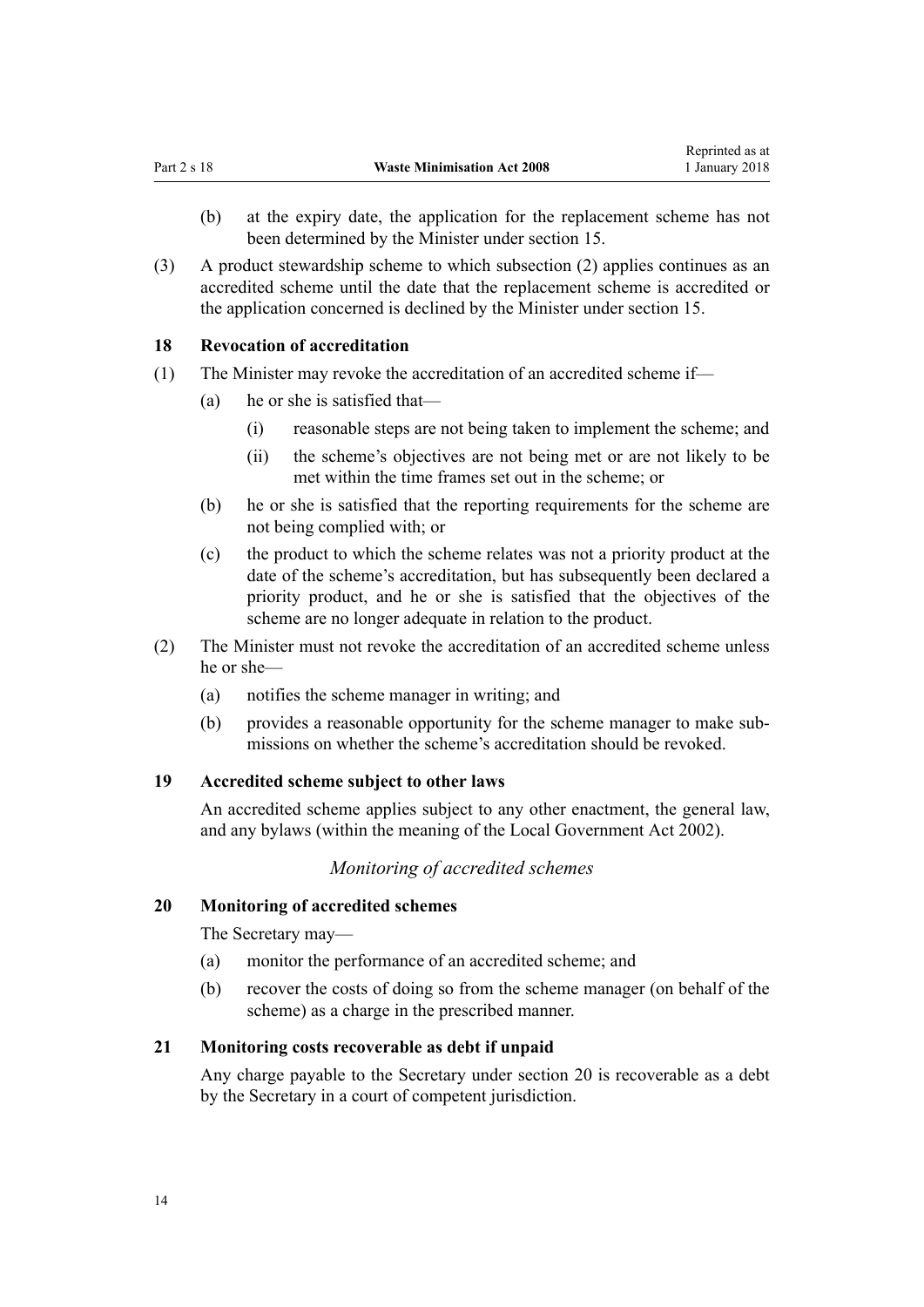(b) at the expiry date, the application for the replacement scheme has not been determined by the Minister under section 15.

(3) A product stewardship scheme to which subsection (2) applies continues as an accredited scheme until the date that the replacement scheme is accredited or the application concerned is declined by the Minister under section 15.

### 18 Revocation of accreditation

(1) The Minister may revoke the accreditation of an accredited scheme if—

(a) he or she is satisfied that—

(i) reasonable steps are not being taken to implement the scheme; and

(ii) the scheme's objectives are not being met or are not likely to be met within the time frames set out in the scheme; or

(b) he or she is satisfied that the reporting requirements for the scheme are not being complied with; or

(c) the product to which the scheme relates was not a priority product at the date of the scheme's accreditation, but has subsequently been declared a priority product, and he or she is satisfied that the objectives of the scheme are no longer adequate in relation to the product.

(2) The Minister must not revoke the accreditation of an accredited scheme unless he or she—

(a) notifies the scheme manager in writing; and

(b) provides a reasonable opportunity for the scheme manager to make submissions on whether the scheme's accreditation should be revoked.

### 19 Accredited scheme subject to other laws

An accredited scheme applies subject to any other enactment, the general law, and any bylaws (within the meaning of the Local Government Act 2002).

*Monitoring of accredited schemes*

### 20 Monitoring of accredited schemes

The Secretary may—

(a) monitor the performance of an accredited scheme; and

(b) recover the costs of doing so from the scheme manager (on behalf of the scheme) as a charge in the prescribed manner.

### 21 Monitoring costs recoverable as debt if unpaid

Any charge payable to the Secretary under section 20 is recoverable as a debt by the Secretary in a court of competent jurisdiction.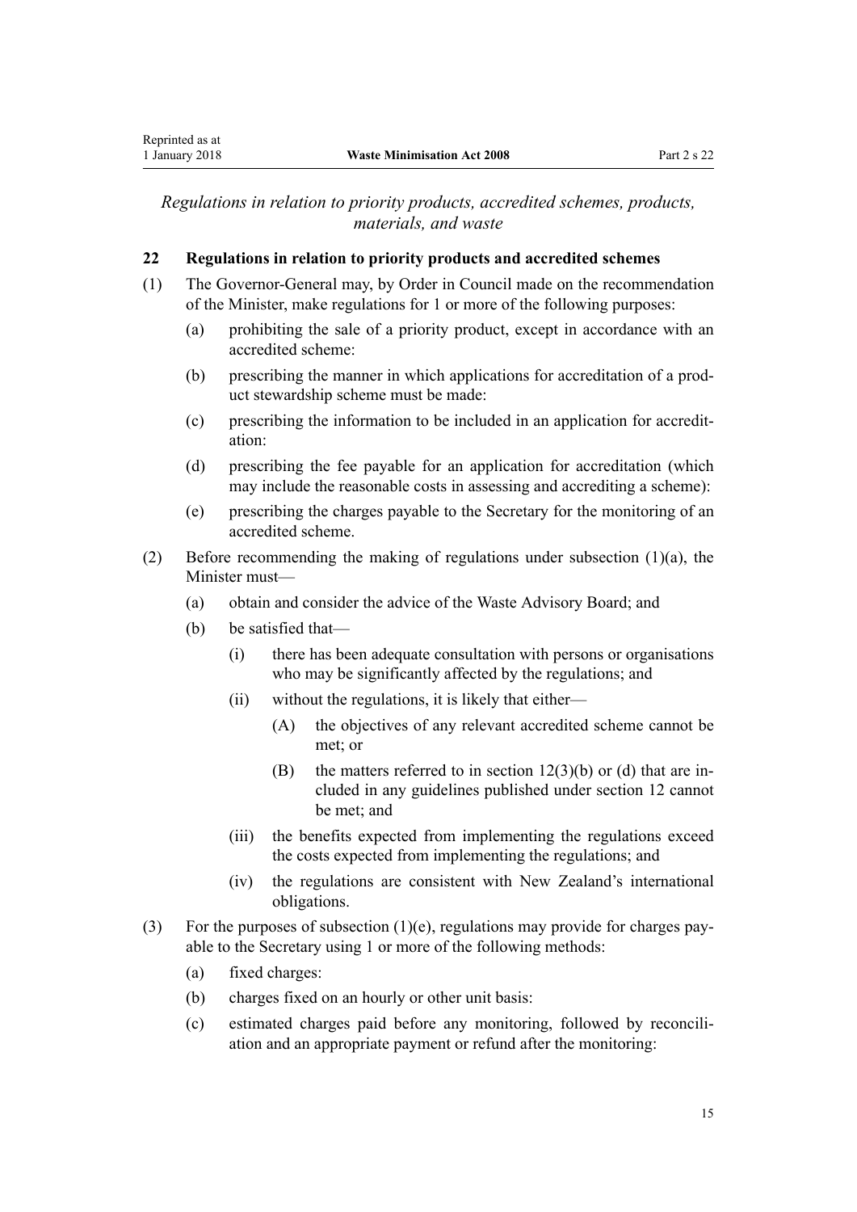*Regulations in relation to priority products, accredited schemes, products, materials, and waste*

**22 Regulations in relation to priority products and accredited schemes**

(1) The Governor-General may, by Order in Council made on the recommendation of the Minister, make regulations for 1 or more of the following purposes:

- (a) prohibiting the sale of a priority product, except in accordance with an accredited scheme:
- (b) prescribing the manner in which applications for accreditation of a product stewardship scheme must be made:
- (c) prescribing the information to be included in an application for accreditation:
- (d) prescribing the fee payable for an application for accreditation (which may include the reasonable costs in assessing and accrediting a scheme):
- (e) prescribing the charges payable to the Secretary for the monitoring of an accredited scheme.

(2) Before recommending the making of regulations under subsection (1)(a), the Minister must—

- (a) obtain and consider the advice of the Waste Advisory Board; and
- (b) be satisfied that—
  - (i) there has been adequate consultation with persons or organisations who may be significantly affected by the regulations; and
  - (ii) without the regulations, it is likely that either—
    - (A) the objectives of any relevant accredited scheme cannot be met; or
    - (B) the matters referred to in section 12(3)(b) or (d) that are included in any guidelines published under section 12 cannot be met; and
  - (iii) the benefits expected from implementing the regulations exceed the costs expected from implementing the regulations; and
  - (iv) the regulations are consistent with New Zealand's international obligations.

(3) For the purposes of subsection (1)(e), regulations may provide for charges payable to the Secretary using 1 or more of the following methods:

- (a) fixed charges:
- (b) charges fixed on an hourly or other unit basis:
- (c) estimated charges paid before any monitoring, followed by reconciliation and an appropriate payment or refund after the monitoring: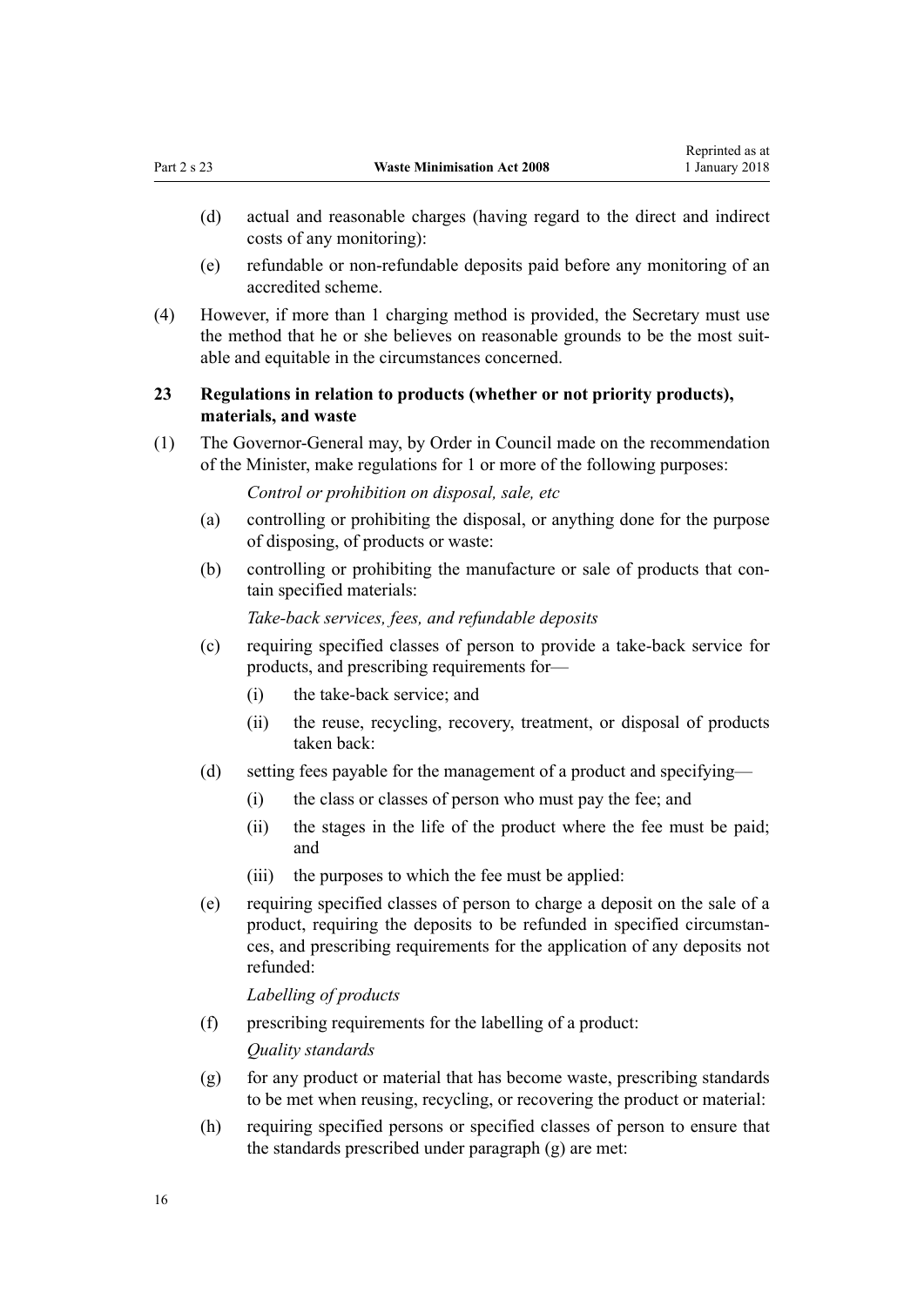(d) actual and reasonable charges (having regard to the direct and indirect costs of any monitoring):

(e) refundable or non-refundable deposits paid before any monitoring of an accredited scheme.

(4) However, if more than 1 charging method is provided, the Secretary must use the method that he or she believes on reasonable grounds to be the most suitable and equitable in the circumstances concerned.

## 23 Regulations in relation to products (whether or not priority products), materials, and waste

(1) The Governor-General may, by Order in Council made on the recommendation of the Minister, make regulations for 1 or more of the following purposes:

*Control or prohibition on disposal, sale, etc*

(a) controlling or prohibiting the disposal, or anything done for the purpose of disposing, of products or waste:

(b) controlling or prohibiting the manufacture or sale of products that contain specified materials:

*Take-back services, fees, and refundable deposits*

(c) requiring specified classes of person to provide a take-back service for products, and prescribing requirements for—

(i) the take-back service; and

(ii) the reuse, recycling, recovery, treatment, or disposal of products taken back:

(d) setting fees payable for the management of a product and specifying—

(i) the class or classes of person who must pay the fee; and

(ii) the stages in the life of the product where the fee must be paid; and

(iii) the purposes to which the fee must be applied:

(e) requiring specified classes of person to charge a deposit on the sale of a product, requiring the deposits to be refunded in specified circumstances, and prescribing requirements for the application of any deposits not refunded:

*Labelling of products*

(f) prescribing requirements for the labelling of a product:

*Quality standards*

(g) for any product or material that has become waste, prescribing standards to be met when reusing, recycling, or recovering the product or material:

(h) requiring specified persons or specified classes of person to ensure that the standards prescribed under paragraph (g) are met: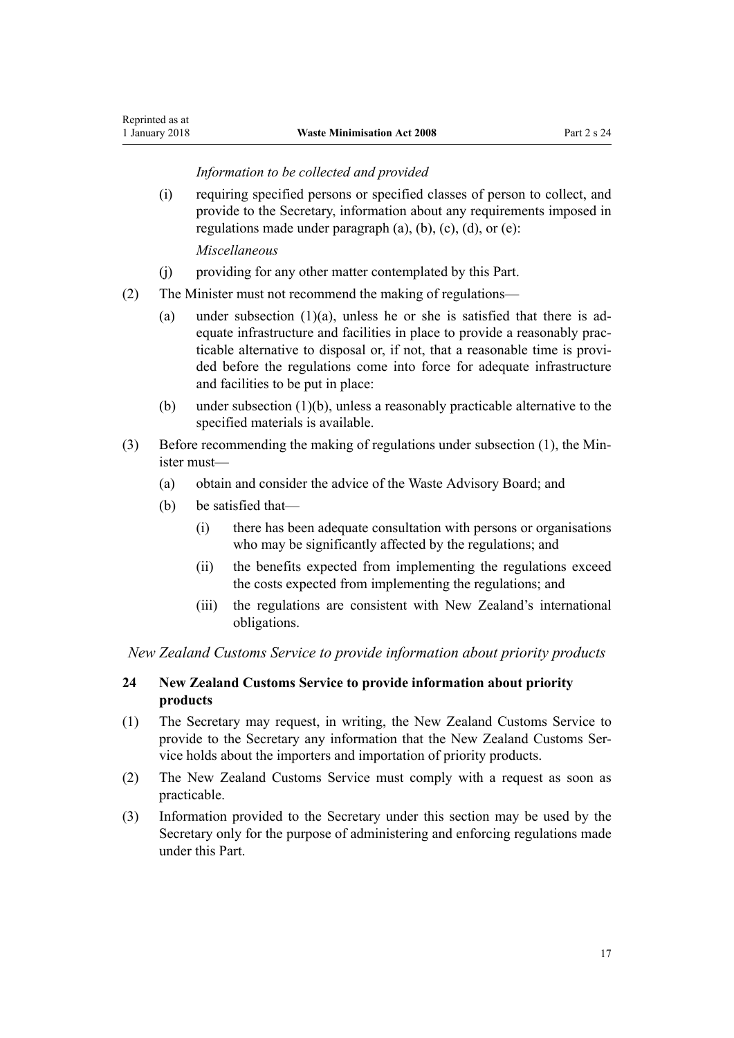*Information to be collected and provided*

(i) requiring specified persons or specified classes of person to collect, and provide to the Secretary, information about any requirements imposed in regulations made under paragraph (a), (b), (c), (d), or (e):

*Miscellaneous*

(j) providing for any other matter contemplated by this Part.

(2) The Minister must not recommend the making of regulations—

(a) under subsection (1)(a), unless he or she is satisfied that there is adequate infrastructure and facilities in place to provide a reasonably practicable alternative to disposal or, if not, that a reasonable time is provided before the regulations come into force for adequate infrastructure and facilities to be put in place:

(b) under subsection (1)(b), unless a reasonably practicable alternative to the specified materials is available.

(3) Before recommending the making of regulations under subsection (1), the Minister must—

(a) obtain and consider the advice of the Waste Advisory Board; and

(b) be satisfied that—

(i) there has been adequate consultation with persons or organisations who may be significantly affected by the regulations; and

(ii) the benefits expected from implementing the regulations exceed the costs expected from implementing the regulations; and

(iii) the regulations are consistent with New Zealand's international obligations.

*New Zealand Customs Service to provide information about priority products*

**24 New Zealand Customs Service to provide information about priority products**

(1) The Secretary may request, in writing, the New Zealand Customs Service to provide to the Secretary any information that the New Zealand Customs Service holds about the importers and importation of priority products.

(2) The New Zealand Customs Service must comply with a request as soon as practicable.

(3) Information provided to the Secretary under this section may be used by the Secretary only for the purpose of administering and enforcing regulations made under this Part.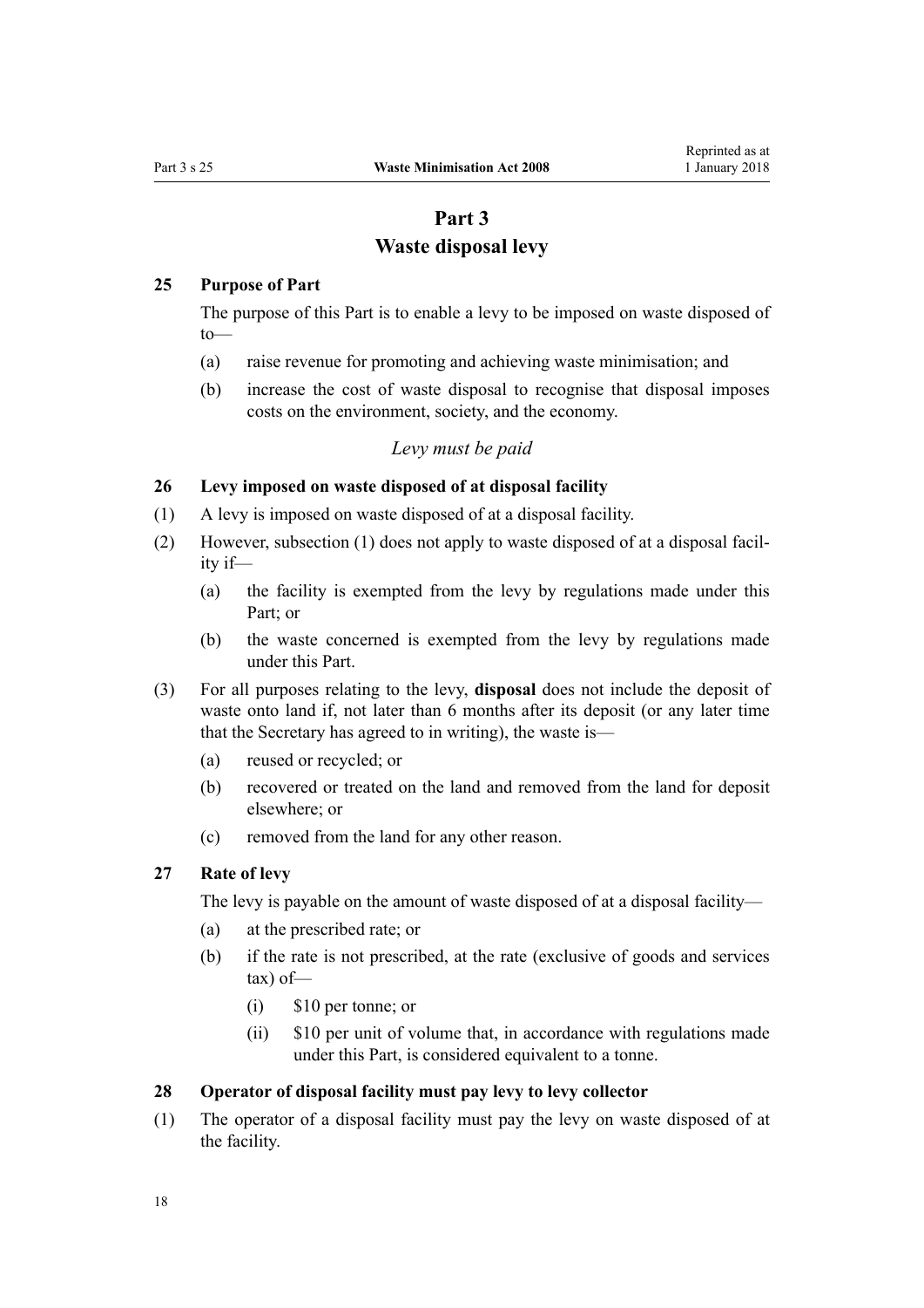# Part 3
# Waste disposal levy

### 25 Purpose of Part

The purpose of this Part is to enable a levy to be imposed on waste disposed of to—

(a) raise revenue for promoting and achieving waste minimisation; and

(b) increase the cost of waste disposal to recognise that disposal imposes costs on the environment, society, and the economy.

*Levy must be paid*

### 26 Levy imposed on waste disposed of at disposal facility

(1) A levy is imposed on waste disposed of at a disposal facility.

(2) However, subsection (1) does not apply to waste disposed of at a disposal facility if—

(a) the facility is exempted from the levy by regulations made under this Part; or

(b) the waste concerned is exempted from the levy by regulations made under this Part.

(3) For all purposes relating to the levy, **disposal** does not include the deposit of waste onto land if, not later than 6 months after its deposit (or any later time that the Secretary has agreed to in writing), the waste is—

(a) reused or recycled; or

(b) recovered or treated on the land and removed from the land for deposit elsewhere; or

(c) removed from the land for any other reason.

### 27 Rate of levy

The levy is payable on the amount of waste disposed of at a disposal facility—

(a) at the prescribed rate; or

(b) if the rate is not prescribed, at the rate (exclusive of goods and services tax) of—

(i) $10 per tonne; or

(ii) $10 per unit of volume that, in accordance with regulations made under this Part, is considered equivalent to a tonne.

### 28 Operator of disposal facility must pay levy to levy collector

(1) The operator of a disposal facility must pay the levy on waste disposed of at the facility.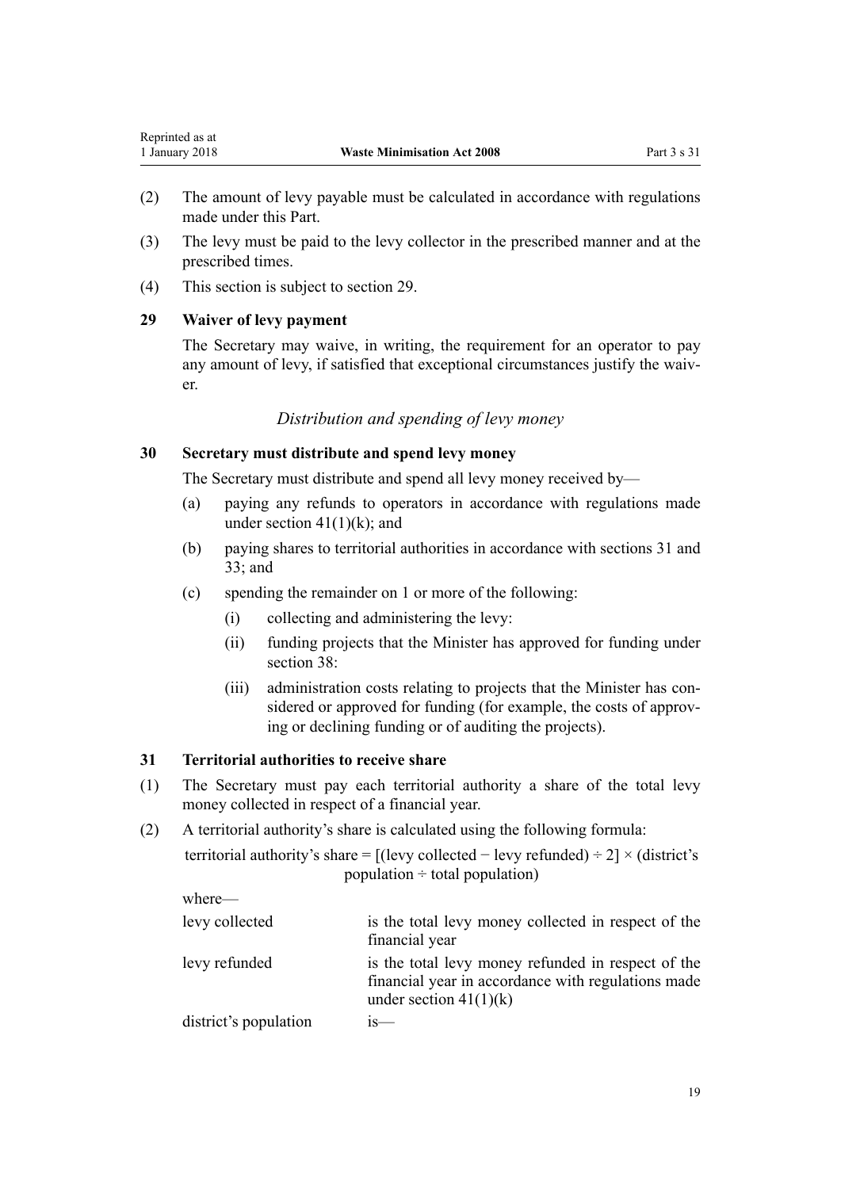(2) The amount of levy payable must be calculated in accordance with regulations made under this Part.

(3) The levy must be paid to the levy collector in the prescribed manner and at the prescribed times.

(4) This section is subject to section 29.

### 29 Waiver of levy payment

The Secretary may waive, in writing, the requirement for an operator to pay any amount of levy, if satisfied that exceptional circumstances justify the waiver.

*Distribution and spending of levy money*

### 30 Secretary must distribute and spend levy money

The Secretary must distribute and spend all levy money received by—

- (a) paying any refunds to operators in accordance with regulations made under section 41(1)(k); and
- (b) paying shares to territorial authorities in accordance with sections 31 and 33; and
- (c) spending the remainder on 1 or more of the following:
  - (i) collecting and administering the levy:
  - (ii) funding projects that the Minister has approved for funding under section 38:
  - (iii) administration costs relating to projects that the Minister has considered or approved for funding (for example, the costs of approving or declining funding or of auditing the projects).

### 31 Territorial authorities to receive share

(1) The Secretary must pay each territorial authority a share of the total levy money collected in respect of a financial year.

(2) A territorial authority's share is calculated using the following formula:

$$\text{territorial authority's share} = [(\text{levy collected} - \text{levy refunded}) \div 2] \times (\text{district's population} \div \text{total population})$$

where—

| | |
|---|---|
| levy collected | is the total levy money collected in respect of the financial year |
| levy refunded | is the total levy money refunded in respect of the financial year in accordance with regulations made under section 41(1)(k) |
| district's population | is— |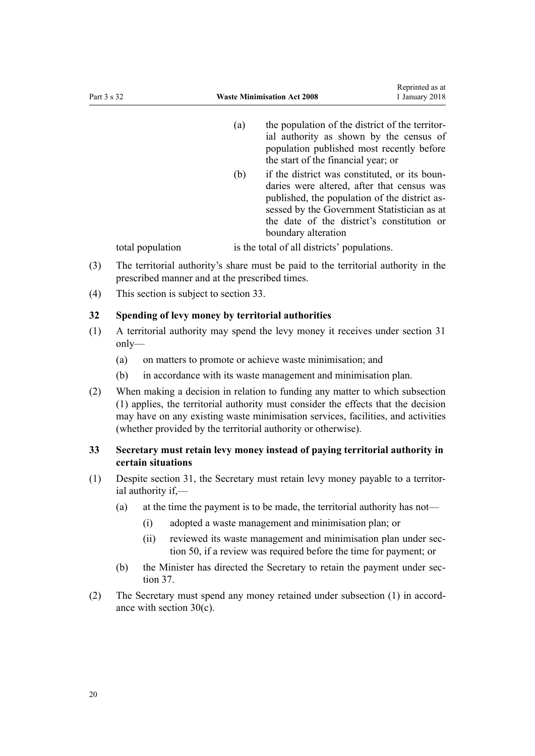(a) the population of the district of the territorial authority as shown by the census of population published most recently before the start of the financial year; or

(b) if the district was constituted, or its boundaries were altered, after that census was published, the population of the district assessed by the Government Statistician as at the date of the district's constitution or boundary alteration

total population is the total of all districts' populations.

(3) The territorial authority's share must be paid to the territorial authority in the prescribed manner and at the prescribed times.

(4) This section is subject to section 33.

## 32 Spending of levy money by territorial authorities

(1) A territorial authority may spend the levy money it receives under section 31 only—

(a) on matters to promote or achieve waste minimisation; and

(b) in accordance with its waste management and minimisation plan.

(2) When making a decision in relation to funding any matter to which subsection (1) applies, the territorial authority must consider the effects that the decision may have on any existing waste minimisation services, facilities, and activities (whether provided by the territorial authority or otherwise).

## 33 Secretary must retain levy money instead of paying territorial authority in certain situations

(1) Despite section 31, the Secretary must retain levy money payable to a territorial authority if,—

(a) at the time the payment is to be made, the territorial authority has not—

(i) adopted a waste management and minimisation plan; or

(ii) reviewed its waste management and minimisation plan under section 50, if a review was required before the time for payment; or

(b) the Minister has directed the Secretary to retain the payment under section 37.

(2) The Secretary must spend any money retained under subsection (1) in accordance with section 30(c).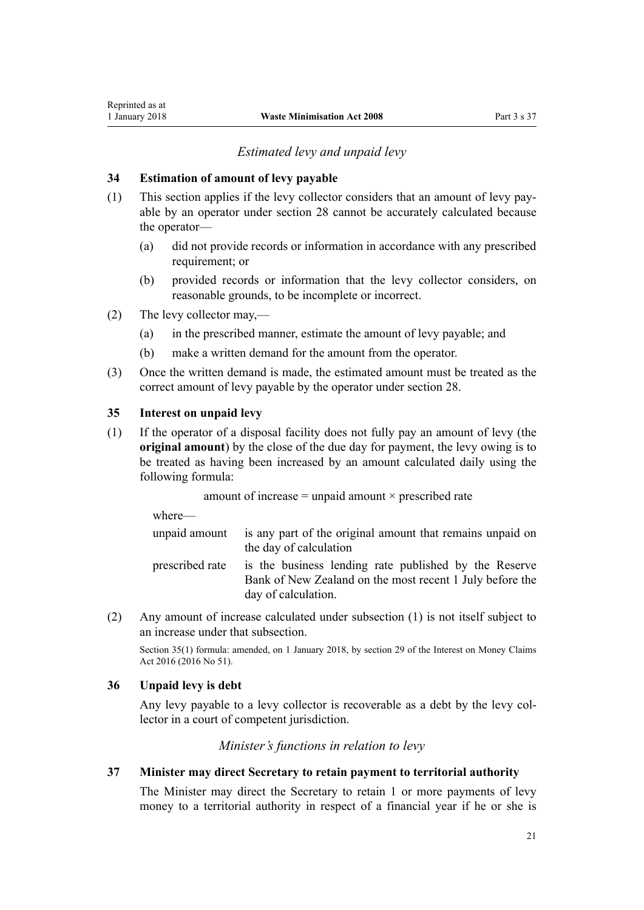*Estimated levy and unpaid levy*

### 34 Estimation of amount of levy payable

(1) This section applies if the levy collector considers that an amount of levy payable by an operator under section 28 cannot be accurately calculated because the operator—

(a) did not provide records or information in accordance with any prescribed requirement; or

(b) provided records or information that the levy collector considers, on reasonable grounds, to be incomplete or incorrect.

(2) The levy collector may,—

(a) in the prescribed manner, estimate the amount of levy payable; and

(b) make a written demand for the amount from the operator.

(3) Once the written demand is made, the estimated amount must be treated as the correct amount of levy payable by the operator under section 28.

### 35 Interest on unpaid levy

(1) If the operator of a disposal facility does not fully pay an amount of levy (the **original amount**) by the close of the due day for payment, the levy owing is to be treated as having been increased by an amount calculated daily using the following formula:

amount of increase = unpaid amount × prescribed rate

where—

| | |
|---|---|
| unpaid amount | is any part of the original amount that remains unpaid on the day of calculation |
| prescribed rate | is the business lending rate published by the Reserve Bank of New Zealand on the most recent 1 July before the day of calculation. |

(2) Any amount of increase calculated under subsection (1) is not itself subject to an increase under that subsection.

Section 35(1) formula: amended, on 1 January 2018, by section 29 of the Interest on Money Claims Act 2016 (2016 No 51).

### 36 Unpaid levy is debt

Any levy payable to a levy collector is recoverable as a debt by the levy collector in a court of competent jurisdiction.

*Minister's functions in relation to levy*

### 37 Minister may direct Secretary to retain payment to territorial authority

The Minister may direct the Secretary to retain 1 or more payments of levy money to a territorial authority in respect of a financial year if he or she is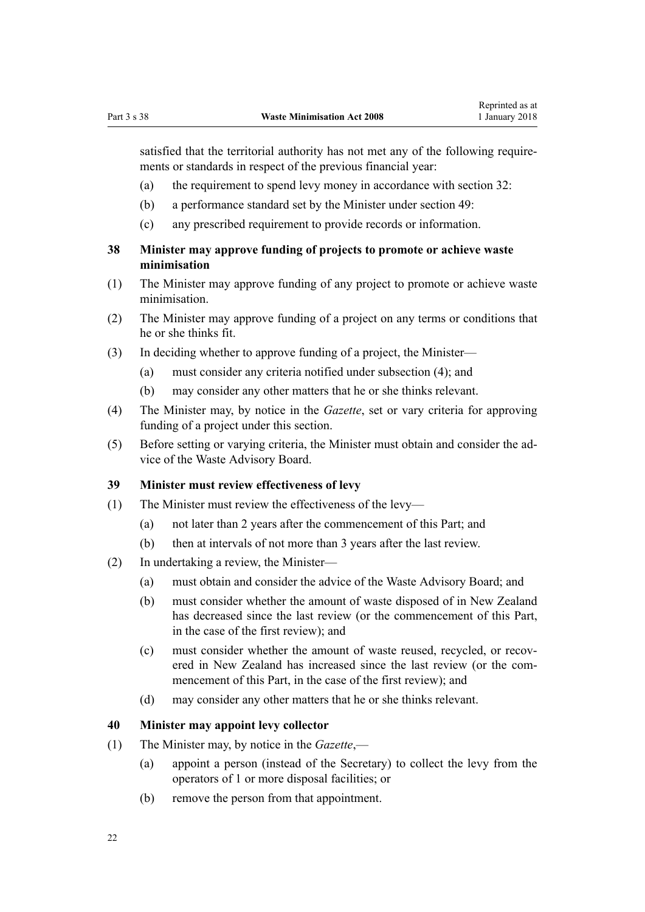satisfied that the territorial authority has not met any of the following requirements or standards in respect of the previous financial year:

(a) the requirement to spend levy money in accordance with section 32:

(b) a performance standard set by the Minister under section 49:

(c) any prescribed requirement to provide records or information.

### 38 Minister may approve funding of projects to promote or achieve waste minimisation

(1) The Minister may approve funding of any project to promote or achieve waste minimisation.

(2) The Minister may approve funding of a project on any terms or conditions that he or she thinks fit.

(3) In deciding whether to approve funding of a project, the Minister—

(a) must consider any criteria notified under subsection (4); and

(b) may consider any other matters that he or she thinks relevant.

(4) The Minister may, by notice in the *Gazette*, set or vary criteria for approving funding of a project under this section.

(5) Before setting or varying criteria, the Minister must obtain and consider the advice of the Waste Advisory Board.

### 39 Minister must review effectiveness of levy

(1) The Minister must review the effectiveness of the levy—

(a) not later than 2 years after the commencement of this Part; and

(b) then at intervals of not more than 3 years after the last review.

(2) In undertaking a review, the Minister—

(a) must obtain and consider the advice of the Waste Advisory Board; and

(b) must consider whether the amount of waste disposed of in New Zealand has decreased since the last review (or the commencement of this Part, in the case of the first review); and

(c) must consider whether the amount of waste reused, recycled, or recovered in New Zealand has increased since the last review (or the commencement of this Part, in the case of the first review); and

(d) may consider any other matters that he or she thinks relevant.

### 40 Minister may appoint levy collector

(1) The Minister may, by notice in the *Gazette*,—

(a) appoint a person (instead of the Secretary) to collect the levy from the operators of 1 or more disposal facilities; or

(b) remove the person from that appointment.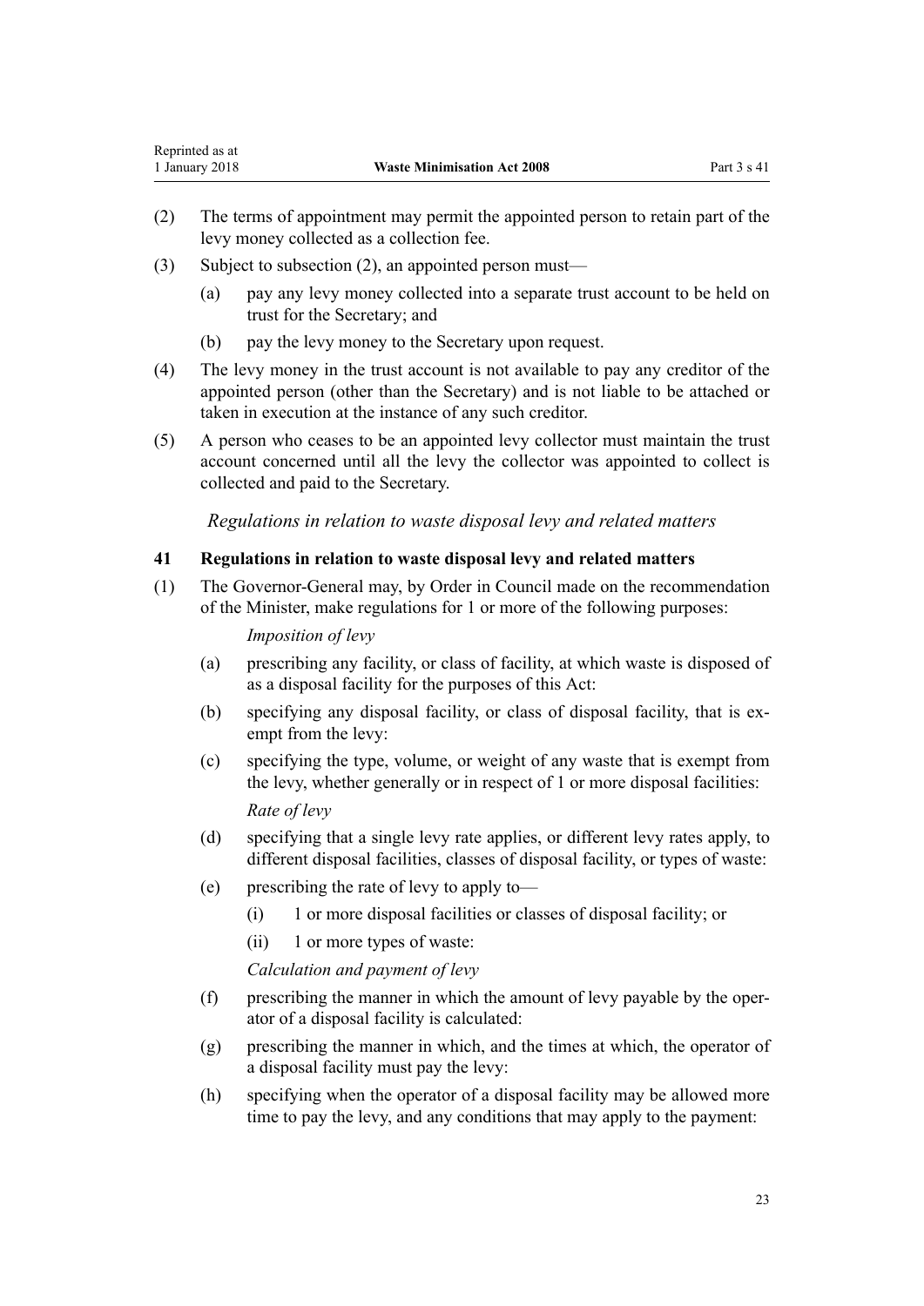(2) The terms of appointment may permit the appointed person to retain part of the levy money collected as a collection fee.

(3) Subject to subsection (2), an appointed person must—

   (a) pay any levy money collected into a separate trust account to be held on trust for the Secretary; and

   (b) pay the levy money to the Secretary upon request.

(4) The levy money in the trust account is not available to pay any creditor of the appointed person (other than the Secretary) and is not liable to be attached or taken in execution at the instance of any such creditor.

(5) A person who ceases to be an appointed levy collector must maintain the trust account concerned until all the levy the collector was appointed to collect is collected and paid to the Secretary.

*Regulations in relation to waste disposal levy and related matters*

### 41 Regulations in relation to waste disposal levy and related matters

(1) The Governor-General may, by Order in Council made on the recommendation of the Minister, make regulations for 1 or more of the following purposes:

   *Imposition of levy*

   (a) prescribing any facility, or class of facility, at which waste is disposed of as a disposal facility for the purposes of this Act:

   (b) specifying any disposal facility, or class of disposal facility, that is exempt from the levy:

   (c) specifying the type, volume, or weight of any waste that is exempt from the levy, whether generally or in respect of 1 or more disposal facilities:

   *Rate of levy*

   (d) specifying that a single levy rate applies, or different levy rates apply, to different disposal facilities, classes of disposal facility, or types of waste:

   (e) prescribing the rate of levy to apply to—

      (i) 1 or more disposal facilities or classes of disposal facility; or

      (ii) 1 or more types of waste:

   *Calculation and payment of levy*

   (f) prescribing the manner in which the amount of levy payable by the operator of a disposal facility is calculated:

   (g) prescribing the manner in which, and the times at which, the operator of a disposal facility must pay the levy:

   (h) specifying when the operator of a disposal facility may be allowed more time to pay the levy, and any conditions that may apply to the payment: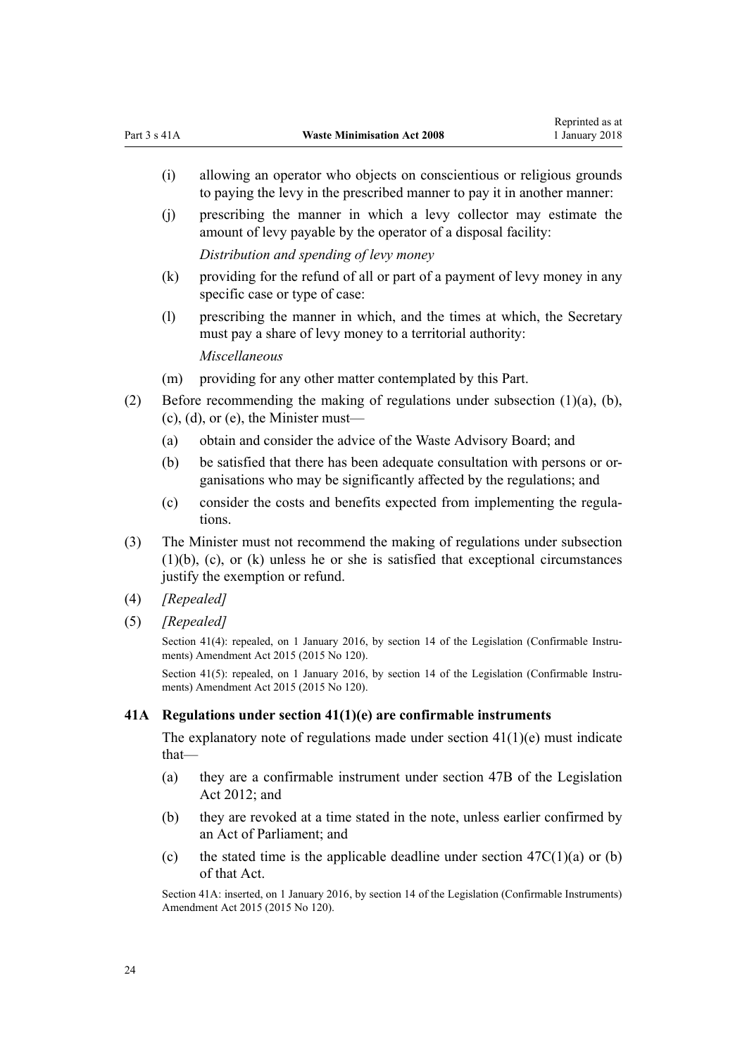(i) allowing an operator who objects on conscientious or religious grounds to paying the levy in the prescribed manner to pay it in another manner:

(j) prescribing the manner in which a levy collector may estimate the amount of levy payable by the operator of a disposal facility:

*Distribution and spending of levy money*

(k) providing for the refund of all or part of a payment of levy money in any specific case or type of case:

(l) prescribing the manner in which, and the times at which, the Secretary must pay a share of levy money to a territorial authority:

*Miscellaneous*

(m) providing for any other matter contemplated by this Part.

(2) Before recommending the making of regulations under subsection (1)(a), (b), (c), (d), or (e), the Minister must—

(a) obtain and consider the advice of the Waste Advisory Board; and

(b) be satisfied that there has been adequate consultation with persons or organisations who may be significantly affected by the regulations; and

(c) consider the costs and benefits expected from implementing the regulations.

(3) The Minister must not recommend the making of regulations under subsection (1)(b), (c), or (k) unless he or she is satisfied that exceptional circumstances justify the exemption or refund.

(4) *[Repealed]*

(5) *[Repealed]*

Section 41(4): repealed, on 1 January 2016, by section 14 of the Legislation (Confirmable Instruments) Amendment Act 2015 (2015 No 120).

Section 41(5): repealed, on 1 January 2016, by section 14 of the Legislation (Confirmable Instruments) Amendment Act 2015 (2015 No 120).

### 41A Regulations under section 41(1)(e) are confirmable instruments

The explanatory note of regulations made under section 41(1)(e) must indicate that—

(a) they are a confirmable instrument under section 47B of the Legislation Act 2012; and

(b) they are revoked at a time stated in the note, unless earlier confirmed by an Act of Parliament; and

(c) the stated time is the applicable deadline under section 47C(1)(a) or (b) of that Act.

Section 41A: inserted, on 1 January 2016, by section 14 of the Legislation (Confirmable Instruments) Amendment Act 2015 (2015 No 120).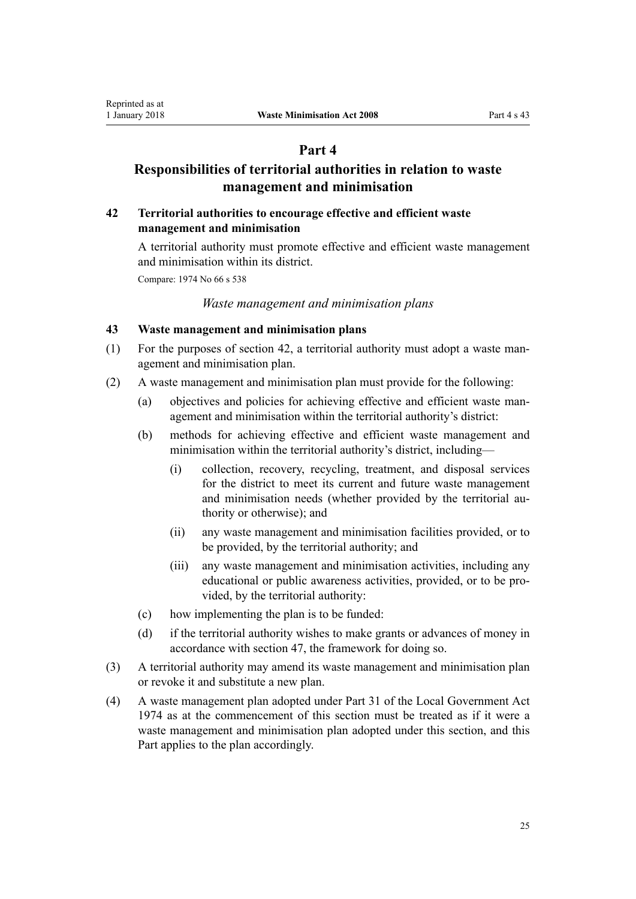# Part 4

# Responsibilities of territorial authorities in relation to waste management and minimisation

### 42 Territorial authorities to encourage effective and efficient waste management and minimisation

A territorial authority must promote effective and efficient waste management and minimisation within its district.

Compare: 1974 No 66 s 538

*Waste management and minimisation plans*

### 43 Waste management and minimisation plans

(1) For the purposes of section 42, a territorial authority must adopt a waste management and minimisation plan.

(2) A waste management and minimisation plan must provide for the following:

- (a) objectives and policies for achieving effective and efficient waste management and minimisation within the territorial authority's district:
- (b) methods for achieving effective and efficient waste management and minimisation within the territorial authority's district, including—
  - (i) collection, recovery, recycling, treatment, and disposal services for the district to meet its current and future waste management and minimisation needs (whether provided by the territorial authority or otherwise); and
  - (ii) any waste management and minimisation facilities provided, or to be provided, by the territorial authority; and
  - (iii) any waste management and minimisation activities, including any educational or public awareness activities, provided, or to be provided, by the territorial authority:
- (c) how implementing the plan is to be funded:
- (d) if the territorial authority wishes to make grants or advances of money in accordance with section 47, the framework for doing so.

(3) A territorial authority may amend its waste management and minimisation plan or revoke it and substitute a new plan.

(4) A waste management plan adopted under Part 31 of the Local Government Act 1974 as at the commencement of this section must be treated as if it were a waste management and minimisation plan adopted under this section, and this Part applies to the plan accordingly.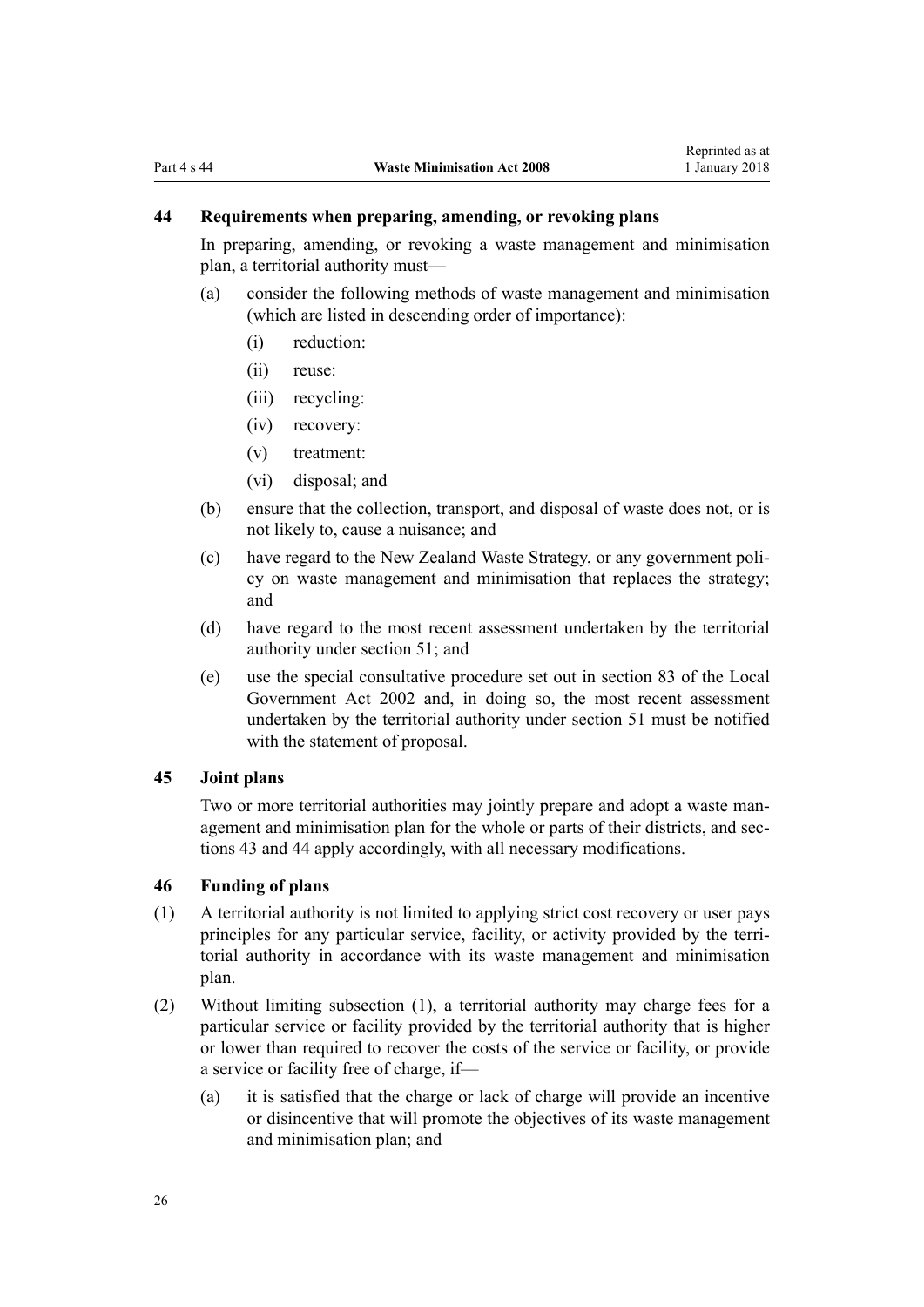### 44 Requirements when preparing, amending, or revoking plans

In preparing, amending, or revoking a waste management and minimisation plan, a territorial authority must—

(a) consider the following methods of waste management and minimisation (which are listed in descending order of importance):

  (i) reduction:

  (ii) reuse:

  (iii) recycling:

  (iv) recovery:

  (v) treatment:

  (vi) disposal; and

(b) ensure that the collection, transport, and disposal of waste does not, or is not likely to, cause a nuisance; and

(c) have regard to the New Zealand Waste Strategy, or any government policy on waste management and minimisation that replaces the strategy; and

(d) have regard to the most recent assessment undertaken by the territorial authority under section 51; and

(e) use the special consultative procedure set out in section 83 of the Local Government Act 2002 and, in doing so, the most recent assessment undertaken by the territorial authority under section 51 must be notified with the statement of proposal.

### 45 Joint plans

Two or more territorial authorities may jointly prepare and adopt a waste management and minimisation plan for the whole or parts of their districts, and sections 43 and 44 apply accordingly, with all necessary modifications.

### 46 Funding of plans

(1) A territorial authority is not limited to applying strict cost recovery or user pays principles for any particular service, facility, or activity provided by the territorial authority in accordance with its waste management and minimisation plan.

(2) Without limiting subsection (1), a territorial authority may charge fees for a particular service or facility provided by the territorial authority that is higher or lower than required to recover the costs of the service or facility, or provide a service or facility free of charge, if—

  (a) it is satisfied that the charge or lack of charge will provide an incentive or disincentive that will promote the objectives of its waste management and minimisation plan; and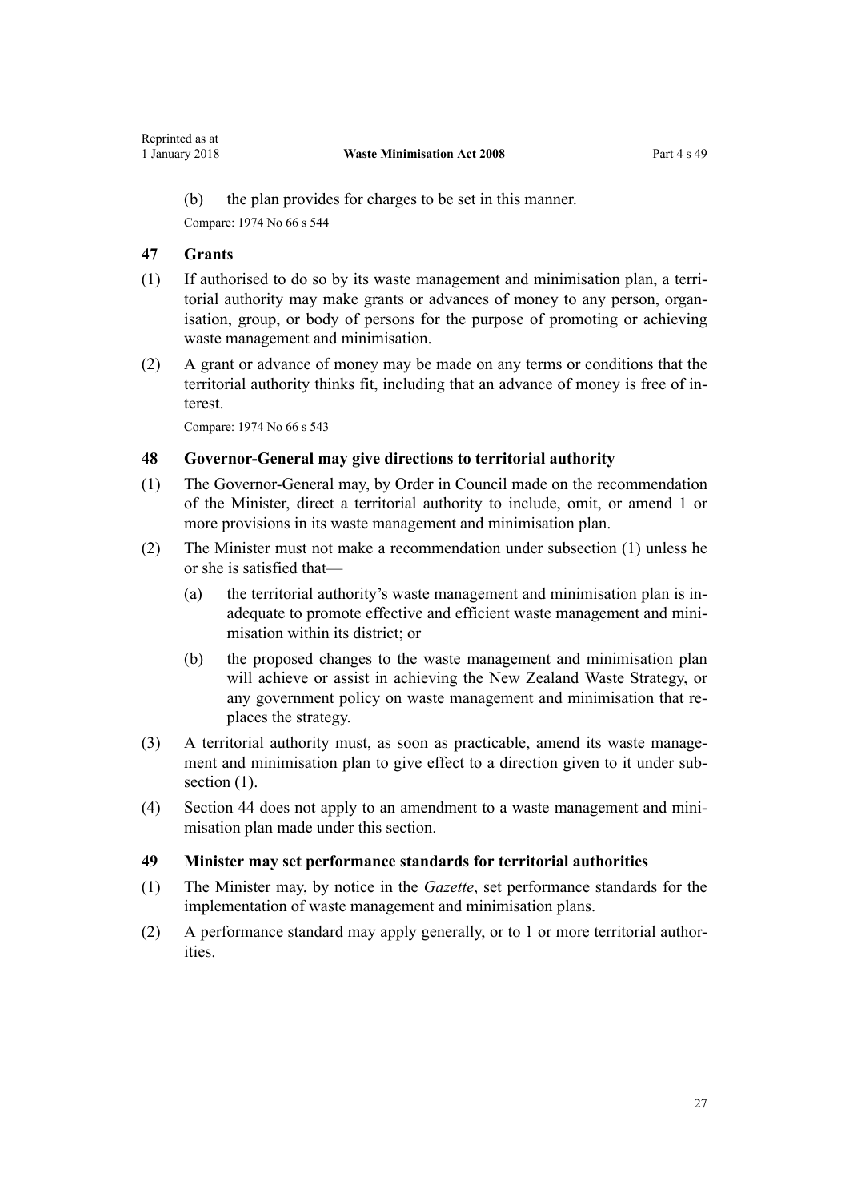(b) the plan provides for charges to be set in this manner.

Compare: 1974 No 66 s 544

## 47 Grants

(1) If authorised to do so by its waste management and minimisation plan, a territorial authority may make grants or advances of money to any person, organisation, group, or body of persons for the purpose of promoting or achieving waste management and minimisation.

(2) A grant or advance of money may be made on any terms or conditions that the territorial authority thinks fit, including that an advance of money is free of interest.

Compare: 1974 No 66 s 543

## 48 Governor-General may give directions to territorial authority

(1) The Governor-General may, by Order in Council made on the recommendation of the Minister, direct a territorial authority to include, omit, or amend 1 or more provisions in its waste management and minimisation plan.

(2) The Minister must not make a recommendation under subsection (1) unless he or she is satisfied that—

- (a) the territorial authority's waste management and minimisation plan is inadequate to promote effective and efficient waste management and minimisation within its district; or
- (b) the proposed changes to the waste management and minimisation plan will achieve or assist in achieving the New Zealand Waste Strategy, or any government policy on waste management and minimisation that replaces the strategy.

(3) A territorial authority must, as soon as practicable, amend its waste management and minimisation plan to give effect to a direction given to it under subsection (1).

(4) Section 44 does not apply to an amendment to a waste management and minimisation plan made under this section.

## 49 Minister may set performance standards for territorial authorities

(1) The Minister may, by notice in the *Gazette*, set performance standards for the implementation of waste management and minimisation plans.

(2) A performance standard may apply generally, or to 1 or more territorial authorities.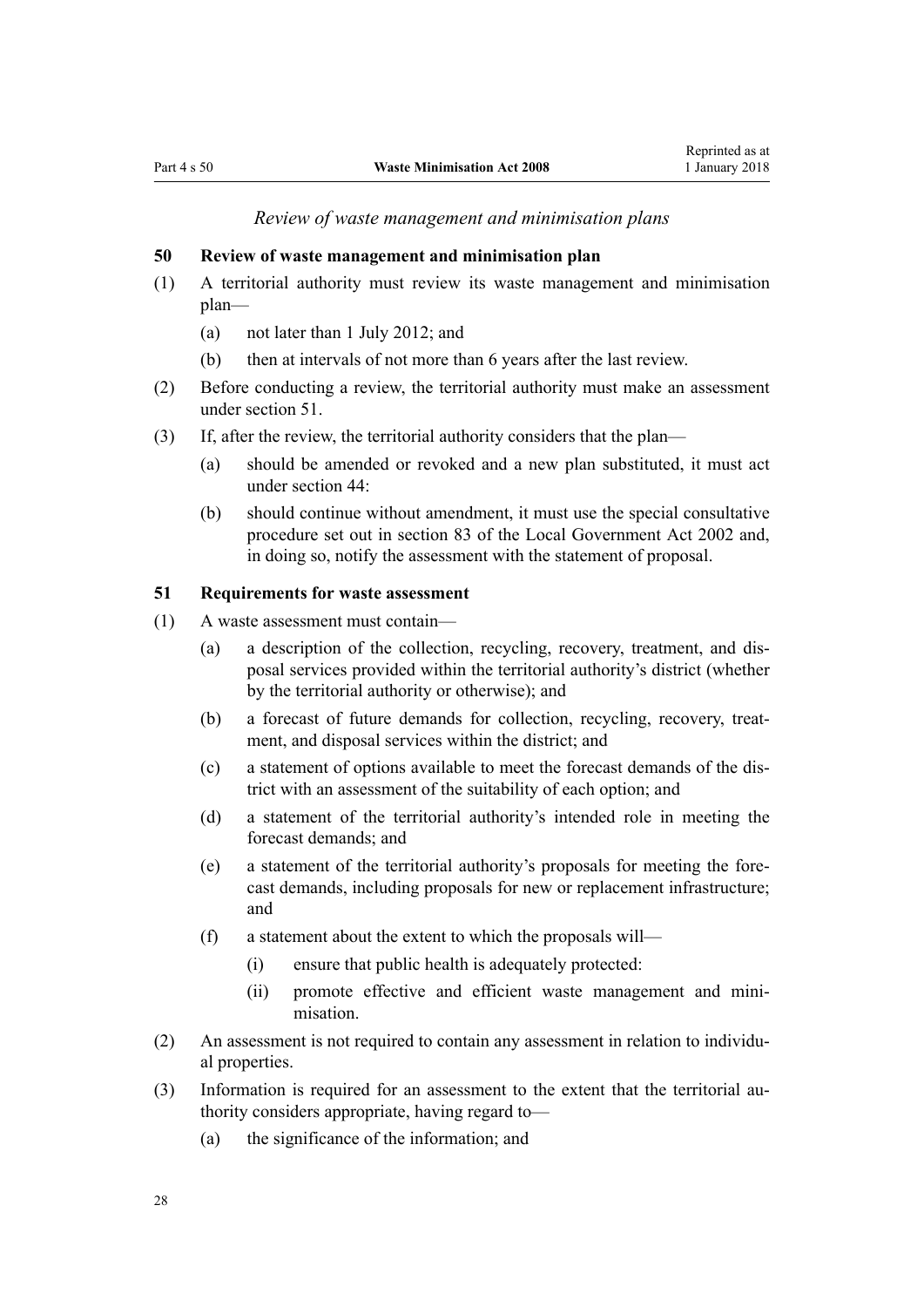*Review of waste management and minimisation plans*

### 50 Review of waste management and minimisation plan

(1) A territorial authority must review its waste management and minimisation plan—

- (a) not later than 1 July 2012; and
- (b) then at intervals of not more than 6 years after the last review.

(2) Before conducting a review, the territorial authority must make an assessment under section 51.

(3) If, after the review, the territorial authority considers that the plan—

- (a) should be amended or revoked and a new plan substituted, it must act under section 44:
- (b) should continue without amendment, it must use the special consultative procedure set out in section 83 of the Local Government Act 2002 and, in doing so, notify the assessment with the statement of proposal.

### 51 Requirements for waste assessment

(1) A waste assessment must contain—

- (a) a description of the collection, recycling, recovery, treatment, and disposal services provided within the territorial authority's district (whether by the territorial authority or otherwise); and
- (b) a forecast of future demands for collection, recycling, recovery, treatment, and disposal services within the district; and
- (c) a statement of options available to meet the forecast demands of the district with an assessment of the suitability of each option; and
- (d) a statement of the territorial authority's intended role in meeting the forecast demands; and
- (e) a statement of the territorial authority's proposals for meeting the forecast demands, including proposals for new or replacement infrastructure; and
- (f) a statement about the extent to which the proposals will—
  - (i) ensure that public health is adequately protected:
  - (ii) promote effective and efficient waste management and minimisation.

(2) An assessment is not required to contain any assessment in relation to individual properties.

(3) Information is required for an assessment to the extent that the territorial authority considers appropriate, having regard to—

- (a) the significance of the information; and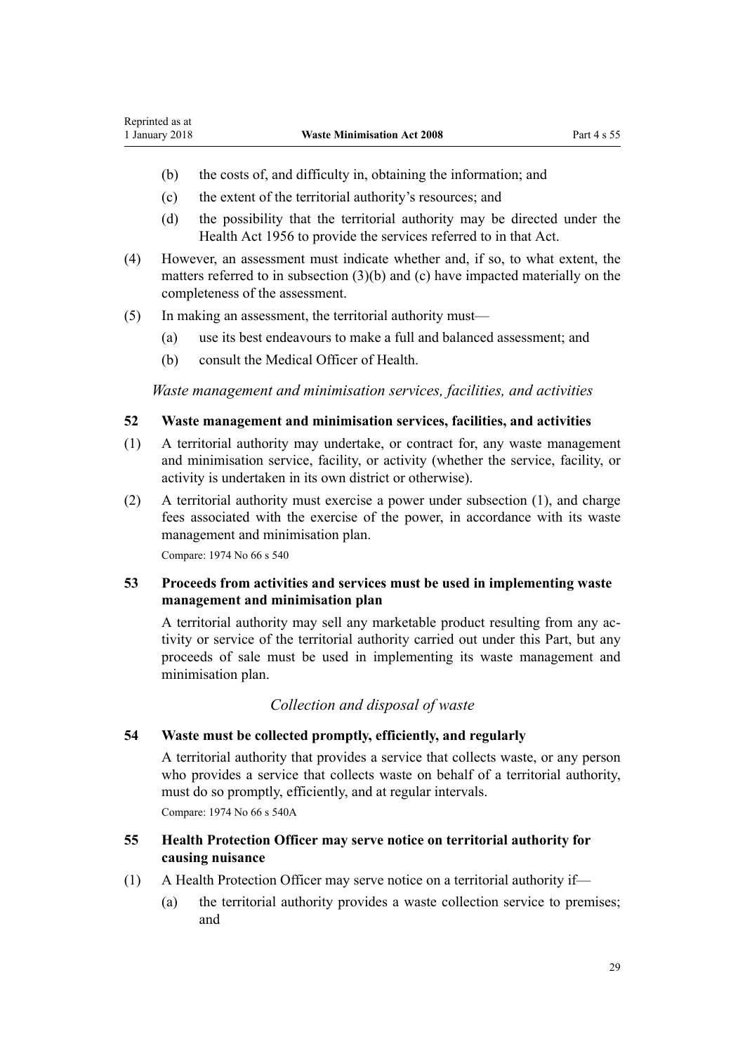(b) the costs of, and difficulty in, obtaining the information; and

(c) the extent of the territorial authority's resources; and

(d) the possibility that the territorial authority may be directed under the Health Act 1956 to provide the services referred to in that Act.

(4) However, an assessment must indicate whether and, if so, to what extent, the matters referred to in subsection (3)(b) and (c) have impacted materially on the completeness of the assessment.

(5) In making an assessment, the territorial authority must—

(a) use its best endeavours to make a full and balanced assessment; and

(b) consult the Medical Officer of Health.

*Waste management and minimisation services, facilities, and activities*

### 52 Waste management and minimisation services, facilities, and activities

(1) A territorial authority may undertake, or contract for, any waste management and minimisation service, facility, or activity (whether the service, facility, or activity is undertaken in its own district or otherwise).

(2) A territorial authority must exercise a power under subsection (1), and charge fees associated with the exercise of the power, in accordance with its waste management and minimisation plan.

Compare: 1974 No 66 s 540

### 53 Proceeds from activities and services must be used in implementing waste management and minimisation plan

A territorial authority may sell any marketable product resulting from any activity or service of the territorial authority carried out under this Part, but any proceeds of sale must be used in implementing its waste management and minimisation plan.

*Collection and disposal of waste*

### 54 Waste must be collected promptly, efficiently, and regularly

A territorial authority that provides a service that collects waste, or any person who provides a service that collects waste on behalf of a territorial authority, must do so promptly, efficiently, and at regular intervals.

Compare: 1974 No 66 s 540A

### 55 Health Protection Officer may serve notice on territorial authority for causing nuisance

(1) A Health Protection Officer may serve notice on a territorial authority if—

(a) the territorial authority provides a waste collection service to premises; and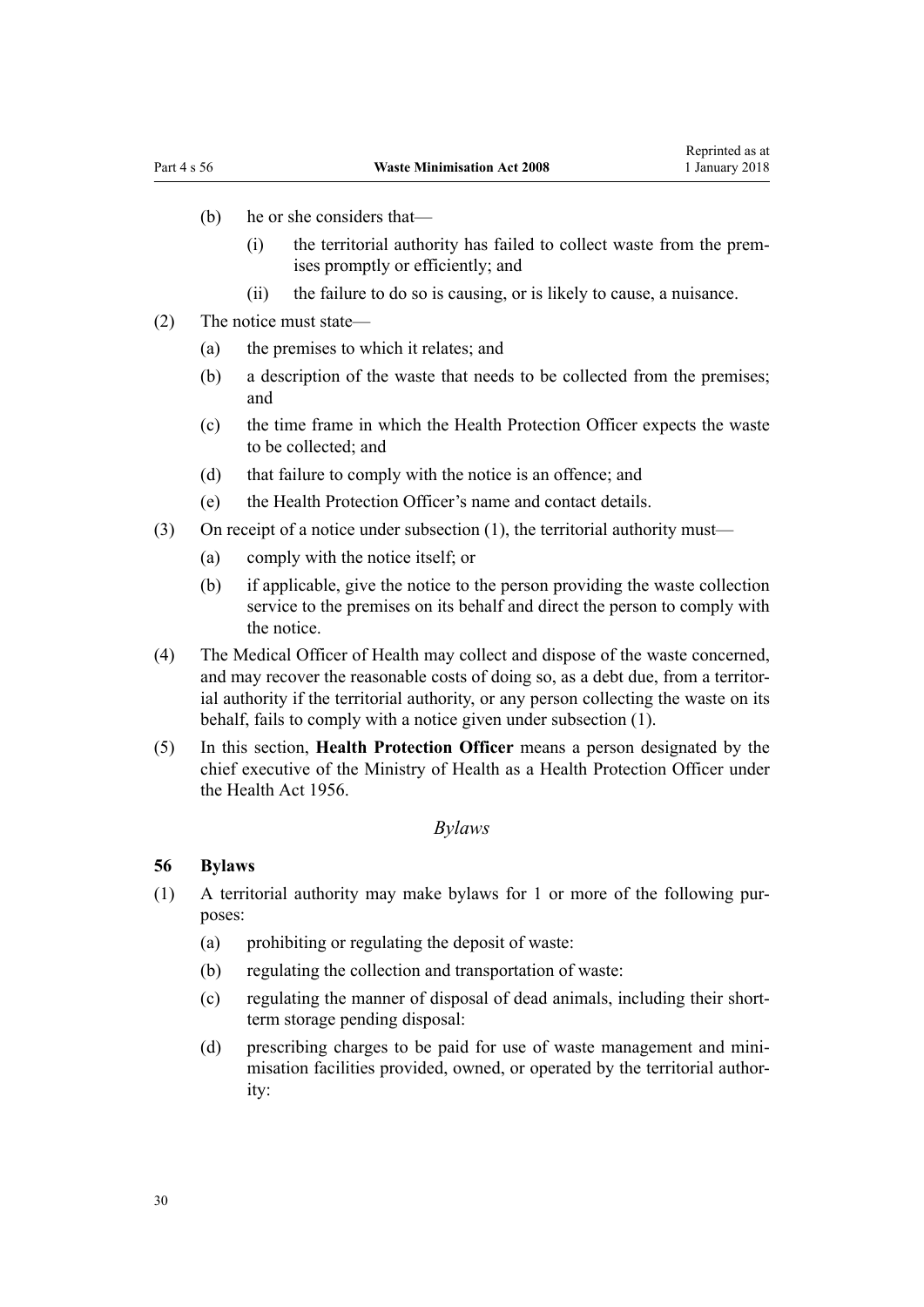(b) he or she considers that—

  (i) the territorial authority has failed to collect waste from the premises promptly or efficiently; and

  (ii) the failure to do so is causing, or is likely to cause, a nuisance.

(2) The notice must state—

  (a) the premises to which it relates; and

  (b) a description of the waste that needs to be collected from the premises; and

  (c) the time frame in which the Health Protection Officer expects the waste to be collected; and

  (d) that failure to comply with the notice is an offence; and

  (e) the Health Protection Officer's name and contact details.

(3) On receipt of a notice under subsection (1), the territorial authority must—

  (a) comply with the notice itself; or

  (b) if applicable, give the notice to the person providing the waste collection service to the premises on its behalf and direct the person to comply with the notice.

(4) The Medical Officer of Health may collect and dispose of the waste concerned, and may recover the reasonable costs of doing so, as a debt due, from a territorial authority if the territorial authority, or any person collecting the waste on its behalf, fails to comply with a notice given under subsection (1).

(5) In this section, **Health Protection Officer** means a person designated by the chief executive of the Ministry of Health as a Health Protection Officer under the Health Act 1956.

*Bylaws*

### 56 Bylaws

(1) A territorial authority may make bylaws for 1 or more of the following purposes:

  (a) prohibiting or regulating the deposit of waste:

  (b) regulating the collection and transportation of waste:

  (c) regulating the manner of disposal of dead animals, including their short-term storage pending disposal:

  (d) prescribing charges to be paid for use of waste management and minimisation facilities provided, owned, or operated by the territorial authority: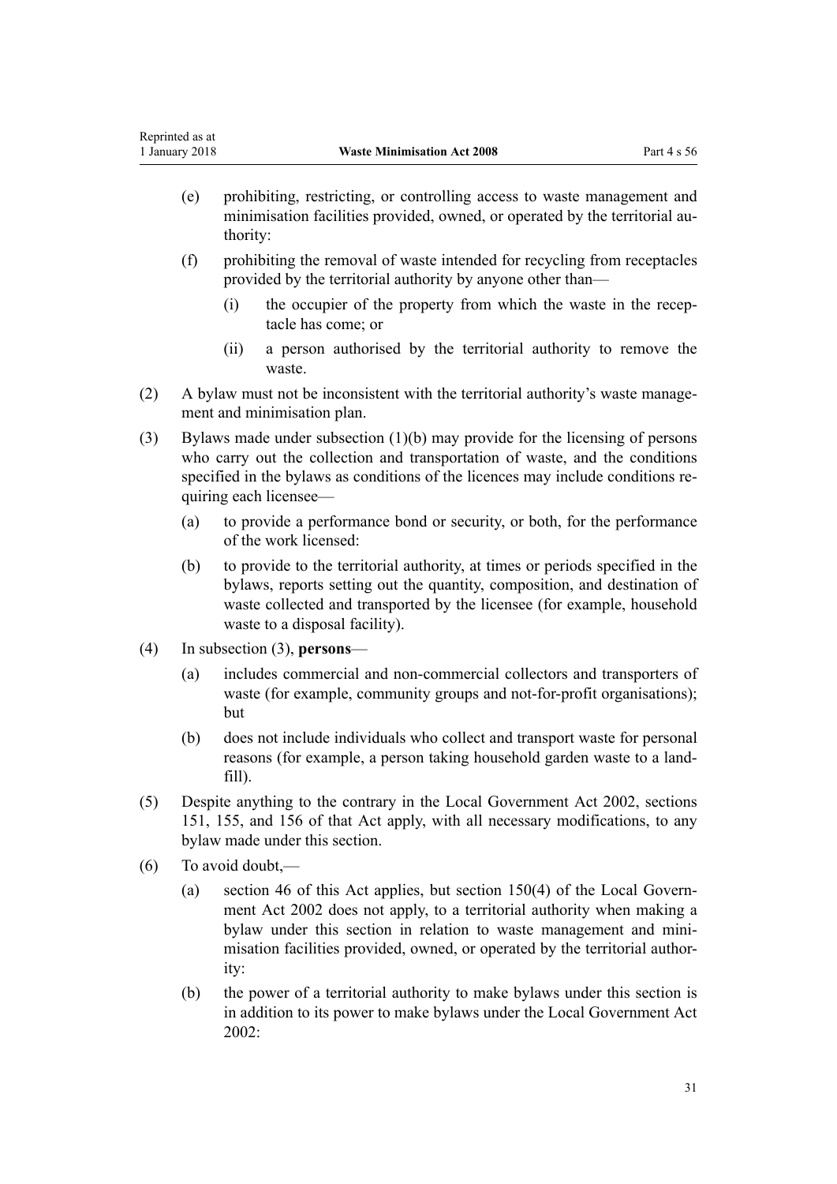(e) prohibiting, restricting, or controlling access to waste management and minimisation facilities provided, owned, or operated by the territorial authority:

(f) prohibiting the removal of waste intended for recycling from receptacles provided by the territorial authority by anyone other than—

  (i) the occupier of the property from which the waste in the receptacle has come; or

  (ii) a person authorised by the territorial authority to remove the waste.

(2) A bylaw must not be inconsistent with the territorial authority's waste management and minimisation plan.

(3) Bylaws made under subsection (1)(b) may provide for the licensing of persons who carry out the collection and transportation of waste, and the conditions specified in the bylaws as conditions of the licences may include conditions requiring each licensee—

  (a) to provide a performance bond or security, or both, for the performance of the work licensed:

  (b) to provide to the territorial authority, at times or periods specified in the bylaws, reports setting out the quantity, composition, and destination of waste collected and transported by the licensee (for example, household waste to a disposal facility).

(4) In subsection (3), **persons**—

  (a) includes commercial and non-commercial collectors and transporters of waste (for example, community groups and not-for-profit organisations); but

  (b) does not include individuals who collect and transport waste for personal reasons (for example, a person taking household garden waste to a landfill).

(5) Despite anything to the contrary in the Local Government Act 2002, sections 151, 155, and 156 of that Act apply, with all necessary modifications, to any bylaw made under this section.

(6) To avoid doubt,—

  (a) section 46 of this Act applies, but section 150(4) of the Local Government Act 2002 does not apply, to a territorial authority when making a bylaw under this section in relation to waste management and minimisation facilities provided, owned, or operated by the territorial authority:

  (b) the power of a territorial authority to make bylaws under this section is in addition to its power to make bylaws under the Local Government Act 2002: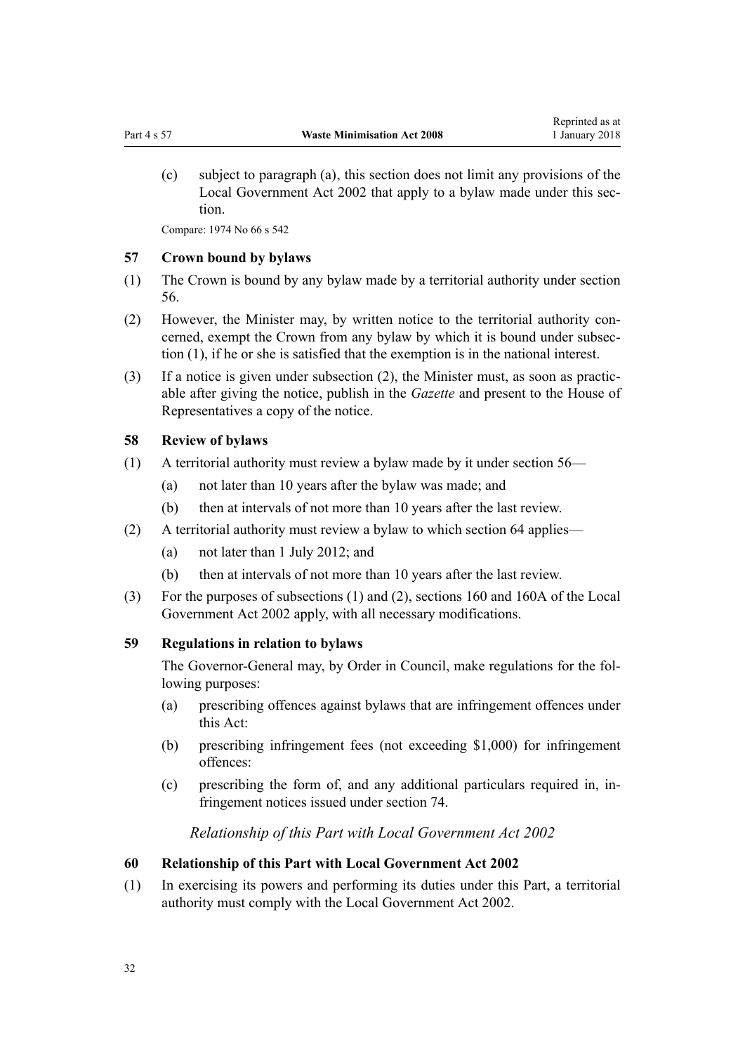(c) subject to paragraph (a), this section does not limit any provisions of the Local Government Act 2002 that apply to a bylaw made under this section.

Compare: 1974 No 66 s 542

### 57 Crown bound by bylaws

(1) The Crown is bound by any bylaw made by a territorial authority under section 56.

(2) However, the Minister may, by written notice to the territorial authority concerned, exempt the Crown from any bylaw by which it is bound under subsection (1), if he or she is satisfied that the exemption is in the national interest.

(3) If a notice is given under subsection (2), the Minister must, as soon as practicable after giving the notice, publish in the *Gazette* and present to the House of Representatives a copy of the notice.

### 58 Review of bylaws

(1) A territorial authority must review a bylaw made by it under section 56—

(a) not later than 10 years after the bylaw was made; and

(b) then at intervals of not more than 10 years after the last review.

(2) A territorial authority must review a bylaw to which section 64 applies—

(a) not later than 1 July 2012; and

(b) then at intervals of not more than 10 years after the last review.

(3) For the purposes of subsections (1) and (2), sections 160 and 160A of the Local Government Act 2002 apply, with all necessary modifications.

### 59 Regulations in relation to bylaws

The Governor-General may, by Order in Council, make regulations for the following purposes:

(a) prescribing offences against bylaws that are infringement offences under this Act:

(b) prescribing infringement fees (not exceeding $1,000) for infringement offences:

(c) prescribing the form of, and any additional particulars required in, infringement notices issued under section 74.

*Relationship of this Part with Local Government Act 2002*

### 60 Relationship of this Part with Local Government Act 2002

(1) In exercising its powers and performing its duties under this Part, a territorial authority must comply with the Local Government Act 2002.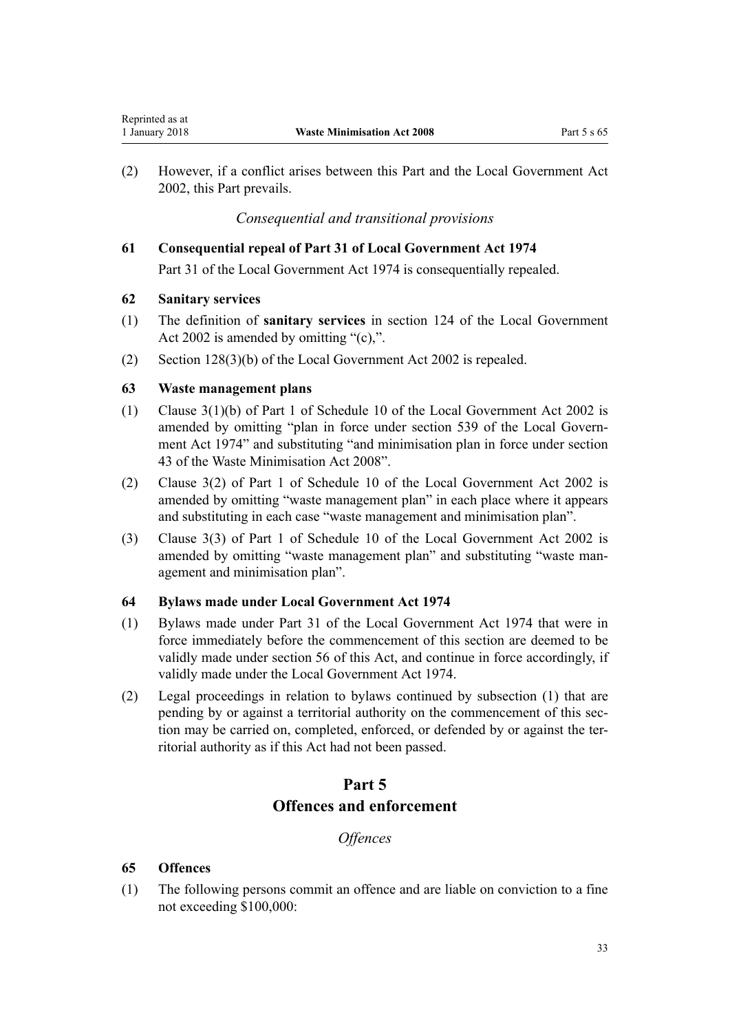(2) However, if a conflict arises between this Part and the Local Government Act 2002, this Part prevails.

*Consequential and transitional provisions*

**61 Consequential repeal of Part 31 of Local Government Act 1974**

Part 31 of the Local Government Act 1974 is consequentially repealed.

**62 Sanitary services**

(1) The definition of **sanitary services** in section 124 of the Local Government Act 2002 is amended by omitting "(c),".

(2) Section 128(3)(b) of the Local Government Act 2002 is repealed.

**63 Waste management plans**

(1) Clause 3(1)(b) of Part 1 of Schedule 10 of the Local Government Act 2002 is amended by omitting "plan in force under section 539 of the Local Government Act 1974" and substituting "and minimisation plan in force under section 43 of the Waste Minimisation Act 2008".

(2) Clause 3(2) of Part 1 of Schedule 10 of the Local Government Act 2002 is amended by omitting "waste management plan" in each place where it appears and substituting in each case "waste management and minimisation plan".

(3) Clause 3(3) of Part 1 of Schedule 10 of the Local Government Act 2002 is amended by omitting "waste management plan" and substituting "waste management and minimisation plan".

**64 Bylaws made under Local Government Act 1974**

(1) Bylaws made under Part 31 of the Local Government Act 1974 that were in force immediately before the commencement of this section are deemed to be validly made under section 56 of this Act, and continue in force accordingly, if validly made under the Local Government Act 1974.

(2) Legal proceedings in relation to bylaws continued by subsection (1) that are pending by or against a territorial authority on the commencement of this section may be carried on, completed, enforced, or defended by or against the territorial authority as if this Act had not been passed.

## Part 5
## Offences and enforcement

*Offences*

**65 Offences**

(1) The following persons commit an offence and are liable on conviction to a fine not exceeding $100,000: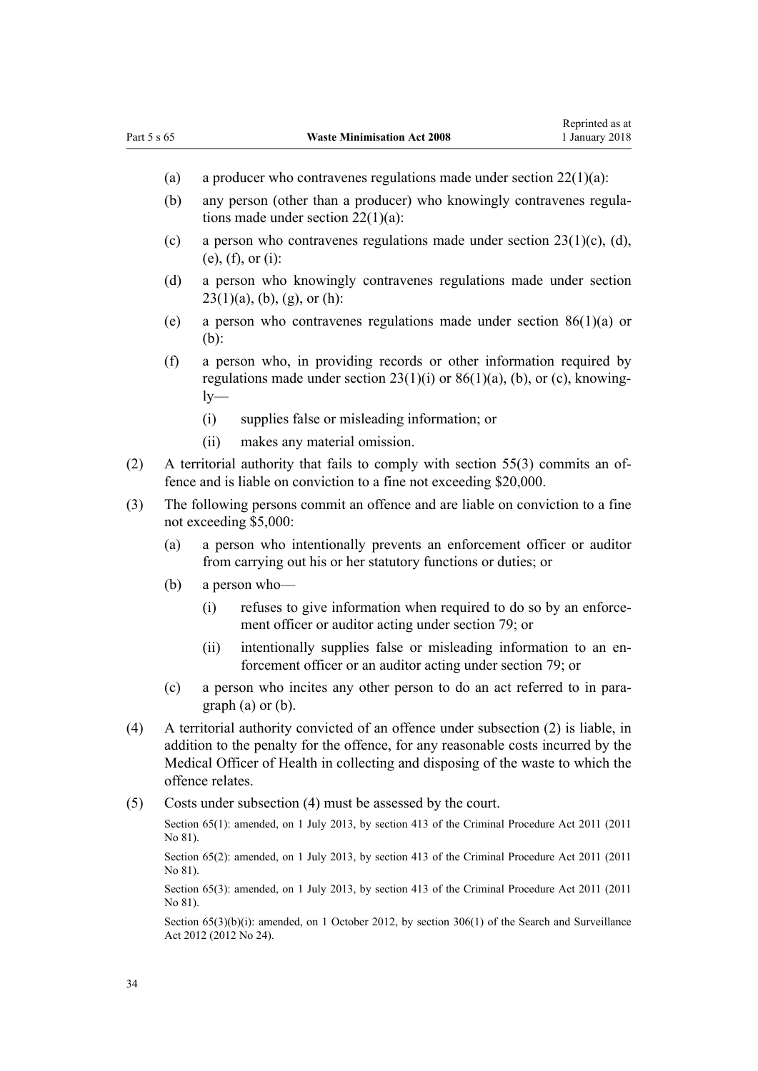(a) a producer who contravenes regulations made under section 22(1)(a):

(b) any person (other than a producer) who knowingly contravenes regulations made under section 22(1)(a):

(c) a person who contravenes regulations made under section 23(1)(c), (d), (e), (f), or (i):

(d) a person who knowingly contravenes regulations made under section 23(1)(a), (b), (g), or (h):

(e) a person who contravenes regulations made under section 86(1)(a) or (b):

(f) a person who, in providing records or other information required by regulations made under section 23(1)(i) or 86(1)(a), (b), or (c), knowingly—

(i) supplies false or misleading information; or

(ii) makes any material omission.

(2) A territorial authority that fails to comply with section 55(3) commits an offence and is liable on conviction to a fine not exceeding $20,000.

(3) The following persons commit an offence and are liable on conviction to a fine not exceeding $5,000:

(a) a person who intentionally prevents an enforcement officer or auditor from carrying out his or her statutory functions or duties; or

(b) a person who—

(i) refuses to give information when required to do so by an enforcement officer or auditor acting under section 79; or

(ii) intentionally supplies false or misleading information to an enforcement officer or an auditor acting under section 79; or

(c) a person who incites any other person to do an act referred to in paragraph (a) or (b).

(4) A territorial authority convicted of an offence under subsection (2) is liable, in addition to the penalty for the offence, for any reasonable costs incurred by the Medical Officer of Health in collecting and disposing of the waste to which the offence relates.

(5) Costs under subsection (4) must be assessed by the court.

Section 65(1): amended, on 1 July 2013, by section 413 of the Criminal Procedure Act 2011 (2011 No 81).

Section 65(2): amended, on 1 July 2013, by section 413 of the Criminal Procedure Act 2011 (2011 No 81).

Section 65(3): amended, on 1 July 2013, by section 413 of the Criminal Procedure Act 2011 (2011 No 81).

Section 65(3)(b)(i): amended, on 1 October 2012, by section 306(1) of the Search and Surveillance Act 2012 (2012 No 24).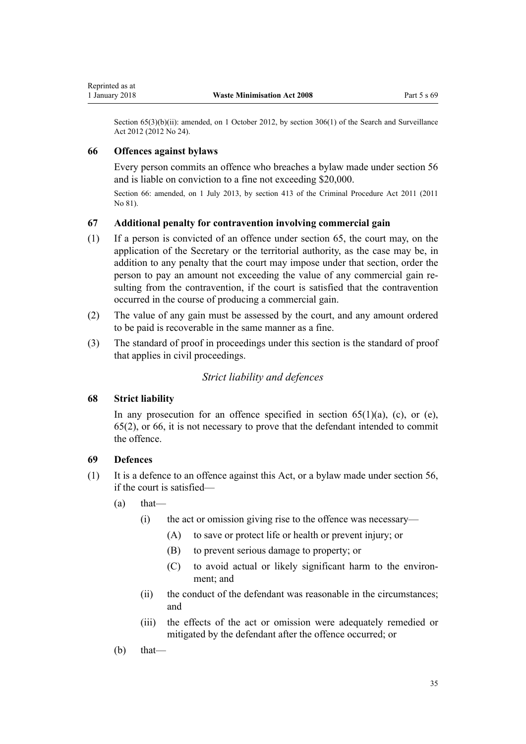Section 65(3)(b)(ii): amended, on 1 October 2012, by section 306(1) of the Search and Surveillance Act 2012 (2012 No 24).

### 66 Offences against bylaws

Every person commits an offence who breaches a bylaw made under section 56 and is liable on conviction to a fine not exceeding $20,000.

Section 66: amended, on 1 July 2013, by section 413 of the Criminal Procedure Act 2011 (2011 No 81).

### 67 Additional penalty for contravention involving commercial gain

(1) If a person is convicted of an offence under section 65, the court may, on the application of the Secretary or the territorial authority, as the case may be, in addition to any penalty that the court may impose under that section, order the person to pay an amount not exceeding the value of any commercial gain resulting from the contravention, if the court is satisfied that the contravention occurred in the course of producing a commercial gain.

(2) The value of any gain must be assessed by the court, and any amount ordered to be paid is recoverable in the same manner as a fine.

(3) The standard of proof in proceedings under this section is the standard of proof that applies in civil proceedings.

*Strict liability and defences*

### 68 Strict liability

In any prosecution for an offence specified in section 65(1)(a), (c), or (e), 65(2), or 66, it is not necessary to prove that the defendant intended to commit the offence.

### 69 Defences

(1) It is a defence to an offence against this Act, or a bylaw made under section 56, if the court is satisfied—

(a) that—

(i) the act or omission giving rise to the offence was necessary—

(A) to save or protect life or health or prevent injury; or

(B) to prevent serious damage to property; or

(C) to avoid actual or likely significant harm to the environment; and

(ii) the conduct of the defendant was reasonable in the circumstances; and

(iii) the effects of the act or omission were adequately remedied or mitigated by the defendant after the offence occurred; or

(b) that—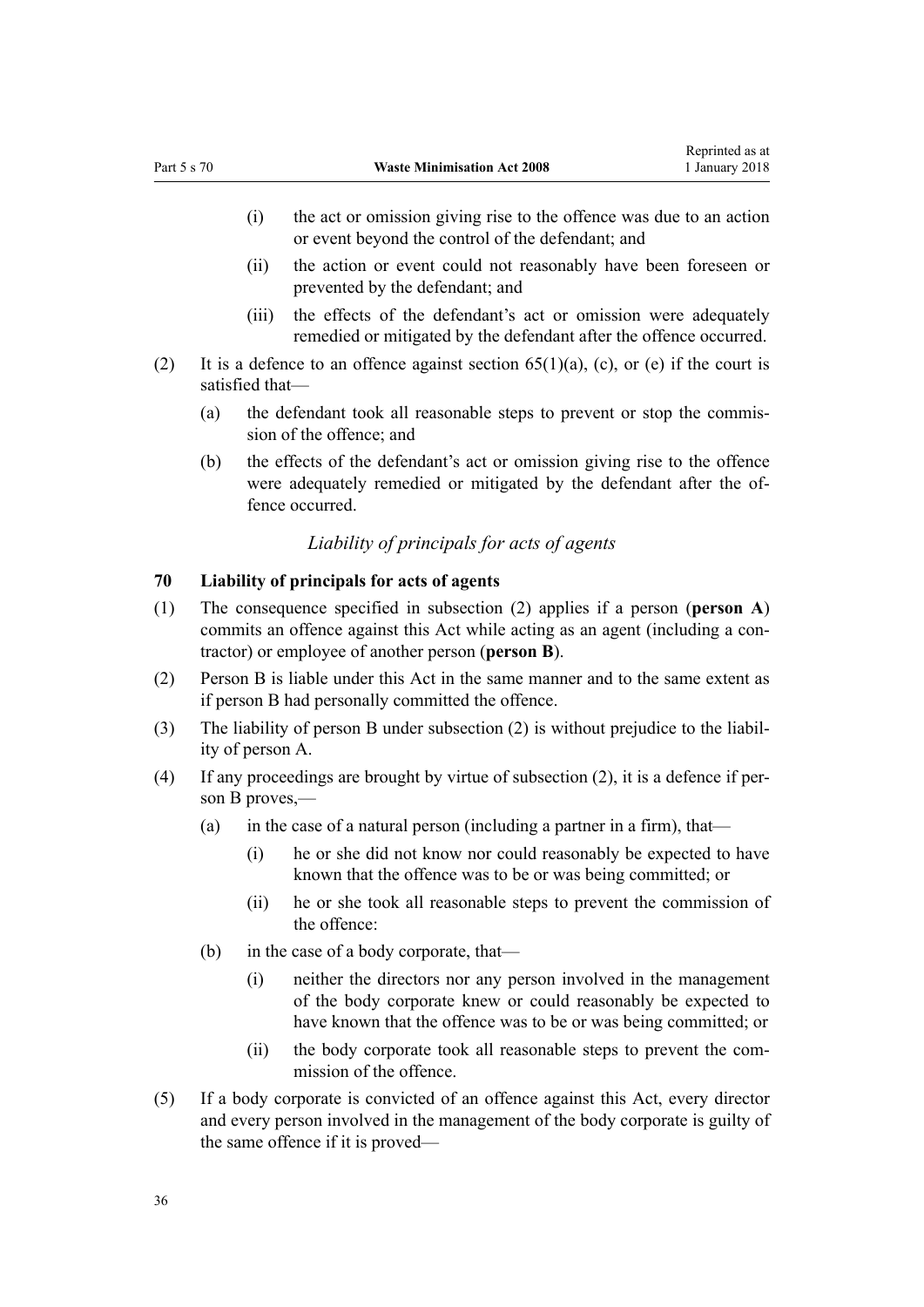(i) the act or omission giving rise to the offence was due to an action or event beyond the control of the defendant; and

(ii) the action or event could not reasonably have been foreseen or prevented by the defendant; and

(iii) the effects of the defendant's act or omission were adequately remedied or mitigated by the defendant after the offence occurred.

(2) It is a defence to an offence against section 65(1)(a), (c), or (e) if the court is satisfied that—

(a) the defendant took all reasonable steps to prevent or stop the commission of the offence; and

(b) the effects of the defendant's act or omission giving rise to the offence were adequately remedied or mitigated by the defendant after the offence occurred.

*Liability of principals for acts of agents*

### 70 Liability of principals for acts of agents

(1) The consequence specified in subsection (2) applies if a person (**person A**) commits an offence against this Act while acting as an agent (including a contractor) or employee of another person (**person B**).

(2) Person B is liable under this Act in the same manner and to the same extent as if person B had personally committed the offence.

(3) The liability of person B under subsection (2) is without prejudice to the liability of person A.

(4) If any proceedings are brought by virtue of subsection (2), it is a defence if person B proves,—

(a) in the case of a natural person (including a partner in a firm), that—

(i) he or she did not know nor could reasonably be expected to have known that the offence was to be or was being committed; or

(ii) he or she took all reasonable steps to prevent the commission of the offence:

(b) in the case of a body corporate, that—

(i) neither the directors nor any person involved in the management of the body corporate knew or could reasonably be expected to have known that the offence was to be or was being committed; or

(ii) the body corporate took all reasonable steps to prevent the commission of the offence.

(5) If a body corporate is convicted of an offence against this Act, every director and every person involved in the management of the body corporate is guilty of the same offence if it is proved—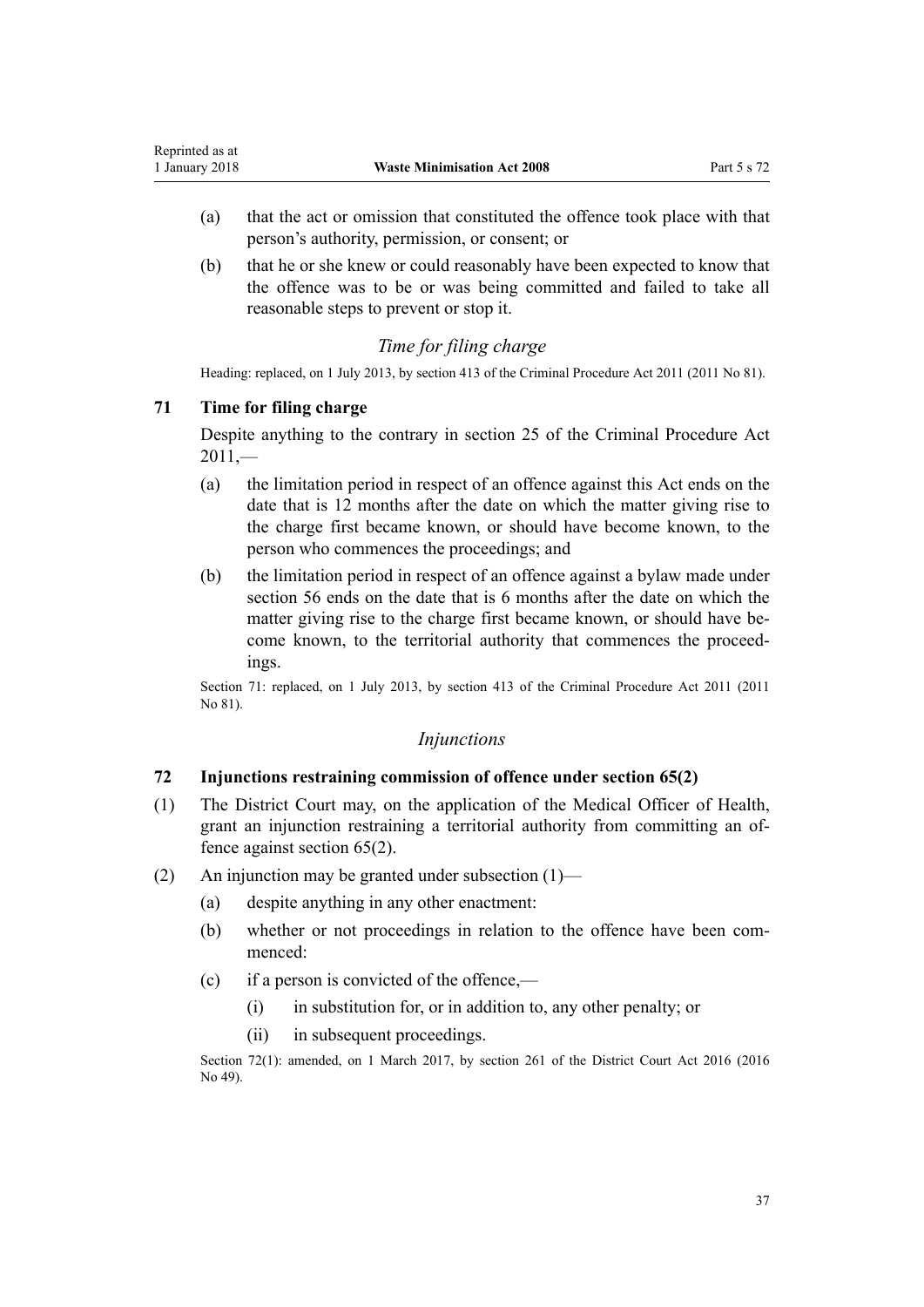(a) that the act or omission that constituted the offence took place with that person's authority, permission, or consent; or

(b) that he or she knew or could reasonably have been expected to know that the offence was to be or was being committed and failed to take all reasonable steps to prevent or stop it.

### *Time for filing charge*

Heading: replaced, on 1 July 2013, by section 413 of the Criminal Procedure Act 2011 (2011 No 81).

### 71 Time for filing charge

Despite anything to the contrary in section 25 of the Criminal Procedure Act 2011,—

(a) the limitation period in respect of an offence against this Act ends on the date that is 12 months after the date on which the matter giving rise to the charge first became known, or should have become known, to the person who commences the proceedings; and

(b) the limitation period in respect of an offence against a bylaw made under section 56 ends on the date that is 6 months after the date on which the matter giving rise to the charge first became known, or should have become known, to the territorial authority that commences the proceedings.

Section 71: replaced, on 1 July 2013, by section 413 of the Criminal Procedure Act 2011 (2011 No 81).

### *Injunctions*

### 72 Injunctions restraining commission of offence under section 65(2)

(1) The District Court may, on the application of the Medical Officer of Health, grant an injunction restraining a territorial authority from committing an offence against section 65(2).

(2) An injunction may be granted under subsection (1)—

(a) despite anything in any other enactment:

(b) whether or not proceedings in relation to the offence have been commenced:

(c) if a person is convicted of the offence,—

(i) in substitution for, or in addition to, any other penalty; or

(ii) in subsequent proceedings.

Section 72(1): amended, on 1 March 2017, by section 261 of the District Court Act 2016 (2016 No 49).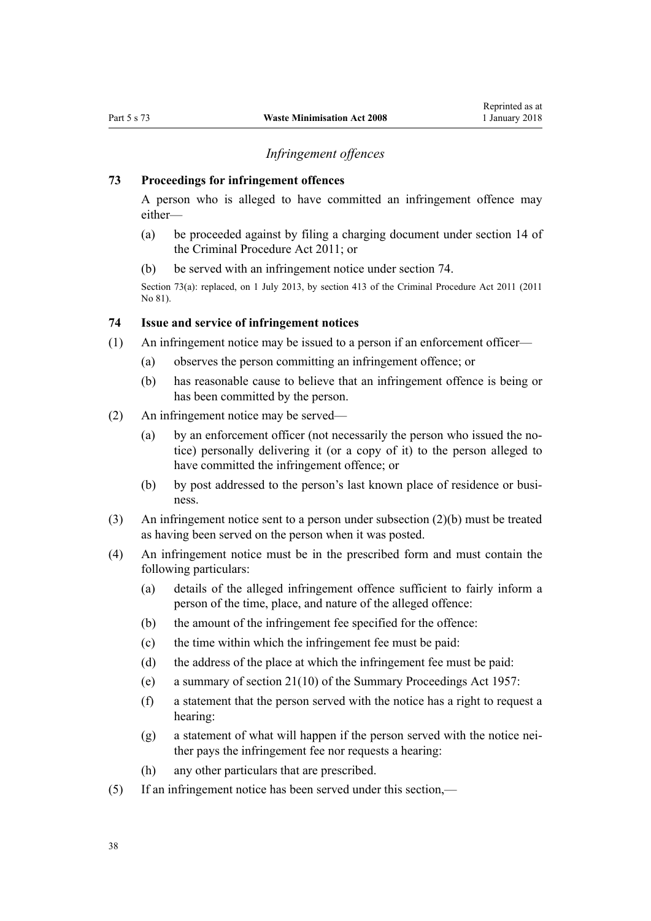### *Infringement offences*

## 73 Proceedings for infringement offences

A person who is alleged to have committed an infringement offence may either—

- (a) be proceeded against by filing a charging document under section 14 of the Criminal Procedure Act 2011; or
- (b) be served with an infringement notice under section 74.

Section 73(a): replaced, on 1 July 2013, by section 413 of the Criminal Procedure Act 2011 (2011 No 81).

## 74 Issue and service of infringement notices

(1) An infringement notice may be issued to a person if an enforcement officer—

- (a) observes the person committing an infringement offence; or
- (b) has reasonable cause to believe that an infringement offence is being or has been committed by the person.

(2) An infringement notice may be served—

- (a) by an enforcement officer (not necessarily the person who issued the notice) personally delivering it (or a copy of it) to the person alleged to have committed the infringement offence; or
- (b) by post addressed to the person's last known place of residence or business.

(3) An infringement notice sent to a person under subsection (2)(b) must be treated as having been served on the person when it was posted.

(4) An infringement notice must be in the prescribed form and must contain the following particulars:

- (a) details of the alleged infringement offence sufficient to fairly inform a person of the time, place, and nature of the alleged offence:
- (b) the amount of the infringement fee specified for the offence:
- (c) the time within which the infringement fee must be paid:
- (d) the address of the place at which the infringement fee must be paid:
- (e) a summary of section 21(10) of the Summary Proceedings Act 1957:
- (f) a statement that the person served with the notice has a right to request a hearing:
- (g) a statement of what will happen if the person served with the notice neither pays the infringement fee nor requests a hearing:
- (h) any other particulars that are prescribed.

(5) If an infringement notice has been served under this section,—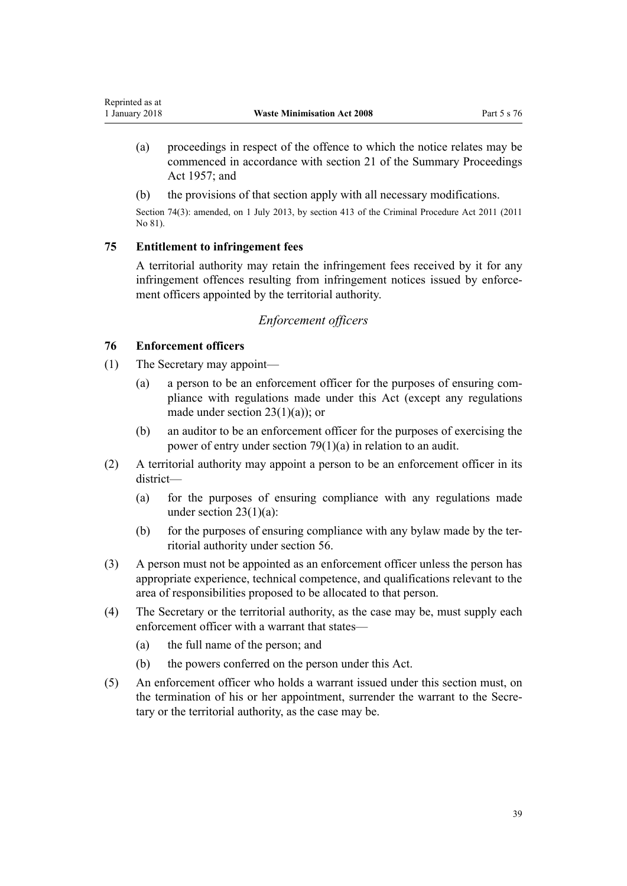(a) proceedings in respect of the offence to which the notice relates may be commenced in accordance with section 21 of the Summary Proceedings Act 1957; and

(b) the provisions of that section apply with all necessary modifications.

Section 74(3): amended, on 1 July 2013, by section 413 of the Criminal Procedure Act 2011 (2011 No 81).

### 75 Entitlement to infringement fees

A territorial authority may retain the infringement fees received by it for any infringement offences resulting from infringement notices issued by enforcement officers appointed by the territorial authority.

## *Enforcement officers*

### 76 Enforcement officers

(1) The Secretary may appoint—

(a) a person to be an enforcement officer for the purposes of ensuring compliance with regulations made under this Act (except any regulations made under section 23(1)(a)); or

(b) an auditor to be an enforcement officer for the purposes of exercising the power of entry under section 79(1)(a) in relation to an audit.

(2) A territorial authority may appoint a person to be an enforcement officer in its district—

(a) for the purposes of ensuring compliance with any regulations made under section 23(1)(a):

(b) for the purposes of ensuring compliance with any bylaw made by the territorial authority under section 56.

(3) A person must not be appointed as an enforcement officer unless the person has appropriate experience, technical competence, and qualifications relevant to the area of responsibilities proposed to be allocated to that person.

(4) The Secretary or the territorial authority, as the case may be, must supply each enforcement officer with a warrant that states—

(a) the full name of the person; and

(b) the powers conferred on the person under this Act.

(5) An enforcement officer who holds a warrant issued under this section must, on the termination of his or her appointment, surrender the warrant to the Secretary or the territorial authority, as the case may be.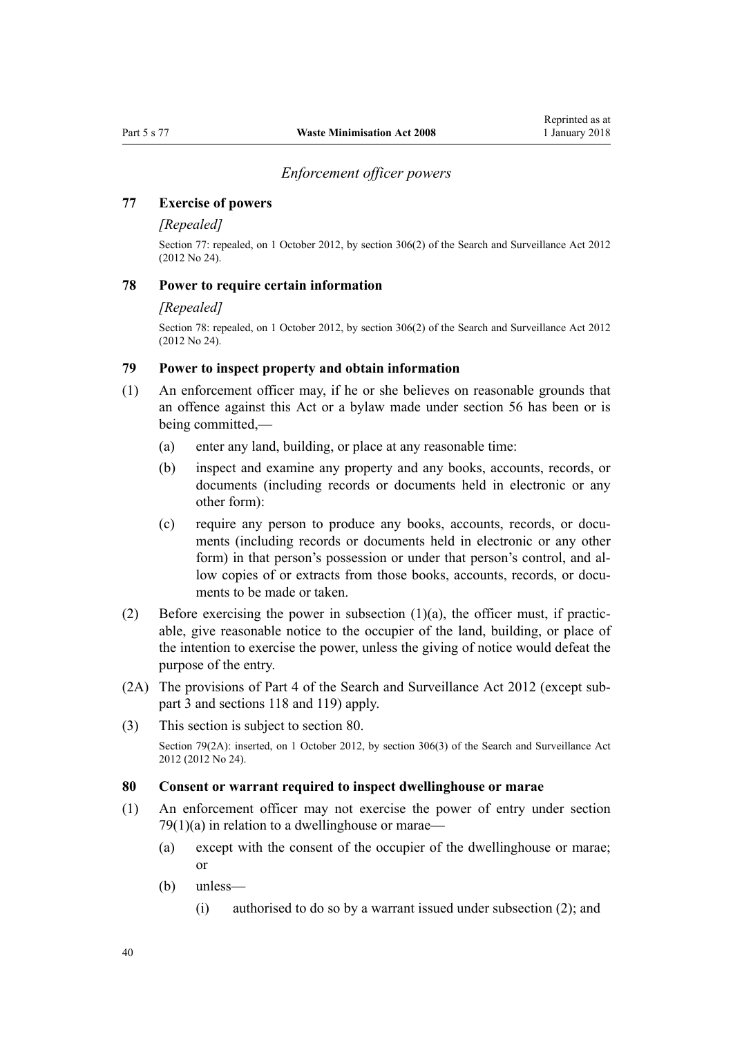## *Enforcement officer powers*

### 77 Exercise of powers

*[Repealed]*

Section 77: repealed, on 1 October 2012, by section 306(2) of the Search and Surveillance Act 2012 (2012 No 24).

### 78 Power to require certain information

*[Repealed]*

Section 78: repealed, on 1 October 2012, by section 306(2) of the Search and Surveillance Act 2012 (2012 No 24).

### 79 Power to inspect property and obtain information

(1) An enforcement officer may, if he or she believes on reasonable grounds that an offence against this Act or a bylaw made under section 56 has been or is being committed,—

- (a) enter any land, building, or place at any reasonable time:
- (b) inspect and examine any property and any books, accounts, records, or documents (including records or documents held in electronic or any other form):
- (c) require any person to produce any books, accounts, records, or documents (including records or documents held in electronic or any other form) in that person's possession or under that person's control, and allow copies of or extracts from those books, accounts, records, or documents to be made or taken.

(2) Before exercising the power in subsection (1)(a), the officer must, if practicable, give reasonable notice to the occupier of the land, building, or place of the intention to exercise the power, unless the giving of notice would defeat the purpose of the entry.

(2A) The provisions of Part 4 of the Search and Surveillance Act 2012 (except subpart 3 and sections 118 and 119) apply.

(3) This section is subject to section 80.

Section 79(2A): inserted, on 1 October 2012, by section 306(3) of the Search and Surveillance Act 2012 (2012 No 24).

### 80 Consent or warrant required to inspect dwellinghouse or marae

(1) An enforcement officer may not exercise the power of entry under section 79(1)(a) in relation to a dwellinghouse or marae—

- (a) except with the consent of the occupier of the dwellinghouse or marae; or
- (b) unless—
  - (i) authorised to do so by a warrant issued under subsection (2); and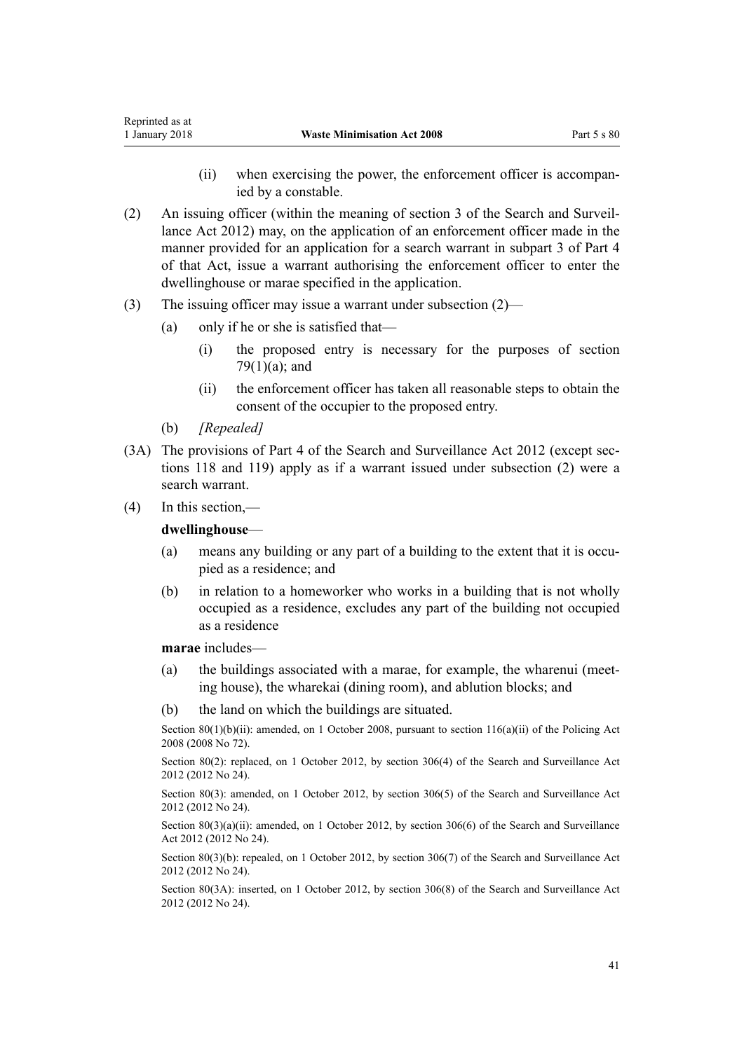(ii) when exercising the power, the enforcement officer is accompanied by a constable.

(2) An issuing officer (within the meaning of section 3 of the Search and Surveillance Act 2012) may, on the application of an enforcement officer made in the manner provided for an application for a search warrant in subpart 3 of Part 4 of that Act, issue a warrant authorising the enforcement officer to enter the dwellinghouse or marae specified in the application.

(3) The issuing officer may issue a warrant under subsection (2)—

(a) only if he or she is satisfied that—

(i) the proposed entry is necessary for the purposes of section 79(1)(a); and

(ii) the enforcement officer has taken all reasonable steps to obtain the consent of the occupier to the proposed entry.

(b) *[Repealed]*

(3A) The provisions of Part 4 of the Search and Surveillance Act 2012 (except sections 118 and 119) apply as if a warrant issued under subsection (2) were a search warrant.

(4) In this section,—

**dwellinghouse**—

(a) means any building or any part of a building to the extent that it is occupied as a residence; and

(b) in relation to a homeworker who works in a building that is not wholly occupied as a residence, excludes any part of the building not occupied as a residence

**marae** includes—

(a) the buildings associated with a marae, for example, the wharenui (meeting house), the wharekai (dining room), and ablution blocks; and

(b) the land on which the buildings are situated.

Section 80(1)(b)(ii): amended, on 1 October 2008, pursuant to section 116(a)(ii) of the Policing Act 2008 (2008 No 72).

Section 80(2): replaced, on 1 October 2012, by section 306(4) of the Search and Surveillance Act 2012 (2012 No 24).

Section 80(3): amended, on 1 October 2012, by section 306(5) of the Search and Surveillance Act 2012 (2012 No 24).

Section 80(3)(a)(ii): amended, on 1 October 2012, by section 306(6) of the Search and Surveillance Act 2012 (2012 No 24).

Section 80(3)(b): repealed, on 1 October 2012, by section 306(7) of the Search and Surveillance Act 2012 (2012 No 24).

Section 80(3A): inserted, on 1 October 2012, by section 306(8) of the Search and Surveillance Act 2012 (2012 No 24).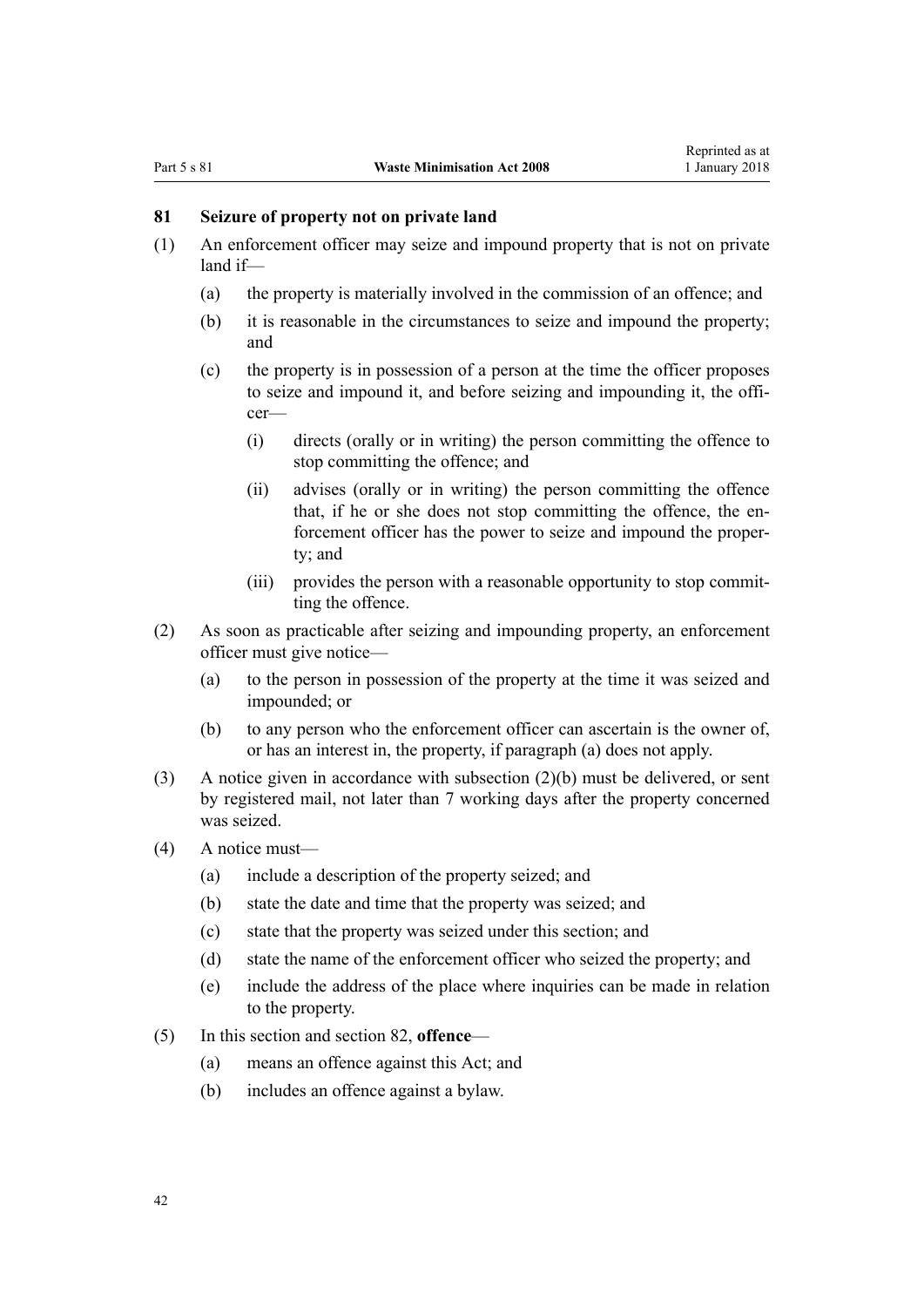### 81 Seizure of property not on private land

(1) An enforcement officer may seize and impound property that is not on private land if—

  (a) the property is materially involved in the commission of an offence; and

  (b) it is reasonable in the circumstances to seize and impound the property; and

  (c) the property is in possession of a person at the time the officer proposes to seize and impound it, and before seizing and impounding it, the officer—

    (i) directs (orally or in writing) the person committing the offence to stop committing the offence; and

    (ii) advises (orally or in writing) the person committing the offence that, if he or she does not stop committing the offence, the enforcement officer has the power to seize and impound the property; and

    (iii) provides the person with a reasonable opportunity to stop committing the offence.

(2) As soon as practicable after seizing and impounding property, an enforcement officer must give notice—

  (a) to the person in possession of the property at the time it was seized and impounded; or

  (b) to any person who the enforcement officer can ascertain is the owner of, or has an interest in, the property, if paragraph (a) does not apply.

(3) A notice given in accordance with subsection (2)(b) must be delivered, or sent by registered mail, not later than 7 working days after the property concerned was seized.

(4) A notice must—

  (a) include a description of the property seized; and

  (b) state the date and time that the property was seized; and

  (c) state that the property was seized under this section; and

  (d) state the name of the enforcement officer who seized the property; and

  (e) include the address of the place where inquiries can be made in relation to the property.

(5) In this section and section 82, **offence**—

  (a) means an offence against this Act; and

  (b) includes an offence against a bylaw.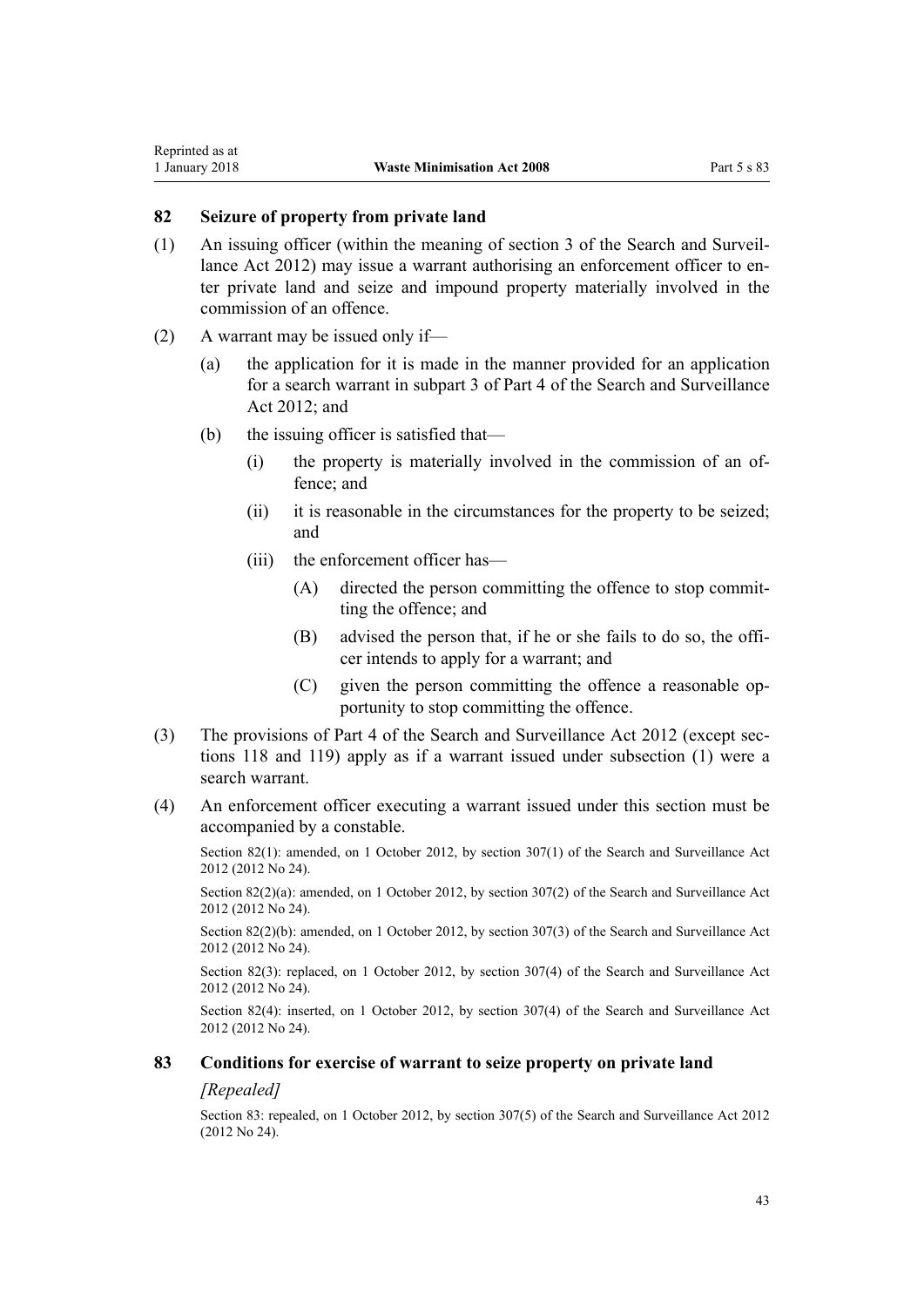## 82 Seizure of property from private land

(1) An issuing officer (within the meaning of section 3 of the Search and Surveillance Act 2012) may issue a warrant authorising an enforcement officer to enter private land and seize and impound property materially involved in the commission of an offence.

(2) A warrant may be issued only if—

(a) the application for it is made in the manner provided for an application for a search warrant in subpart 3 of Part 4 of the Search and Surveillance Act 2012; and

(b) the issuing officer is satisfied that—

(i) the property is materially involved in the commission of an offence; and

(ii) it is reasonable in the circumstances for the property to be seized; and

(iii) the enforcement officer has—

(A) directed the person committing the offence to stop committing the offence; and

(B) advised the person that, if he or she fails to do so, the officer intends to apply for a warrant; and

(C) given the person committing the offence a reasonable opportunity to stop committing the offence.

(3) The provisions of Part 4 of the Search and Surveillance Act 2012 (except sections 118 and 119) apply as if a warrant issued under subsection (1) were a search warrant.

(4) An enforcement officer executing a warrant issued under this section must be accompanied by a constable.

Section 82(1): amended, on 1 October 2012, by section 307(1) of the Search and Surveillance Act 2012 (2012 No 24).

Section 82(2)(a): amended, on 1 October 2012, by section 307(2) of the Search and Surveillance Act 2012 (2012 No 24).

Section 82(2)(b): amended, on 1 October 2012, by section 307(3) of the Search and Surveillance Act 2012 (2012 No 24).

Section 82(3): replaced, on 1 October 2012, by section 307(4) of the Search and Surveillance Act 2012 (2012 No 24).

Section 82(4): inserted, on 1 October 2012, by section 307(4) of the Search and Surveillance Act 2012 (2012 No 24).

## 83 Conditions for exercise of warrant to seize property on private land

*[Repealed]*

Section 83: repealed, on 1 October 2012, by section 307(5) of the Search and Surveillance Act 2012 (2012 No 24).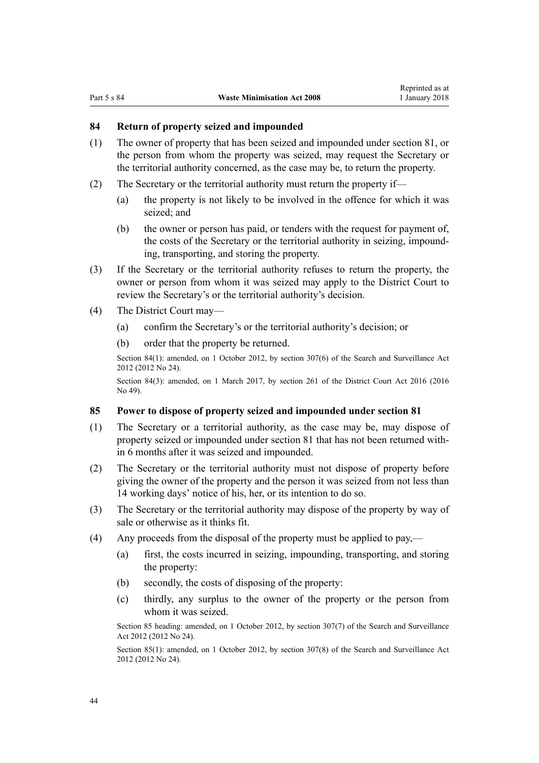### 84 Return of property seized and impounded

(1) The owner of property that has been seized and impounded under section 81, or the person from whom the property was seized, may request the Secretary or the territorial authority concerned, as the case may be, to return the property.

(2) The Secretary or the territorial authority must return the property if—

(a) the property is not likely to be involved in the offence for which it was seized; and

(b) the owner or person has paid, or tenders with the request for payment of, the costs of the Secretary or the territorial authority in seizing, impounding, transporting, and storing the property.

(3) If the Secretary or the territorial authority refuses to return the property, the owner or person from whom it was seized may apply to the District Court to review the Secretary's or the territorial authority's decision.

(4) The District Court may—

(a) confirm the Secretary's or the territorial authority's decision; or

(b) order that the property be returned.

Section 84(1): amended, on 1 October 2012, by section 307(6) of the Search and Surveillance Act 2012 (2012 No 24).

Section 84(3): amended, on 1 March 2017, by section 261 of the District Court Act 2016 (2016 No 49).

### 85 Power to dispose of property seized and impounded under section 81

(1) The Secretary or a territorial authority, as the case may be, may dispose of property seized or impounded under section 81 that has not been returned within 6 months after it was seized and impounded.

(2) The Secretary or the territorial authority must not dispose of property before giving the owner of the property and the person it was seized from not less than 14 working days' notice of his, her, or its intention to do so.

(3) The Secretary or the territorial authority may dispose of the property by way of sale or otherwise as it thinks fit.

(4) Any proceeds from the disposal of the property must be applied to pay,—

(a) first, the costs incurred in seizing, impounding, transporting, and storing the property:

(b) secondly, the costs of disposing of the property:

(c) thirdly, any surplus to the owner of the property or the person from whom it was seized.

Section 85 heading: amended, on 1 October 2012, by section 307(7) of the Search and Surveillance Act 2012 (2012 No 24).

Section 85(1): amended, on 1 October 2012, by section 307(8) of the Search and Surveillance Act 2012 (2012 No 24).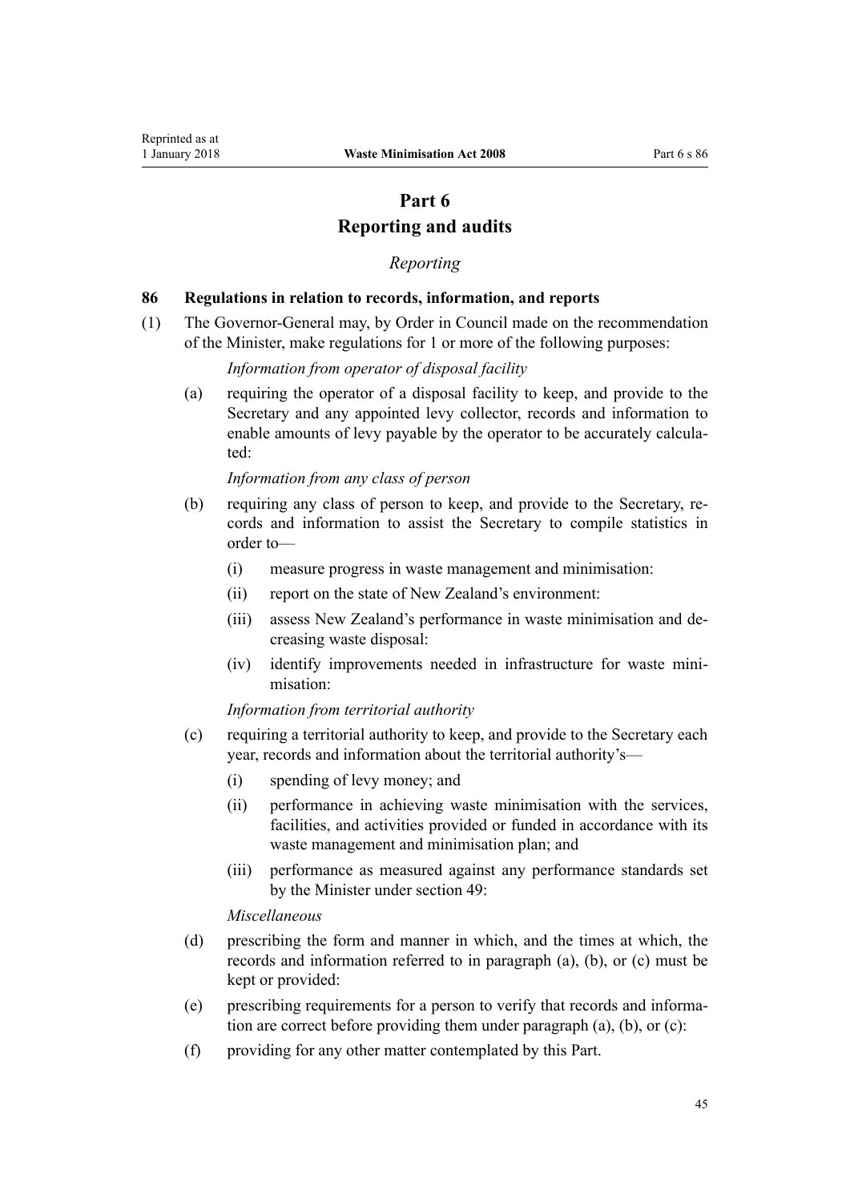# Part 6
# Reporting and audits

*Reporting*

### 86 Regulations in relation to records, information, and reports

(1) The Governor-General may, by Order in Council made on the recommendation of the Minister, make regulations for 1 or more of the following purposes:

*Information from operator of disposal facility*

(a) requiring the operator of a disposal facility to keep, and provide to the Secretary and any appointed levy collector, records and information to enable amounts of levy payable by the operator to be accurately calculated:

*Information from any class of person*

(b) requiring any class of person to keep, and provide to the Secretary, records and information to assist the Secretary to compile statistics in order to—

(i) measure progress in waste management and minimisation:

(ii) report on the state of New Zealand's environment:

(iii) assess New Zealand's performance in waste minimisation and decreasing waste disposal:

(iv) identify improvements needed in infrastructure for waste minimisation:

*Information from territorial authority*

(c) requiring a territorial authority to keep, and provide to the Secretary each year, records and information about the territorial authority's—

(i) spending of levy money; and

(ii) performance in achieving waste minimisation with the services, facilities, and activities provided or funded in accordance with its waste management and minimisation plan; and

(iii) performance as measured against any performance standards set by the Minister under section 49:

*Miscellaneous*

(d) prescribing the form and manner in which, and the times at which, the records and information referred to in paragraph (a), (b), or (c) must be kept or provided:

(e) prescribing requirements for a person to verify that records and information are correct before providing them under paragraph (a), (b), or (c):

(f) providing for any other matter contemplated by this Part.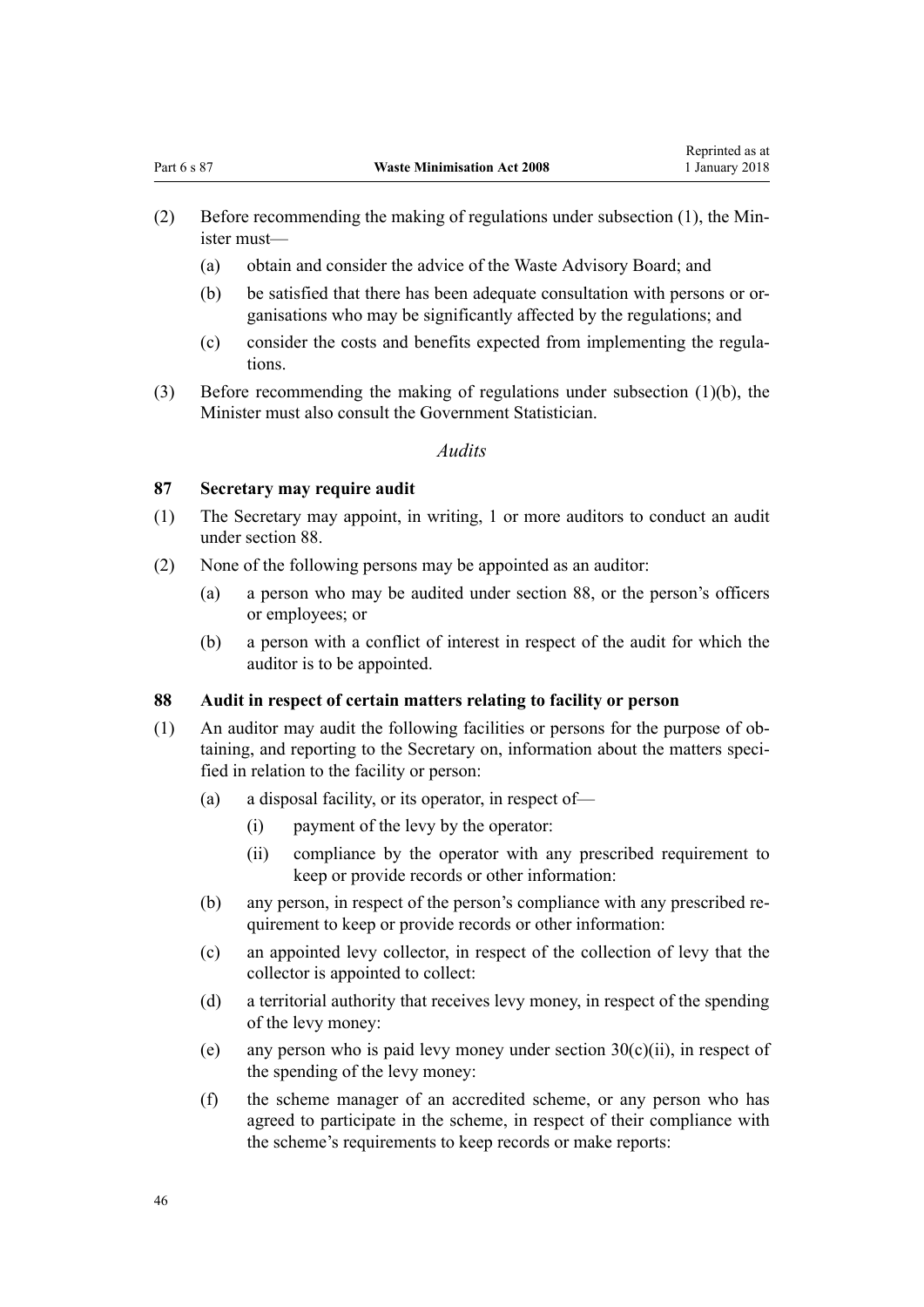(2) Before recommending the making of regulations under subsection (1), the Minister must—

  (a) obtain and consider the advice of the Waste Advisory Board; and

  (b) be satisfied that there has been adequate consultation with persons or organisations who may be significantly affected by the regulations; and

  (c) consider the costs and benefits expected from implementing the regulations.

(3) Before recommending the making of regulations under subsection (1)(b), the Minister must also consult the Government Statistician.

*Audits*

### 87 Secretary may require audit

(1) The Secretary may appoint, in writing, 1 or more auditors to conduct an audit under section 88.

(2) None of the following persons may be appointed as an auditor:

  (a) a person who may be audited under section 88, or the person's officers or employees; or

  (b) a person with a conflict of interest in respect of the audit for which the auditor is to be appointed.

### 88 Audit in respect of certain matters relating to facility or person

(1) An auditor may audit the following facilities or persons for the purpose of obtaining, and reporting to the Secretary on, information about the matters specified in relation to the facility or person:

  (a) a disposal facility, or its operator, in respect of—

    (i) payment of the levy by the operator:

    (ii) compliance by the operator with any prescribed requirement to keep or provide records or other information:

  (b) any person, in respect of the person's compliance with any prescribed requirement to keep or provide records or other information:

  (c) an appointed levy collector, in respect of the collection of levy that the collector is appointed to collect:

  (d) a territorial authority that receives levy money, in respect of the spending of the levy money:

  (e) any person who is paid levy money under section 30(c)(ii), in respect of the spending of the levy money:

  (f) the scheme manager of an accredited scheme, or any person who has agreed to participate in the scheme, in respect of their compliance with the scheme's requirements to keep records or make reports: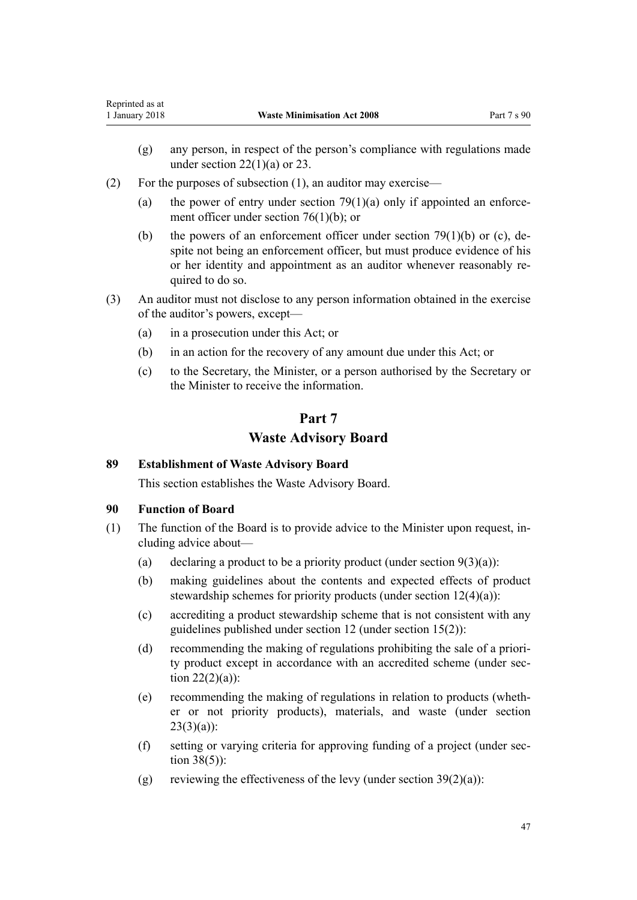(g) any person, in respect of the person's compliance with regulations made under section 22(1)(a) or 23.

(2) For the purposes of subsection (1), an auditor may exercise—

(a) the power of entry under section 79(1)(a) only if appointed an enforcement officer under section 76(1)(b); or

(b) the powers of an enforcement officer under section 79(1)(b) or (c), despite not being an enforcement officer, but must produce evidence of his or her identity and appointment as an auditor whenever reasonably required to do so.

(3) An auditor must not disclose to any person information obtained in the exercise of the auditor's powers, except—

(a) in a prosecution under this Act; or

(b) in an action for the recovery of any amount due under this Act; or

(c) to the Secretary, the Minister, or a person authorised by the Secretary or the Minister to receive the information.

# Part 7
# Waste Advisory Board

### 89 Establishment of Waste Advisory Board

This section establishes the Waste Advisory Board.

### 90 Function of Board

(1) The function of the Board is to provide advice to the Minister upon request, including advice about—

(a) declaring a product to be a priority product (under section 9(3)(a)):

(b) making guidelines about the contents and expected effects of product stewardship schemes for priority products (under section 12(4)(a)):

(c) accrediting a product stewardship scheme that is not consistent with any guidelines published under section 12 (under section 15(2)):

(d) recommending the making of regulations prohibiting the sale of a priority product except in accordance with an accredited scheme (under section 22(2)(a)):

(e) recommending the making of regulations in relation to products (whether or not priority products), materials, and waste (under section 23(3)(a)):

(f) setting or varying criteria for approving funding of a project (under section 38(5)):

(g) reviewing the effectiveness of the levy (under section 39(2)(a)):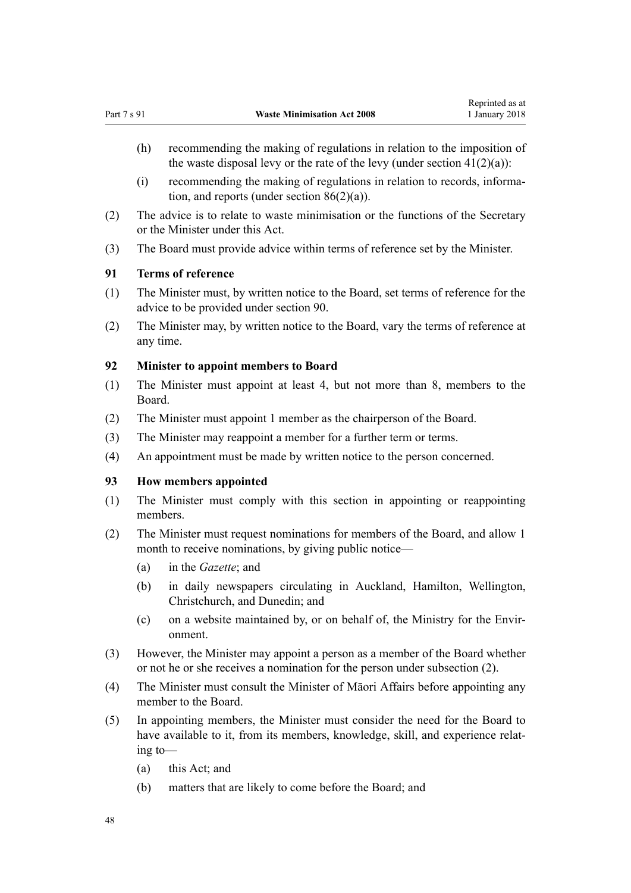(h) recommending the making of regulations in relation to the imposition of the waste disposal levy or the rate of the levy (under section 41(2)(a)):

(i) recommending the making of regulations in relation to records, information, and reports (under section 86(2)(a)).

(2) The advice is to relate to waste minimisation or the functions of the Secretary or the Minister under this Act.

(3) The Board must provide advice within terms of reference set by the Minister.

### 91 Terms of reference

(1) The Minister must, by written notice to the Board, set terms of reference for the advice to be provided under section 90.

(2) The Minister may, by written notice to the Board, vary the terms of reference at any time.

### 92 Minister to appoint members to Board

(1) The Minister must appoint at least 4, but not more than 8, members to the Board.

(2) The Minister must appoint 1 member as the chairperson of the Board.

(3) The Minister may reappoint a member for a further term or terms.

(4) An appointment must be made by written notice to the person concerned.

### 93 How members appointed

(1) The Minister must comply with this section in appointing or reappointing members.

(2) The Minister must request nominations for members of the Board, and allow 1 month to receive nominations, by giving public notice—

(a) in the *Gazette*; and

(b) in daily newspapers circulating in Auckland, Hamilton, Wellington, Christchurch, and Dunedin; and

(c) on a website maintained by, or on behalf of, the Ministry for the Environment.

(3) However, the Minister may appoint a person as a member of the Board whether or not he or she receives a nomination for the person under subsection (2).

(4) The Minister must consult the Minister of Māori Affairs before appointing any member to the Board.

(5) In appointing members, the Minister must consider the need for the Board to have available to it, from its members, knowledge, skill, and experience relating to—

(a) this Act; and

(b) matters that are likely to come before the Board; and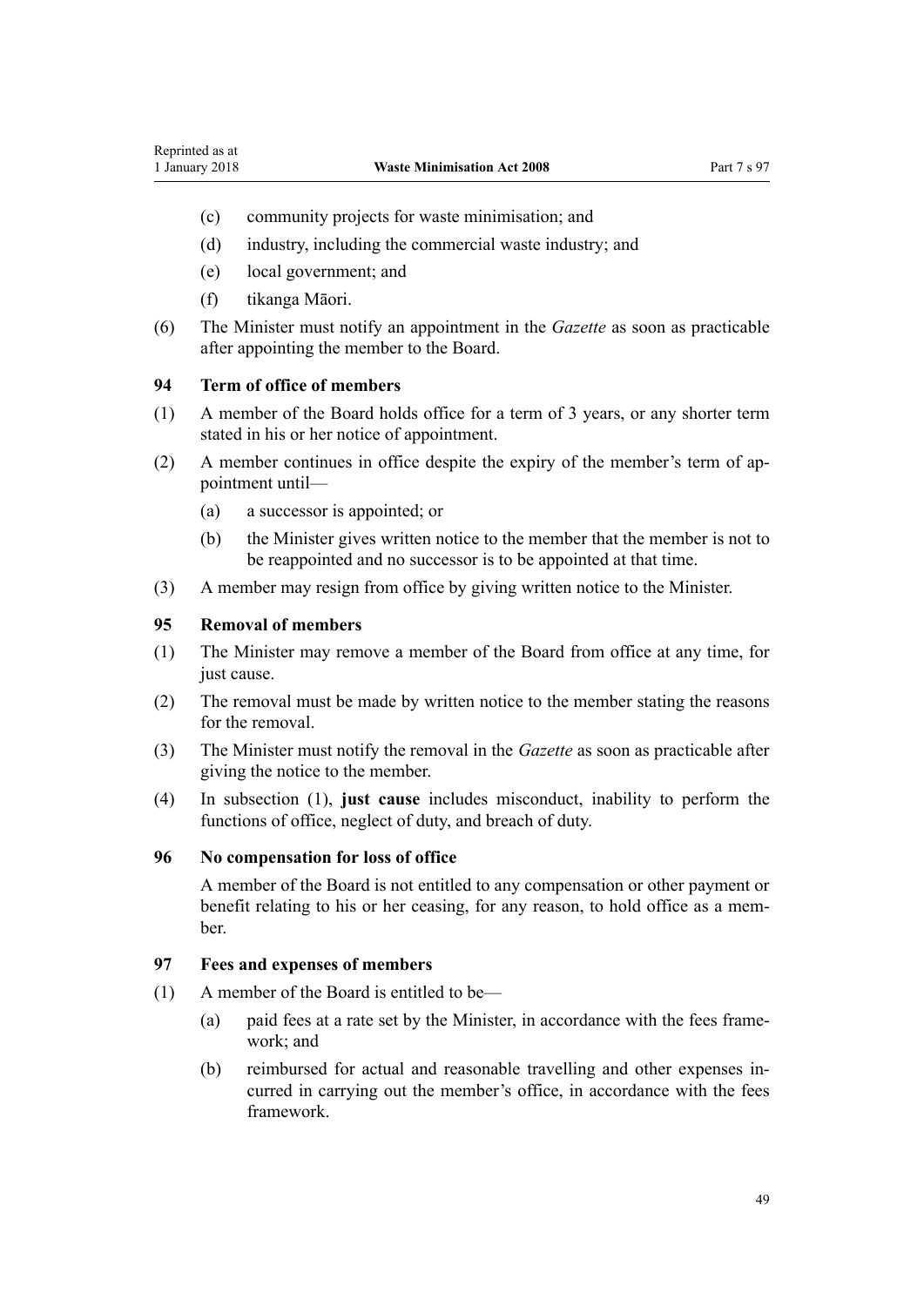- (c) community projects for waste minimisation; and
- (d) industry, including the commercial waste industry; and
- (e) local government; and
- (f) tikanga Māori.

(6) The Minister must notify an appointment in the *Gazette* as soon as practicable after appointing the member to the Board.

### 94 Term of office of members

(1) A member of the Board holds office for a term of 3 years, or any shorter term stated in his or her notice of appointment.

(2) A member continues in office despite the expiry of the member's term of appointment until—

- (a) a successor is appointed; or
- (b) the Minister gives written notice to the member that the member is not to be reappointed and no successor is to be appointed at that time.

(3) A member may resign from office by giving written notice to the Minister.

### 95 Removal of members

(1) The Minister may remove a member of the Board from office at any time, for just cause.

(2) The removal must be made by written notice to the member stating the reasons for the removal.

(3) The Minister must notify the removal in the *Gazette* as soon as practicable after giving the notice to the member.

(4) In subsection (1), **just cause** includes misconduct, inability to perform the functions of office, neglect of duty, and breach of duty.

### 96 No compensation for loss of office

A member of the Board is not entitled to any compensation or other payment or benefit relating to his or her ceasing, for any reason, to hold office as a member.

### 97 Fees and expenses of members

(1) A member of the Board is entitled to be—

- (a) paid fees at a rate set by the Minister, in accordance with the fees framework; and
- (b) reimbursed for actual and reasonable travelling and other expenses incurred in carrying out the member's office, in accordance with the fees framework.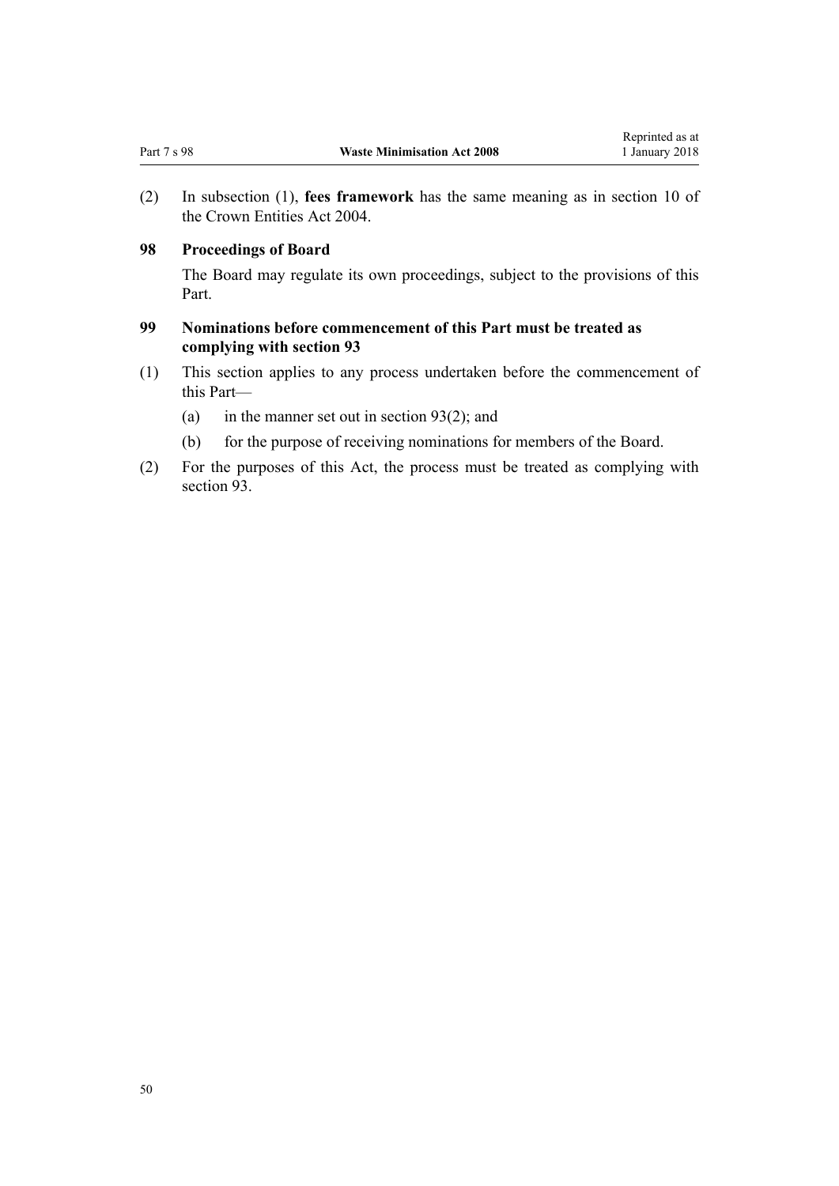(2) In subsection (1), **fees framework** has the same meaning as in section 10 of the Crown Entities Act 2004.

### 98 Proceedings of Board

The Board may regulate its own proceedings, subject to the provisions of this Part.

### 99 Nominations before commencement of this Part must be treated as complying with section 93

(1) This section applies to any process undertaken before the commencement of this Part—

(a) in the manner set out in section 93(2); and

(b) for the purpose of receiving nominations for members of the Board.

(2) For the purposes of this Act, the process must be treated as complying with section 93.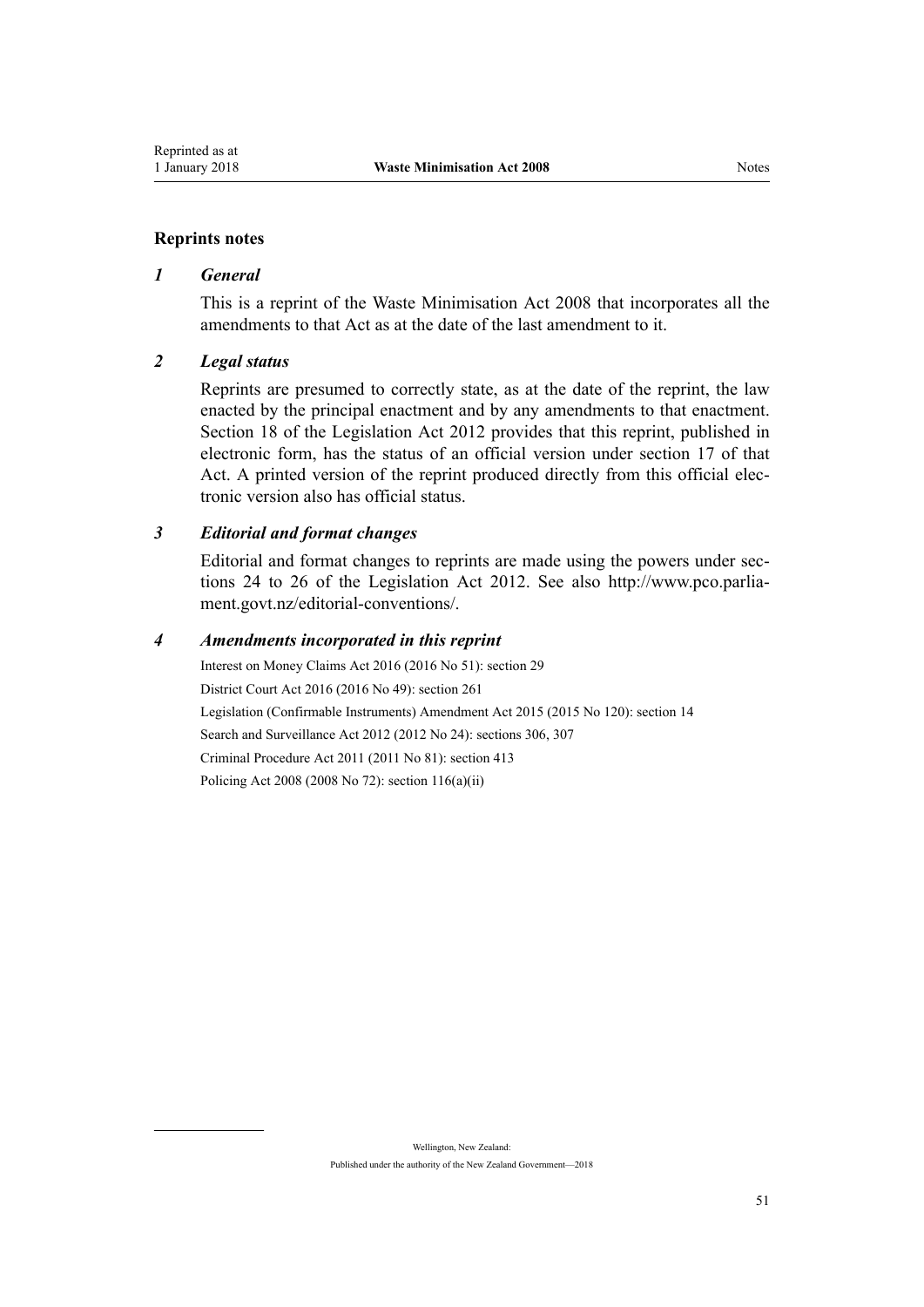## Reprints notes

### *1 General*

This is a reprint of the Waste Minimisation Act 2008 that incorporates all the amendments to that Act as at the date of the last amendment to it.

### *2 Legal status*

Reprints are presumed to correctly state, as at the date of the reprint, the law enacted by the principal enactment and by any amendments to that enactment. Section 18 of the Legislation Act 2012 provides that this reprint, published in electronic form, has the status of an official version under section 17 of that Act. A printed version of the reprint produced directly from this official electronic version also has official status.

### *3 Editorial and format changes*

Editorial and format changes to reprints are made using the powers under sections 24 to 26 of the Legislation Act 2012. See also http://www.pco.parliament.govt.nz/editorial-conventions/.

### *4 Amendments incorporated in this reprint*

Interest on Money Claims Act 2016 (2016 No 51): section 29

District Court Act 2016 (2016 No 49): section 261

Legislation (Confirmable Instruments) Amendment Act 2015 (2015 No 120): section 14

Search and Surveillance Act 2012 (2012 No 24): sections 306, 307

Criminal Procedure Act 2011 (2011 No 81): section 413

Policing Act 2008 (2008 No 72): section 116(a)(ii)

Wellington, New Zealand:

Published under the authority of the New Zealand Government—2018